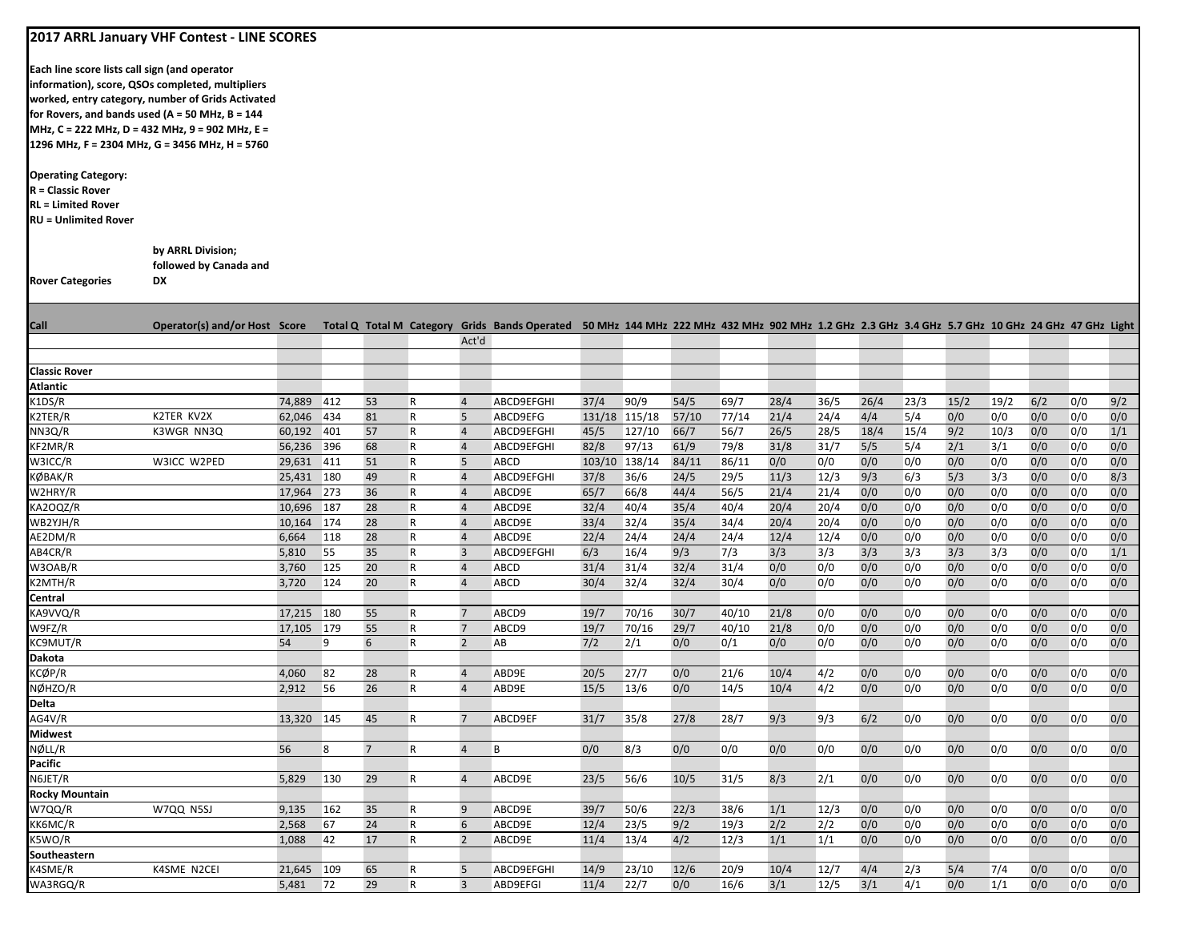# 2017 ARRL January VHF Contest - LINE SCORES

**Each line score lists call sign (and operator information), score, QSOs completed, multipliers worked, entry category, number of Grids Activated for Rovers, and bands used (A = 50 MHz, B = 144 MHz, C = 222 MHz, D = 432 MHz, 9 = 902 MHz, E = 1296 MHz, F = 2304 MHz, G = 3456 MHz, H = 5760**

**Operating Category:**
**R = Classic Rover**
**RL = Limited Rover**
**RU = Unlimited Rover**

**Rover Categories** — **by ARRL Division; followed by Canada and DX**

| Call | Operator(s) and/or Host | Score | Total Q | Total M | Category | Grids Act'd | Bands Operated | 50 MHz | 144 MHz | 222 MHz | 432 MHz | 902 MHz | 1.2 GHz | 2.3 GHz | 3.4 GHz | 5.7 GHz | 10 GHz | 24 GHz | 47 GHz | Light |
|---|---|---|---|---|---|---|---|---|---|---|---|---|---|---|---|---|---|---|---|---|
| **Classic Rover** | | | | | | | | | | | | | | | | | | | | |
| **Atlantic** | | | | | | | | | | | | | | | | | | | | |
| K1DS/R | | 74,889 | 412 | 53 | R | 4 | ABCD9EFGHI | 37/4 | 90/9 | 54/5 | 69/7 | 28/4 | 36/5 | 26/4 | 23/3 | 15/2 | 19/2 | 6/2 | 0/0 | 9/2 |
| K2TER/R | K2TER KV2X | 62,046 | 434 | 81 | R | 5 | ABCD9EFG | 131/18 | 115/18 | 57/10 | 77/14 | 21/4 | 24/4 | 4/4 | 5/4 | 0/0 | 0/0 | 0/0 | 0/0 | 0/0 |
| NN3Q/R | K3WGR NN3Q | 60,192 | 401 | 57 | R | 4 | ABCD9EFGHI | 45/5 | 127/10 | 66/7 | 56/7 | 26/5 | 28/5 | 18/4 | 15/4 | 9/2 | 10/3 | 0/0 | 0/0 | 1/1 |
| KF2MR/R | | 56,236 | 396 | 68 | R | 4 | ABCD9EFGHI | 82/8 | 97/13 | 61/9 | 79/8 | 31/8 | 31/7 | 5/5 | 5/4 | 2/1 | 3/1 | 0/0 | 0/0 | 0/0 |
| W3ICC/R | W3ICC W2PED | 29,631 | 411 | 51 | R | 5 | ABCD | 103/10 | 138/14 | 84/11 | 86/11 | 0/0 | 0/0 | 0/0 | 0/0 | 0/0 | 0/0 | 0/0 | 0/0 | 0/0 |
| KØBAK/R | | 25,431 | 180 | 49 | R | 4 | ABCD9EFGHI | 37/8 | 36/6 | 24/5 | 29/5 | 11/3 | 12/3 | 9/3 | 6/3 | 5/3 | 3/3 | 0/0 | 0/0 | 8/3 |
| W2HRY/R | | 17,964 | 273 | 36 | R | 4 | ABCD9E | 65/7 | 66/8 | 44/4 | 56/5 | 21/4 | 21/4 | 0/0 | 0/0 | 0/0 | 0/0 | 0/0 | 0/0 | 0/0 |
| KA2OQZ/R | | 10,696 | 187 | 28 | R | 4 | ABCD9E | 32/4 | 40/4 | 35/4 | 40/4 | 20/4 | 20/4 | 0/0 | 0/0 | 0/0 | 0/0 | 0/0 | 0/0 | 0/0 |
| WB2YJH/R | | 10,164 | 174 | 28 | R | 4 | ABCD9E | 33/4 | 32/4 | 35/4 | 34/4 | 20/4 | 20/4 | 0/0 | 0/0 | 0/0 | 0/0 | 0/0 | 0/0 | 0/0 |
| AE2DM/R | | 6,664 | 118 | 28 | R | 4 | ABCD9E | 22/4 | 24/4 | 24/4 | 24/4 | 12/4 | 12/4 | 0/0 | 0/0 | 0/0 | 0/0 | 0/0 | 0/0 | 0/0 |
| AB4CR/R | | 5,810 | 55 | 35 | R | 3 | ABCD9EFGHI | 6/3 | 16/4 | 9/3 | 7/3 | 3/3 | 3/3 | 3/3 | 3/3 | 3/3 | 3/3 | 0/0 | 0/0 | 1/1 |
| W3OAB/R | | 3,760 | 125 | 20 | R | 4 | ABCD | 31/4 | 31/4 | 32/4 | 31/4 | 0/0 | 0/0 | 0/0 | 0/0 | 0/0 | 0/0 | 0/0 | 0/0 | 0/0 |
| K2MTH/R | | 3,720 | 124 | 20 | R | 4 | ABCD | 30/4 | 32/4 | 32/4 | 30/4 | 0/0 | 0/0 | 0/0 | 0/0 | 0/0 | 0/0 | 0/0 | 0/0 | 0/0 |
| **Central** | | | | | | | | | | | | | | | | | | | | |
| KA9VVQ/R | | 17,215 | 180 | 55 | R | 7 | ABCD9 | 19/7 | 70/16 | 30/7 | 40/10 | 21/8 | 0/0 | 0/0 | 0/0 | 0/0 | 0/0 | 0/0 | 0/0 | 0/0 |
| W9FZ/R | | 17,105 | 179 | 55 | R | 7 | ABCD9 | 19/7 | 70/16 | 29/7 | 40/10 | 21/8 | 0/0 | 0/0 | 0/0 | 0/0 | 0/0 | 0/0 | 0/0 | 0/0 |
| KC9MUT/R | | 54 | 9 | 6 | R | 2 | AB | 7/2 | 2/1 | 0/0 | 0/1 | 0/0 | 0/0 | 0/0 | 0/0 | 0/0 | 0/0 | 0/0 | 0/0 | 0/0 |
| **Dakota** | | | | | | | | | | | | | | | | | | | | |
| KCØP/R | | 4,060 | 82 | 28 | R | 4 | ABD9E | 20/5 | 27/7 | 0/0 | 21/6 | 10/4 | 4/2 | 0/0 | 0/0 | 0/0 | 0/0 | 0/0 | 0/0 | 0/0 |
| NØHZO/R | | 2,912 | 56 | 26 | R | 4 | ABD9E | 15/5 | 13/6 | 0/0 | 14/5 | 10/4 | 4/2 | 0/0 | 0/0 | 0/0 | 0/0 | 0/0 | 0/0 | 0/0 |
| **Delta** | | | | | | | | | | | | | | | | | | | | |
| AG4V/R | | 13,320 | 145 | 45 | R | 7 | ABCD9EF | 31/7 | 35/8 | 27/8 | 28/7 | 9/3 | 9/3 | 6/2 | 0/0 | 0/0 | 0/0 | 0/0 | 0/0 | 0/0 |
| **Midwest** | | | | | | | | | | | | | | | | | | | | |
| NØLL/R | | 56 | 8 | 7 | R | 4 | B | 0/0 | 8/3 | 0/0 | 0/0 | 0/0 | 0/0 | 0/0 | 0/0 | 0/0 | 0/0 | 0/0 | 0/0 | 0/0 |
| **Pacific** | | | | | | | | | | | | | | | | | | | | |
| N6JET/R | | 5,829 | 130 | 29 | R | 4 | ABCD9E | 23/5 | 56/6 | 10/5 | 31/5 | 8/3 | 2/1 | 0/0 | 0/0 | 0/0 | 0/0 | 0/0 | 0/0 | 0/0 |
| **Rocky Mountain** | | | | | | | | | | | | | | | | | | | | |
| W7QQ/R | W7QQ N5SJ | 9,135 | 162 | 35 | R | 9 | ABCD9E | 39/7 | 50/6 | 22/3 | 38/6 | 1/1 | 12/3 | 0/0 | 0/0 | 0/0 | 0/0 | 0/0 | 0/0 | 0/0 |
| KK6MC/R | | 2,568 | 67 | 24 | R | 6 | ABCD9E | 12/4 | 23/5 | 9/2 | 19/3 | 2/2 | 2/2 | 0/0 | 0/0 | 0/0 | 0/0 | 0/0 | 0/0 | 0/0 |
| K5WO/R | | 1,088 | 42 | 17 | R | 2 | ABCD9E | 11/4 | 13/4 | 4/2 | 12/3 | 1/1 | 1/1 | 0/0 | 0/0 | 0/0 | 0/0 | 0/0 | 0/0 | 0/0 |
| **Southeastern** | | | | | | | | | | | | | | | | | | | | |
| K4SME/R | K4SME N2CEI | 21,645 | 109 | 65 | R | 5 | ABCD9EFGHI | 14/9 | 23/10 | 12/6 | 20/9 | 10/4 | 12/7 | 4/4 | 2/3 | 5/4 | 7/4 | 0/0 | 0/0 | 0/0 |
| WA3RGQ/R | | 5,481 | 72 | 29 | R | 3 | ABD9EFGI | 11/4 | 22/7 | 0/0 | 16/6 | 3/1 | 12/5 | 3/1 | 4/1 | 0/0 | 1/1 | 0/0 | 0/0 | 0/0 |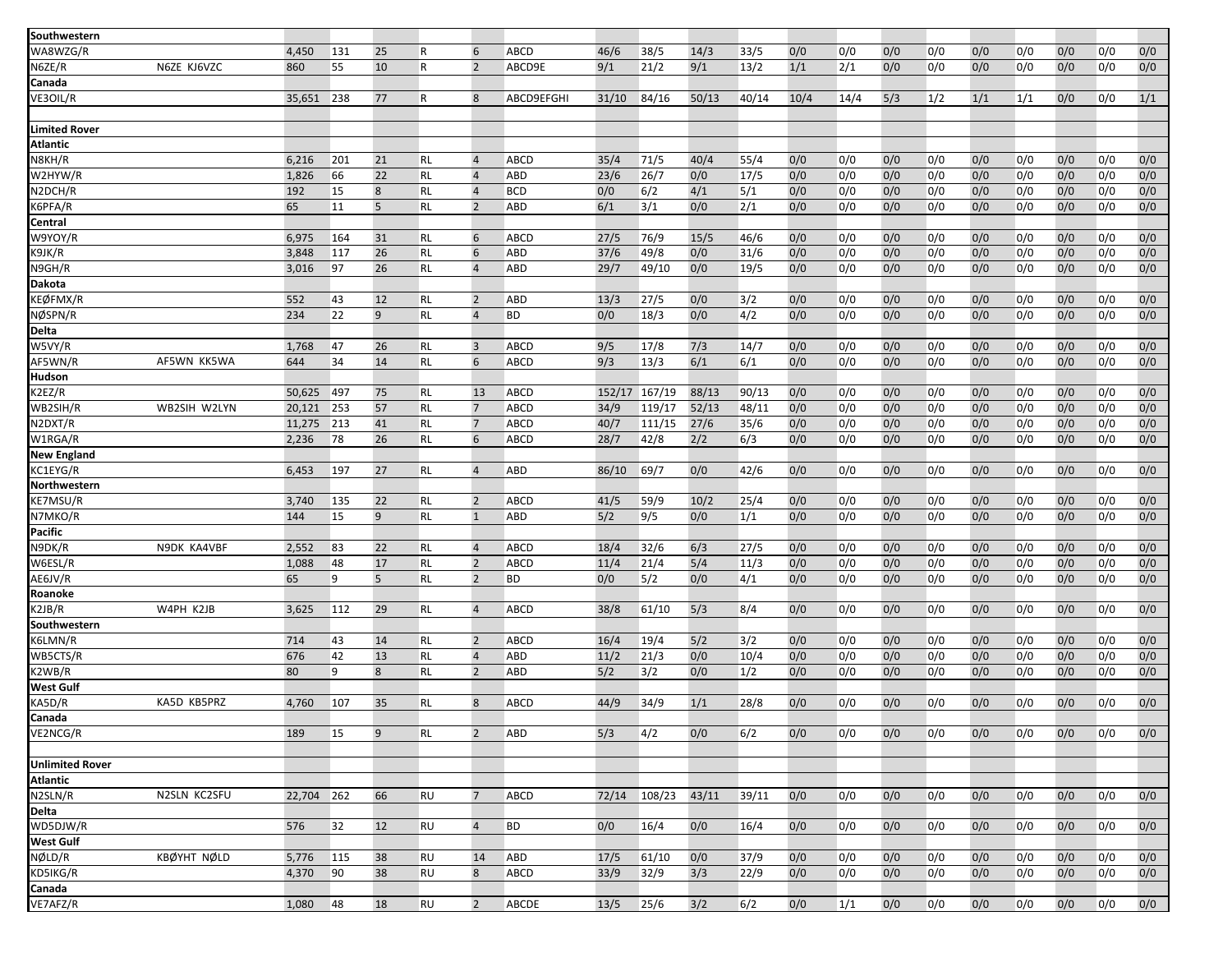| | | | | | | | | | | | | | | | | | | | | | |
|---|---|---|---|---|---|---|---|---|---|---|---|---|---|---|---|---|---|---|---|---|---|
| **Southwestern** | | | | | | | | | | | | | | | | | | | | | | |
| WA8WZG/R | | 4,450 | 131 | 25 | R | 6 | ABCD | 46/6 | 38/5 | 14/3 | 33/5 | 0/0 | 0/0 | 0/0 | 0/0 | 0/0 | 0/0 | 0/0 | 0/0 | 0/0 |
| N6ZE/R | N6ZE KJ6VZC | 860 | 55 | 10 | R | 2 | ABCD9E | 9/1 | 21/2 | 9/1 | 13/2 | 1/1 | 2/1 | 0/0 | 0/0 | 0/0 | 0/0 | 0/0 | 0/0 | 0/0 |
| **Canada** | | | | | | | | | | | | | | | | | | | | | |
| VE3OIL/R | | 35,651 | 238 | 77 | R | 8 | ABCD9EFGHI | 31/10 | 84/16 | 50/13 | 40/14 | 10/4 | 14/4 | 5/3 | 1/2 | 1/1 | 1/1 | 0/0 | 0/0 | 1/1 |
| | | | | | | | | | | | | | | | | | | | | |
| **Limited Rover** | | | | | | | | | | | | | | | | | | | | |
| **Atlantic** | | | | | | | | | | | | | | | | | | | | |
| N8KH/R | | 6,216 | 201 | 21 | RL | 4 | ABCD | 35/4 | 71/5 | 40/4 | 55/4 | 0/0 | 0/0 | 0/0 | 0/0 | 0/0 | 0/0 | 0/0 | 0/0 | 0/0 |
| W2HYW/R | | 1,826 | 66 | 22 | RL | 4 | ABD | 23/6 | 26/7 | 0/0 | 17/5 | 0/0 | 0/0 | 0/0 | 0/0 | 0/0 | 0/0 | 0/0 | 0/0 | 0/0 |
| N2DCH/R | | 192 | 15 | 8 | RL | 4 | BCD | 0/0 | 6/2 | 4/1 | 5/1 | 0/0 | 0/0 | 0/0 | 0/0 | 0/0 | 0/0 | 0/0 | 0/0 | 0/0 |
| K6PFA/R | | 65 | 11 | 5 | RL | 2 | ABD | 6/1 | 3/1 | 0/0 | 2/1 | 0/0 | 0/0 | 0/0 | 0/0 | 0/0 | 0/0 | 0/0 | 0/0 | 0/0 |
| **Central** | | | | | | | | | | | | | | | | | | | | |
| W9YOY/R | | 6,975 | 164 | 31 | RL | 6 | ABCD | 27/5 | 76/9 | 15/5 | 46/6 | 0/0 | 0/0 | 0/0 | 0/0 | 0/0 | 0/0 | 0/0 | 0/0 | 0/0 |
| K9JK/R | | 3,848 | 117 | 26 | RL | 6 | ABD | 37/6 | 49/8 | 0/0 | 31/6 | 0/0 | 0/0 | 0/0 | 0/0 | 0/0 | 0/0 | 0/0 | 0/0 | 0/0 |
| N9GH/R | | 3,016 | 97 | 26 | RL | 4 | ABD | 29/7 | 49/10 | 0/0 | 19/5 | 0/0 | 0/0 | 0/0 | 0/0 | 0/0 | 0/0 | 0/0 | 0/0 | 0/0 |
| **Dakota** | | | | | | | | | | | | | | | | | | | | |
| KEØFMX/R | | 552 | 43 | 12 | RL | 2 | ABD | 13/3 | 27/5 | 0/0 | 3/2 | 0/0 | 0/0 | 0/0 | 0/0 | 0/0 | 0/0 | 0/0 | 0/0 | 0/0 |
| NØSPN/R | | 234 | 22 | 9 | RL | 4 | BD | 0/0 | 18/3 | 0/0 | 4/2 | 0/0 | 0/0 | 0/0 | 0/0 | 0/0 | 0/0 | 0/0 | 0/0 | 0/0 |
| **Delta** | | | | | | | | | | | | | | | | | | | | |
| W5VY/R | | 1,768 | 47 | 26 | RL | 3 | ABCD | 9/5 | 17/8 | 7/3 | 14/7 | 0/0 | 0/0 | 0/0 | 0/0 | 0/0 | 0/0 | 0/0 | 0/0 | 0/0 |
| AF5WN/R | AF5WN KK5WA | 644 | 34 | 14 | RL | 6 | ABCD | 9/3 | 13/3 | 6/1 | 6/1 | 0/0 | 0/0 | 0/0 | 0/0 | 0/0 | 0/0 | 0/0 | 0/0 | 0/0 |
| **Hudson** | | | | | | | | | | | | | | | | | | | | |
| K2EZ/R | | 50,625 | 497 | 75 | RL | 13 | ABCD | 152/17 | 167/19 | 88/13 | 90/13 | 0/0 | 0/0 | 0/0 | 0/0 | 0/0 | 0/0 | 0/0 | 0/0 | 0/0 |
| WB2SIH/R | WB2SIH W2LYN | 20,121 | 253 | 57 | RL | 7 | ABCD | 34/9 | 119/17 | 52/13 | 48/11 | 0/0 | 0/0 | 0/0 | 0/0 | 0/0 | 0/0 | 0/0 | 0/0 | 0/0 |
| N2DXT/R | | 11,275 | 213 | 41 | RL | 7 | ABCD | 40/7 | 111/15 | 27/6 | 35/6 | 0/0 | 0/0 | 0/0 | 0/0 | 0/0 | 0/0 | 0/0 | 0/0 | 0/0 |
| W1RGA/R | | 2,236 | 78 | 26 | RL | 6 | ABCD | 28/7 | 42/8 | 2/2 | 6/3 | 0/0 | 0/0 | 0/0 | 0/0 | 0/0 | 0/0 | 0/0 | 0/0 | 0/0 |
| **New England** | | | | | | | | | | | | | | | | | | | | |
| KC1EYG/R | | 6,453 | 197 | 27 | RL | 4 | ABD | 86/10 | 69/7 | 0/0 | 42/6 | 0/0 | 0/0 | 0/0 | 0/0 | 0/0 | 0/0 | 0/0 | 0/0 | 0/0 |
| **Northwestern** | | | | | | | | | | | | | | | | | | | | |
| KE7MSU/R | | 3,740 | 135 | 22 | RL | 2 | ABCD | 41/5 | 59/9 | 10/2 | 25/4 | 0/0 | 0/0 | 0/0 | 0/0 | 0/0 | 0/0 | 0/0 | 0/0 | 0/0 |
| N7MKO/R | | 144 | 15 | 9 | RL | 1 | ABD | 5/2 | 9/5 | 0/0 | 1/1 | 0/0 | 0/0 | 0/0 | 0/0 | 0/0 | 0/0 | 0/0 | 0/0 | 0/0 |
| **Pacific** | | | | | | | | | | | | | | | | | | | | |
| N9DK/R | N9DK KA4VBF | 2,552 | 83 | 22 | RL | 4 | ABCD | 18/4 | 32/6 | 6/3 | 27/5 | 0/0 | 0/0 | 0/0 | 0/0 | 0/0 | 0/0 | 0/0 | 0/0 | 0/0 |
| W6ESL/R | | 1,088 | 48 | 17 | RL | 2 | ABCD | 11/4 | 21/4 | 5/4 | 11/3 | 0/0 | 0/0 | 0/0 | 0/0 | 0/0 | 0/0 | 0/0 | 0/0 | 0/0 |
| AE6JV/R | | 65 | 9 | 5 | RL | 2 | BD | 0/0 | 5/2 | 0/0 | 4/1 | 0/0 | 0/0 | 0/0 | 0/0 | 0/0 | 0/0 | 0/0 | 0/0 | 0/0 |
| **Roanoke** | | | | | | | | | | | | | | | | | | | | |
| K2JB/R | W4PH K2JB | 3,625 | 112 | 29 | RL | 4 | ABCD | 38/8 | 61/10 | 5/3 | 8/4 | 0/0 | 0/0 | 0/0 | 0/0 | 0/0 | 0/0 | 0/0 | 0/0 | 0/0 |
| **Southwestern** | | | | | | | | | | | | | | | | | | | | |
| K6LMN/R | | 714 | 43 | 14 | RL | 2 | ABCD | 16/4 | 19/4 | 5/2 | 3/2 | 0/0 | 0/0 | 0/0 | 0/0 | 0/0 | 0/0 | 0/0 | 0/0 | 0/0 |
| WB5CTS/R | | 676 | 42 | 13 | RL | 4 | ABD | 11/2 | 21/3 | 0/0 | 10/4 | 0/0 | 0/0 | 0/0 | 0/0 | 0/0 | 0/0 | 0/0 | 0/0 | 0/0 |
| K2WB/R | | 80 | 9 | 8 | RL | 2 | ABD | 5/2 | 3/2 | 0/0 | 1/2 | 0/0 | 0/0 | 0/0 | 0/0 | 0/0 | 0/0 | 0/0 | 0/0 | 0/0 |
| **West Gulf** | | | | | | | | | | | | | | | | | | | | |
| KA5D/R | KA5D KB5PRZ | 4,760 | 107 | 35 | RL | 8 | ABCD | 44/9 | 34/9 | 1/1 | 28/8 | 0/0 | 0/0 | 0/0 | 0/0 | 0/0 | 0/0 | 0/0 | 0/0 | 0/0 |
| **Canada** | | | | | | | | | | | | | | | | | | | | |
| VE2NCG/R | | 189 | 15 | 9 | RL | 2 | ABD | 5/3 | 4/2 | 0/0 | 6/2 | 0/0 | 0/0 | 0/0 | 0/0 | 0/0 | 0/0 | 0/0 | 0/0 | 0/0 |
| | | | | | | | | | | | | | | | | | | | | |
| **Unlimited Rover** | | | | | | | | | | | | | | | | | | | | |
| **Atlantic** | | | | | | | | | | | | | | | | | | | | |
| N2SLN/R | N2SLN KC2SFU | 22,704 | 262 | 66 | RU | 7 | ABCD | 72/14 | 108/23 | 43/11 | 39/11 | 0/0 | 0/0 | 0/0 | 0/0 | 0/0 | 0/0 | 0/0 | 0/0 | 0/0 |
| **Delta** | | | | | | | | | | | | | | | | | | | | |
| WD5DJW/R | | 576 | 32 | 12 | RU | 4 | BD | 0/0 | 16/4 | 0/0 | 16/4 | 0/0 | 0/0 | 0/0 | 0/0 | 0/0 | 0/0 | 0/0 | 0/0 | 0/0 |
| **West Gulf** | | | | | | | | | | | | | | | | | | | | |
| NØLD/R | KBØYHT NØLD | 5,776 | 115 | 38 | RU | 14 | ABD | 17/5 | 61/10 | 0/0 | 37/9 | 0/0 | 0/0 | 0/0 | 0/0 | 0/0 | 0/0 | 0/0 | 0/0 | 0/0 |
| KD5IKG/R | | 4,370 | 90 | 38 | RU | 8 | ABCD | 33/9 | 32/9 | 3/3 | 22/9 | 0/0 | 0/0 | 0/0 | 0/0 | 0/0 | 0/0 | 0/0 | 0/0 | 0/0 |
| **Canada** | | | | | | | | | | | | | | | | | | | | |
| VE7AFZ/R | | 1,080 | 48 | 18 | RU | 2 | ABCDE | 13/5 | 25/6 | 3/2 | 6/2 | 0/0 | 1/1 | 0/0 | 0/0 | 0/0 | 0/0 | 0/0 | 0/0 | 0/0 |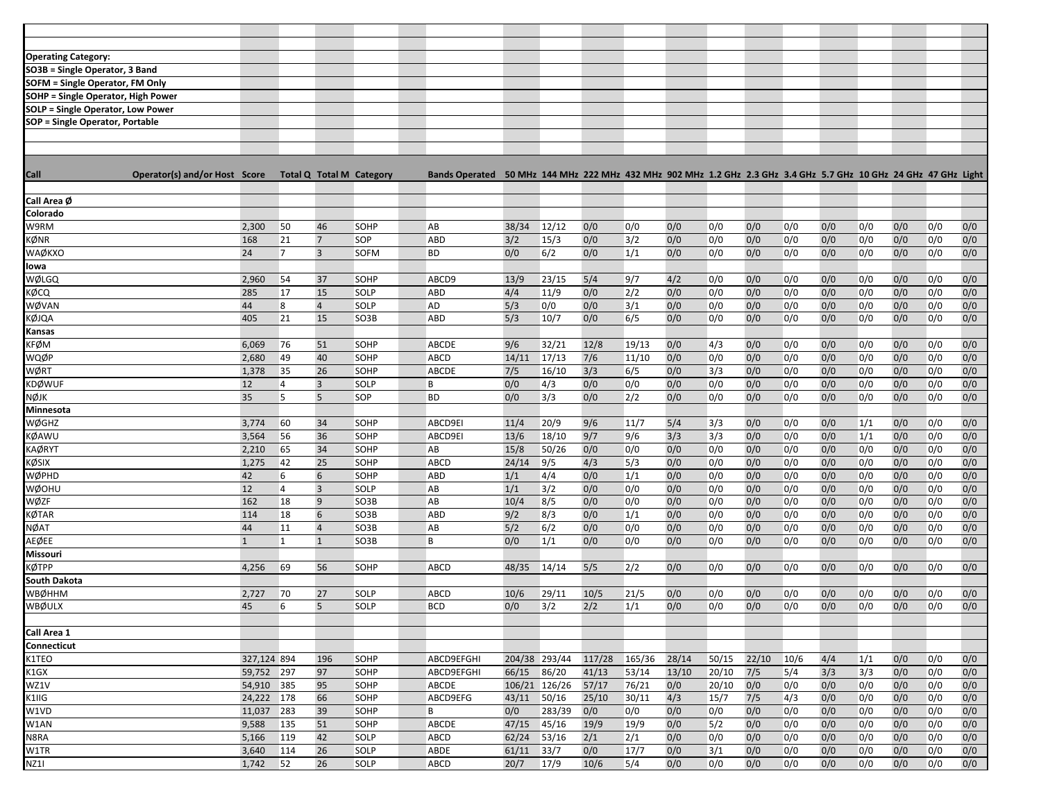**Operating Category:**
**SO3B = Single Operator, 3 Band**
**SOFM = Single Operator, FM Only**
**SOHP = Single Operator, High Power**
**SOLP = Single Operator, Low Power**
**SOP = Single Operator, Portable**

| Call | Operator(s) and/or Host | Score | Total Q | Total M | Category | Bands Operated | 50 MHz | 144 MHz | 222 MHz | 432 MHz | 902 MHz | 1.2 GHz | 2.3 GHz | 3.4 GHz | 5.7 GHz | 10 GHz | 24 GHz | 47 GHz | Light |
|---|---|---|---|---|---|---|---|---|---|---|---|---|---|---|---|---|---|---|---|
| **Call Area Ø** | | | | | | | | | | | | | | | | | | | |
| **Colorado** | | | | | | | | | | | | | | | | | | | |
| W9RM | | 2,300 | 50 | 46 | SOHP | AB | 38/34 | 12/12 | 0/0 | 0/0 | 0/0 | 0/0 | 0/0 | 0/0 | 0/0 | 0/0 | 0/0 | 0/0 | 0/0 |
| KØNR | | 168 | 21 | 7 | SOP | ABD | 3/2 | 15/3 | 0/0 | 3/2 | 0/0 | 0/0 | 0/0 | 0/0 | 0/0 | 0/0 | 0/0 | 0/0 | 0/0 |
| WAØKXO | | 24 | 7 | 3 | SOFM | BD | 0/0 | 6/2 | 0/0 | 1/1 | 0/0 | 0/0 | 0/0 | 0/0 | 0/0 | 0/0 | 0/0 | 0/0 | 0/0 |
| **Iowa** | | | | | | | | | | | | | | | | | | | |
| WØLGQ | | 2,960 | 54 | 37 | SOHP | ABCD9 | 13/9 | 23/15 | 5/4 | 9/7 | 4/2 | 0/0 | 0/0 | 0/0 | 0/0 | 0/0 | 0/0 | 0/0 | 0/0 |
| KØCQ | | 285 | 17 | 15 | SOLP | ABD | 4/4 | 11/9 | 0/0 | 2/2 | 0/0 | 0/0 | 0/0 | 0/0 | 0/0 | 0/0 | 0/0 | 0/0 | 0/0 |
| WØVAN | | 44 | 8 | 4 | SOLP | AD | 5/3 | 0/0 | 0/0 | 3/1 | 0/0 | 0/0 | 0/0 | 0/0 | 0/0 | 0/0 | 0/0 | 0/0 | 0/0 |
| KØJQA | | 405 | 21 | 15 | SO3B | ABD | 5/3 | 10/7 | 0/0 | 6/5 | 0/0 | 0/0 | 0/0 | 0/0 | 0/0 | 0/0 | 0/0 | 0/0 | 0/0 |
| **Kansas** | | | | | | | | | | | | | | | | | | | |
| KFØM | | 6,069 | 76 | 51 | SOHP | ABCDE | 9/6 | 32/21 | 12/8 | 19/13 | 0/0 | 4/3 | 0/0 | 0/0 | 0/0 | 0/0 | 0/0 | 0/0 | 0/0 |
| WQØP | | 2,680 | 49 | 40 | SOHP | ABCD | 14/11 | 17/13 | 7/6 | 11/10 | 0/0 | 0/0 | 0/0 | 0/0 | 0/0 | 0/0 | 0/0 | 0/0 | 0/0 |
| WØRT | | 1,378 | 35 | 26 | SOHP | ABCDE | 7/5 | 16/10 | 3/3 | 6/5 | 0/0 | 3/3 | 0/0 | 0/0 | 0/0 | 0/0 | 0/0 | 0/0 | 0/0 |
| KDØWUF | | 12 | 4 | 3 | SOLP | B | 0/0 | 4/3 | 0/0 | 0/0 | 0/0 | 0/0 | 0/0 | 0/0 | 0/0 | 0/0 | 0/0 | 0/0 | 0/0 |
| NØJK | | 35 | 5 | 5 | SOP | BD | 0/0 | 3/3 | 0/0 | 2/2 | 0/0 | 0/0 | 0/0 | 0/0 | 0/0 | 0/0 | 0/0 | 0/0 | 0/0 |
| **Minnesota** | | | | | | | | | | | | | | | | | | | |
| WØGHZ | | 3,774 | 60 | 34 | SOHP | ABCD9EI | 11/4 | 20/9 | 9/6 | 11/7 | 5/4 | 3/3 | 0/0 | 0/0 | 0/0 | 1/1 | 0/0 | 0/0 | 0/0 |
| KØAWU | | 3,564 | 56 | 36 | SOHP | ABCD9EI | 13/6 | 18/10 | 9/7 | 9/6 | 3/3 | 3/3 | 0/0 | 0/0 | 0/0 | 1/1 | 0/0 | 0/0 | 0/0 |
| KAØRYT | | 2,210 | 65 | 34 | SOHP | AB | 15/8 | 50/26 | 0/0 | 0/0 | 0/0 | 0/0 | 0/0 | 0/0 | 0/0 | 0/0 | 0/0 | 0/0 | 0/0 |
| KØSIX | | 1,275 | 42 | 25 | SOHP | ABCD | 24/14 | 9/5 | 4/3 | 5/3 | 0/0 | 0/0 | 0/0 | 0/0 | 0/0 | 0/0 | 0/0 | 0/0 | 0/0 |
| WØPHD | | 42 | 6 | 6 | SOHP | ABD | 1/1 | 4/4 | 0/0 | 1/1 | 0/0 | 0/0 | 0/0 | 0/0 | 0/0 | 0/0 | 0/0 | 0/0 | 0/0 |
| WØOHU | | 12 | 4 | 3 | SOLP | AB | 1/1 | 3/2 | 0/0 | 0/0 | 0/0 | 0/0 | 0/0 | 0/0 | 0/0 | 0/0 | 0/0 | 0/0 | 0/0 |
| WØZF | | 162 | 18 | 9 | SO3B | AB | 10/4 | 8/5 | 0/0 | 0/0 | 0/0 | 0/0 | 0/0 | 0/0 | 0/0 | 0/0 | 0/0 | 0/0 | 0/0 |
| KØTAR | | 114 | 18 | 6 | SO3B | ABD | 9/2 | 8/3 | 0/0 | 1/1 | 0/0 | 0/0 | 0/0 | 0/0 | 0/0 | 0/0 | 0/0 | 0/0 | 0/0 |
| NØAT | | 44 | 11 | 4 | SO3B | AB | 5/2 | 6/2 | 0/0 | 0/0 | 0/0 | 0/0 | 0/0 | 0/0 | 0/0 | 0/0 | 0/0 | 0/0 | 0/0 |
| AEØEE | | 1 | 1 | 1 | SO3B | B | 0/0 | 1/1 | 0/0 | 0/0 | 0/0 | 0/0 | 0/0 | 0/0 | 0/0 | 0/0 | 0/0 | 0/0 | 0/0 |
| **Missouri** | | | | | | | | | | | | | | | | | | | |
| KØTPP | | 4,256 | 69 | 56 | SOHP | ABCD | 48/35 | 14/14 | 5/5 | 2/2 | 0/0 | 0/0 | 0/0 | 0/0 | 0/0 | 0/0 | 0/0 | 0/0 | 0/0 |
| **South Dakota** | | | | | | | | | | | | | | | | | | | |
| WBØHHM | | 2,727 | 70 | 27 | SOLP | ABCD | 10/6 | 29/11 | 10/5 | 21/5 | 0/0 | 0/0 | 0/0 | 0/0 | 0/0 | 0/0 | 0/0 | 0/0 | 0/0 |
| WBØULX | | 45 | 6 | 5 | SOLP | BCD | 0/0 | 3/2 | 2/2 | 1/1 | 0/0 | 0/0 | 0/0 | 0/0 | 0/0 | 0/0 | 0/0 | 0/0 | 0/0 |
| **Call Area 1** | | | | | | | | | | | | | | | | | | | |
| **Connecticut** | | | | | | | | | | | | | | | | | | | |
| K1TEO | | 327,124 | 894 | 196 | SOHP | ABCD9EFGHI | 204/38 | 293/44 | 117/28 | 165/36 | 28/14 | 50/15 | 22/10 | 10/6 | 4/4 | 1/1 | 0/0 | 0/0 | 0/0 |
| K1GX | | 59,752 | 297 | 97 | SOHP | ABCD9EFGHI | 66/15 | 86/20 | 41/13 | 53/14 | 13/10 | 20/10 | 7/5 | 5/4 | 3/3 | 3/3 | 0/0 | 0/0 | 0/0 |
| WZ1V | | 54,910 | 385 | 95 | SOHP | ABCDE | 106/21 | 126/26 | 57/17 | 76/21 | 0/0 | 20/10 | 0/0 | 0/0 | 0/0 | 0/0 | 0/0 | 0/0 | 0/0 |
| K1IIG | | 24,222 | 178 | 66 | SOHP | ABCD9EFG | 43/11 | 50/16 | 25/10 | 30/11 | 4/3 | 15/7 | 7/5 | 4/3 | 0/0 | 0/0 | 0/0 | 0/0 | 0/0 |
| W1VD | | 11,037 | 283 | 39 | SOHP | B | 0/0 | 283/39 | 0/0 | 0/0 | 0/0 | 0/0 | 0/0 | 0/0 | 0/0 | 0/0 | 0/0 | 0/0 | 0/0 |
| W1AN | | 9,588 | 135 | 51 | SOHP | ABCDE | 47/15 | 45/16 | 19/9 | 19/9 | 0/0 | 5/2 | 0/0 | 0/0 | 0/0 | 0/0 | 0/0 | 0/0 | 0/0 |
| N8RA | | 5,166 | 119 | 42 | SOLP | ABCD | 62/24 | 53/16 | 2/1 | 2/1 | 0/0 | 0/0 | 0/0 | 0/0 | 0/0 | 0/0 | 0/0 | 0/0 | 0/0 |
| W1TR | | 3,640 | 114 | 26 | SOLP | ABDE | 61/11 | 33/7 | 0/0 | 17/7 | 0/0 | 3/1 | 0/0 | 0/0 | 0/0 | 0/0 | 0/0 | 0/0 | 0/0 |
| NZ1I | | 1,742 | 52 | 26 | SOLP | ABCD | 20/7 | 17/9 | 10/6 | 5/4 | 0/0 | 0/0 | 0/0 | 0/0 | 0/0 | 0/0 | 0/0 | 0/0 | 0/0 |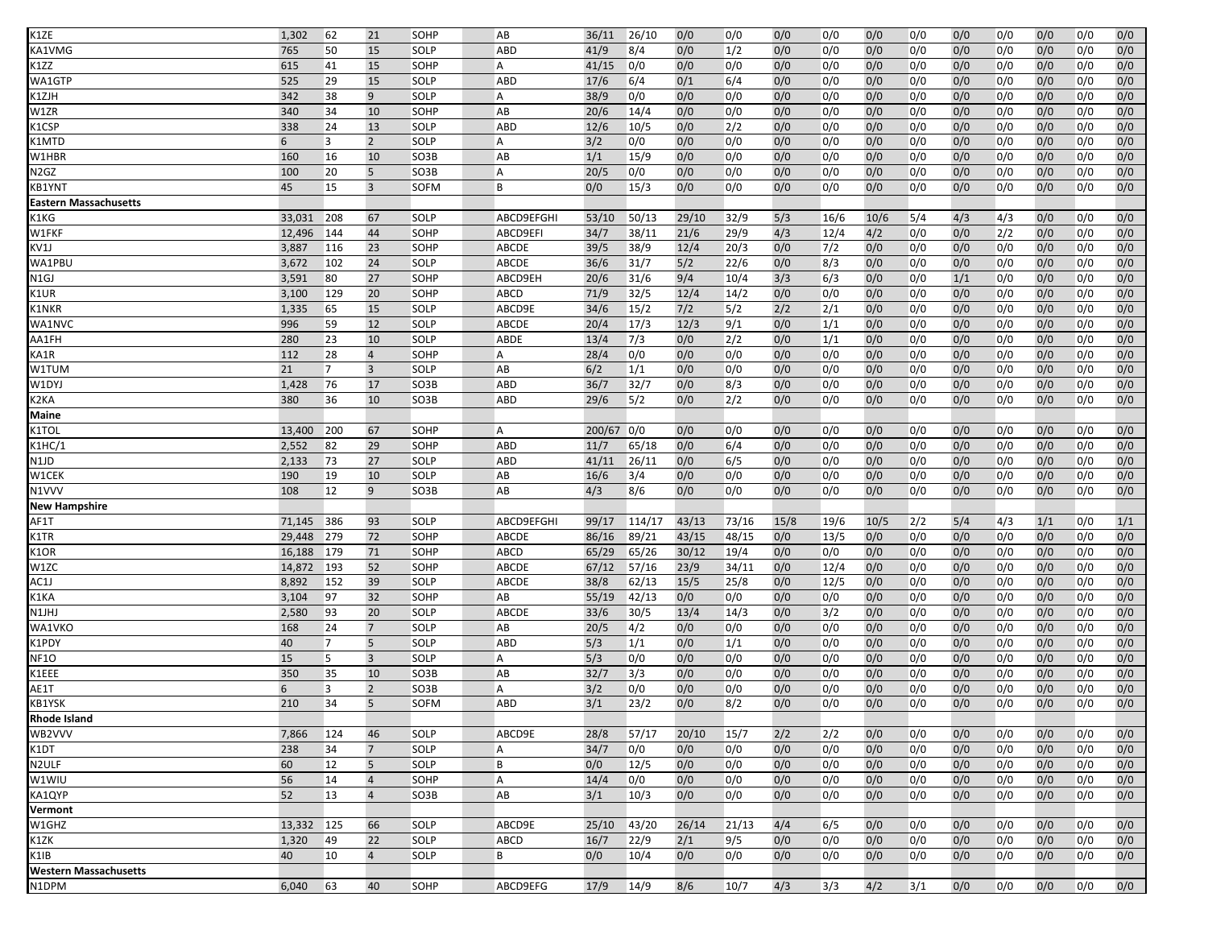| | | | | | | | | | | | | | | | | | | | |
|---|---|---|---|---|---|---|---|---|---|---|---|---|---|---|---|---|---|---|---|
| K1ZE | 1,302 | 62 | 21 | SOHP | AB | 36/11 | 26/10 | 0/0 | 0/0 | 0/0 | 0/0 | 0/0 | 0/0 | 0/0 | 0/0 | 0/0 | 0/0 | 0/0 | |
| KA1VMG | 765 | 50 | 15 | SOLP | ABD | 41/9 | 8/4 | 0/0 | 1/2 | 0/0 | 0/0 | 0/0 | 0/0 | 0/0 | 0/0 | 0/0 | 0/0 | 0/0 | |
| K1ZZ | 615 | 41 | 15 | SOHP | A | 41/15 | 0/0 | 0/0 | 0/0 | 0/0 | 0/0 | 0/0 | 0/0 | 0/0 | 0/0 | 0/0 | 0/0 | 0/0 | |
| WA1GTP | 525 | 29 | 15 | SOLP | ABD | 17/6 | 6/4 | 0/1 | 6/4 | 0/0 | 0/0 | 0/0 | 0/0 | 0/0 | 0/0 | 0/0 | 0/0 | 0/0 | |
| K1ZJH | 342 | 38 | 9 | SOLP | A | 38/9 | 0/0 | 0/0 | 0/0 | 0/0 | 0/0 | 0/0 | 0/0 | 0/0 | 0/0 | 0/0 | 0/0 | 0/0 | |
| W1ZR | 340 | 34 | 10 | SOHP | AB | 20/6 | 14/4 | 0/0 | 0/0 | 0/0 | 0/0 | 0/0 | 0/0 | 0/0 | 0/0 | 0/0 | 0/0 | 0/0 | |
| K1CSP | 338 | 24 | 13 | SOLP | ABD | 12/6 | 10/5 | 0/0 | 2/2 | 0/0 | 0/0 | 0/0 | 0/0 | 0/0 | 0/0 | 0/0 | 0/0 | 0/0 | |
| K1MTD | 6 | 3 | 2 | SOLP | A | 3/2 | 0/0 | 0/0 | 0/0 | 0/0 | 0/0 | 0/0 | 0/0 | 0/0 | 0/0 | 0/0 | 0/0 | 0/0 | |
| W1HBR | 160 | 16 | 10 | SO3B | AB | 1/1 | 15/9 | 0/0 | 0/0 | 0/0 | 0/0 | 0/0 | 0/0 | 0/0 | 0/0 | 0/0 | 0/0 | 0/0 | |
| N2GZ | 100 | 20 | 5 | SO3B | A | 20/5 | 0/0 | 0/0 | 0/0 | 0/0 | 0/0 | 0/0 | 0/0 | 0/0 | 0/0 | 0/0 | 0/0 | 0/0 | |
| KB1YNT | 45 | 15 | 3 | SOFM | B | 0/0 | 15/3 | 0/0 | 0/0 | 0/0 | 0/0 | 0/0 | 0/0 | 0/0 | 0/0 | 0/0 | 0/0 | 0/0 | |
| **Eastern Massachusetts** | | | | | | | | | | | | | | | | | | | |
| K1KG | 33,031 | 208 | 67 | SOLP | ABCD9EFGHI | 53/10 | 50/13 | 29/10 | 32/9 | 5/3 | 16/6 | 10/6 | 5/4 | 4/3 | 4/3 | 0/0 | 0/0 | 0/0 | |
| W1FKF | 12,496 | 144 | 44 | SOHP | ABCD9EFI | 34/7 | 38/11 | 21/6 | 29/9 | 4/3 | 12/4 | 4/2 | 0/0 | 0/0 | 2/2 | 0/0 | 0/0 | 0/0 | |
| KV1J | 3,887 | 116 | 23 | SOHP | ABCDE | 39/5 | 38/9 | 12/4 | 20/3 | 0/0 | 7/2 | 0/0 | 0/0 | 0/0 | 0/0 | 0/0 | 0/0 | 0/0 | |
| WA1PBU | 3,672 | 102 | 24 | SOLP | ABCDE | 36/6 | 31/7 | 5/2 | 22/6 | 0/0 | 8/3 | 0/0 | 0/0 | 0/0 | 0/0 | 0/0 | 0/0 | 0/0 | |
| N1GJ | 3,591 | 80 | 27 | SOHP | ABCD9EH | 20/6 | 31/6 | 9/4 | 10/4 | 3/3 | 6/3 | 0/0 | 0/0 | 1/1 | 0/0 | 0/0 | 0/0 | 0/0 | |
| K1UR | 3,100 | 129 | 20 | SOHP | ABCD | 71/9 | 32/5 | 12/4 | 14/2 | 0/0 | 0/0 | 0/0 | 0/0 | 0/0 | 0/0 | 0/0 | 0/0 | 0/0 | |
| K1NKR | 1,335 | 65 | 15 | SOLP | ABCD9E | 34/6 | 15/2 | 7/2 | 5/2 | 2/2 | 2/1 | 0/0 | 0/0 | 0/0 | 0/0 | 0/0 | 0/0 | 0/0 | |
| WA1NVC | 996 | 59 | 12 | SOLP | ABCDE | 20/4 | 17/3 | 12/3 | 9/1 | 0/0 | 1/1 | 0/0 | 0/0 | 0/0 | 0/0 | 0/0 | 0/0 | 0/0 | |
| AA1FH | 280 | 23 | 10 | SOLP | ABDE | 13/4 | 7/3 | 0/0 | 2/2 | 0/0 | 1/1 | 0/0 | 0/0 | 0/0 | 0/0 | 0/0 | 0/0 | 0/0 | |
| KA1R | 112 | 28 | 4 | SOHP | A | 28/4 | 0/0 | 0/0 | 0/0 | 0/0 | 0/0 | 0/0 | 0/0 | 0/0 | 0/0 | 0/0 | 0/0 | 0/0 | |
| W1TUM | 21 | 7 | 3 | SOLP | AB | 6/2 | 1/1 | 0/0 | 0/0 | 0/0 | 0/0 | 0/0 | 0/0 | 0/0 | 0/0 | 0/0 | 0/0 | 0/0 | |
| W1DYJ | 1,428 | 76 | 17 | SO3B | ABD | 36/7 | 32/7 | 0/0 | 8/3 | 0/0 | 0/0 | 0/0 | 0/0 | 0/0 | 0/0 | 0/0 | 0/0 | 0/0 | |
| K2KA | 380 | 36 | 10 | SO3B | ABD | 29/6 | 5/2 | 0/0 | 2/2 | 0/0 | 0/0 | 0/0 | 0/0 | 0/0 | 0/0 | 0/0 | 0/0 | 0/0 | |
| **Maine** | | | | | | | | | | | | | | | | | | | |
| K1TOL | 13,400 | 200 | 67 | SOHP | A | 200/67 | 0/0 | 0/0 | 0/0 | 0/0 | 0/0 | 0/0 | 0/0 | 0/0 | 0/0 | 0/0 | 0/0 | 0/0 | |
| K1HC/1 | 2,552 | 82 | 29 | SOHP | ABD | 11/7 | 65/18 | 0/0 | 6/4 | 0/0 | 0/0 | 0/0 | 0/0 | 0/0 | 0/0 | 0/0 | 0/0 | 0/0 | |
| N1JD | 2,133 | 73 | 27 | SOLP | ABD | 41/11 | 26/11 | 0/0 | 6/5 | 0/0 | 0/0 | 0/0 | 0/0 | 0/0 | 0/0 | 0/0 | 0/0 | 0/0 | |
| W1CEK | 190 | 19 | 10 | SOLP | AB | 16/6 | 3/4 | 0/0 | 0/0 | 0/0 | 0/0 | 0/0 | 0/0 | 0/0 | 0/0 | 0/0 | 0/0 | 0/0 | |
| N1VVV | 108 | 12 | 9 | SO3B | AB | 4/3 | 8/6 | 0/0 | 0/0 | 0/0 | 0/0 | 0/0 | 0/0 | 0/0 | 0/0 | 0/0 | 0/0 | 0/0 | |
| **New Hampshire** | | | | | | | | | | | | | | | | | | | |
| AF1T | 71,145 | 386 | 93 | SOLP | ABCD9EFGHI | 99/17 | 114/17 | 43/13 | 73/16 | 15/8 | 19/6 | 10/5 | 2/2 | 5/4 | 4/3 | 1/1 | 0/0 | 1/1 | |
| K1TR | 29,448 | 279 | 72 | SOHP | ABCDE | 86/16 | 89/21 | 43/15 | 48/15 | 0/0 | 13/5 | 0/0 | 0/0 | 0/0 | 0/0 | 0/0 | 0/0 | 0/0 | |
| K1OR | 16,188 | 179 | 71 | SOHP | ABCD | 65/29 | 65/26 | 30/12 | 19/4 | 0/0 | 0/0 | 0/0 | 0/0 | 0/0 | 0/0 | 0/0 | 0/0 | 0/0 | |
| W1ZC | 14,872 | 193 | 52 | SOHP | ABCDE | 67/12 | 57/16 | 23/9 | 34/11 | 0/0 | 12/4 | 0/0 | 0/0 | 0/0 | 0/0 | 0/0 | 0/0 | 0/0 | |
| AC1J | 8,892 | 152 | 39 | SOLP | ABCDE | 38/8 | 62/13 | 15/5 | 25/8 | 0/0 | 12/5 | 0/0 | 0/0 | 0/0 | 0/0 | 0/0 | 0/0 | 0/0 | |
| K1KA | 3,104 | 97 | 32 | SOHP | AB | 55/19 | 42/13 | 0/0 | 0/0 | 0/0 | 0/0 | 0/0 | 0/0 | 0/0 | 0/0 | 0/0 | 0/0 | 0/0 | |
| N1JHJ | 2,580 | 93 | 20 | SOLP | ABCDE | 33/6 | 30/5 | 13/4 | 14/3 | 0/0 | 3/2 | 0/0 | 0/0 | 0/0 | 0/0 | 0/0 | 0/0 | 0/0 | |
| WA1VKO | 168 | 24 | 7 | SOLP | AB | 20/5 | 4/2 | 0/0 | 0/0 | 0/0 | 0/0 | 0/0 | 0/0 | 0/0 | 0/0 | 0/0 | 0/0 | 0/0 | |
| K1PDY | 40 | 7 | 5 | SOLP | ABD | 5/3 | 1/1 | 0/0 | 1/1 | 0/0 | 0/0 | 0/0 | 0/0 | 0/0 | 0/0 | 0/0 | 0/0 | 0/0 | |
| NF1O | 15 | 5 | 3 | SOLP | A | 5/3 | 0/0 | 0/0 | 0/0 | 0/0 | 0/0 | 0/0 | 0/0 | 0/0 | 0/0 | 0/0 | 0/0 | 0/0 | |
| K1EEE | 350 | 35 | 10 | SO3B | AB | 32/7 | 3/3 | 0/0 | 0/0 | 0/0 | 0/0 | 0/0 | 0/0 | 0/0 | 0/0 | 0/0 | 0/0 | 0/0 | |
| AE1T | 6 | 3 | 2 | SO3B | A | 3/2 | 0/0 | 0/0 | 0/0 | 0/0 | 0/0 | 0/0 | 0/0 | 0/0 | 0/0 | 0/0 | 0/0 | 0/0 | |
| KB1YSK | 210 | 34 | 5 | SOFM | ABD | 3/1 | 23/2 | 0/0 | 8/2 | 0/0 | 0/0 | 0/0 | 0/0 | 0/0 | 0/0 | 0/0 | 0/0 | 0/0 | |
| **Rhode Island** | | | | | | | | | | | | | | | | | | | |
| WB2VVV | 7,866 | 124 | 46 | SOLP | ABCD9E | 28/8 | 57/17 | 20/10 | 15/7 | 2/2 | 2/2 | 0/0 | 0/0 | 0/0 | 0/0 | 0/0 | 0/0 | 0/0 | |
| K1DT | 238 | 34 | 7 | SOLP | A | 34/7 | 0/0 | 0/0 | 0/0 | 0/0 | 0/0 | 0/0 | 0/0 | 0/0 | 0/0 | 0/0 | 0/0 | 0/0 | |
| N2ULF | 60 | 12 | 5 | SOLP | B | 0/0 | 12/5 | 0/0 | 0/0 | 0/0 | 0/0 | 0/0 | 0/0 | 0/0 | 0/0 | 0/0 | 0/0 | 0/0 | |
| W1WIU | 56 | 14 | 4 | SOHP | A | 14/4 | 0/0 | 0/0 | 0/0 | 0/0 | 0/0 | 0/0 | 0/0 | 0/0 | 0/0 | 0/0 | 0/0 | 0/0 | |
| KA1QYP | 52 | 13 | 4 | SO3B | AB | 3/1 | 10/3 | 0/0 | 0/0 | 0/0 | 0/0 | 0/0 | 0/0 | 0/0 | 0/0 | 0/0 | 0/0 | 0/0 | |
| **Vermont** | | | | | | | | | | | | | | | | | | | |
| W1GHZ | 13,332 | 125 | 66 | SOLP | ABCD9E | 25/10 | 43/20 | 26/14 | 21/13 | 4/4 | 6/5 | 0/0 | 0/0 | 0/0 | 0/0 | 0/0 | 0/0 | 0/0 | |
| K1ZK | 1,320 | 49 | 22 | SOLP | ABCD | 16/7 | 22/9 | 2/1 | 9/5 | 0/0 | 0/0 | 0/0 | 0/0 | 0/0 | 0/0 | 0/0 | 0/0 | 0/0 | |
| K1IB | 40 | 10 | 4 | SOLP | B | 0/0 | 10/4 | 0/0 | 0/0 | 0/0 | 0/0 | 0/0 | 0/0 | 0/0 | 0/0 | 0/0 | 0/0 | 0/0 | |
| **Western Massachusetts** | | | | | | | | | | | | | | | | | | | |
| N1DPM | 6,040 | 63 | 40 | SOHP | ABCD9EFG | 17/9 | 14/9 | 8/6 | 10/7 | 4/3 | 3/3 | 4/2 | 3/1 | 0/0 | 0/0 | 0/0 | 0/0 | 0/0 | |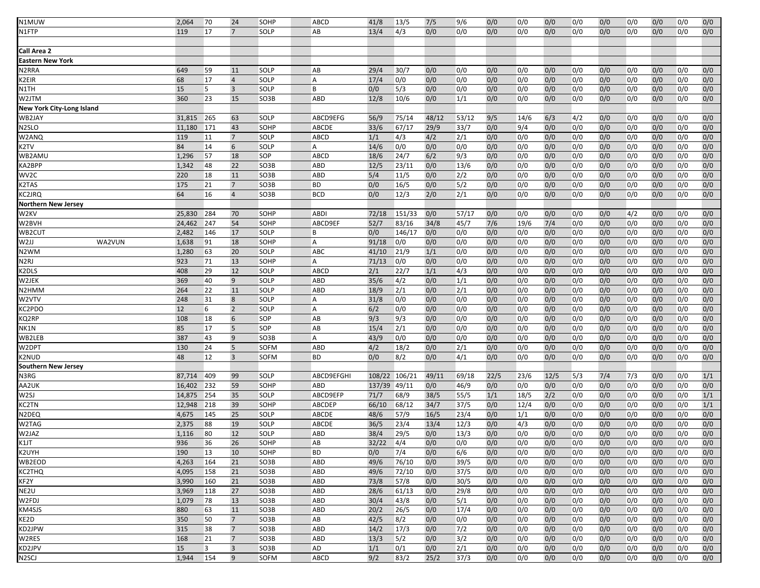| | | | | | | | | | | | | | | | | | | | | | |
|---|---|---|---|---|---|---|---|---|---|---|---|---|---|---|---|---|---|---|---|---|---|
| N1MUW | | 2,064 | 70 | 24 | SOHP | ABCD | 41/8 | 13/5 | 7/5 | 9/6 | 0/0 | 0/0 | 0/0 | 0/0 | 0/0 | 0/0 | 0/0 | 0/0 | 0/0 |
| N1FTP | | 119 | 17 | 7 | SOLP | AB | 13/4 | 4/3 | 0/0 | 0/0 | 0/0 | 0/0 | 0/0 | 0/0 | 0/0 | 0/0 | 0/0 | 0/0 | 0/0 |
| | | | | | | | | | | | | | | | | | | | |
| **Call Area 2** | | | | | | | | | | | | | | | | | | | |
| **Eastern New York** | | | | | | | | | | | | | | | | | | | |
| N2RRA | | 649 | 59 | 11 | SOLP | AB | 29/4 | 30/7 | 0/0 | 0/0 | 0/0 | 0/0 | 0/0 | 0/0 | 0/0 | 0/0 | 0/0 | 0/0 | 0/0 |
| K2EIR | | 68 | 17 | 4 | SOLP | A | 17/4 | 0/0 | 0/0 | 0/0 | 0/0 | 0/0 | 0/0 | 0/0 | 0/0 | 0/0 | 0/0 | 0/0 | 0/0 |
| N1TH | | 15 | 5 | 3 | SOLP | B | 0/0 | 5/3 | 0/0 | 0/0 | 0/0 | 0/0 | 0/0 | 0/0 | 0/0 | 0/0 | 0/0 | 0/0 | 0/0 |
| W2JTM | | 360 | 23 | 15 | SO3B | ABD | 12/8 | 10/6 | 0/0 | 1/1 | 0/0 | 0/0 | 0/0 | 0/0 | 0/0 | 0/0 | 0/0 | 0/0 | 0/0 |
| **New York City-Long Island** | | | | | | | | | | | | | | | | | | | |
| WB2JAY | | 31,815 | 265 | 63 | SOLP | ABCD9EFG | 56/9 | 75/14 | 48/12 | 53/12 | 9/5 | 14/6 | 6/3 | 4/2 | 0/0 | 0/0 | 0/0 | 0/0 | 0/0 |
| N2SLO | | 11,180 | 171 | 43 | SOHP | ABCDE | 33/6 | 67/17 | 29/9 | 33/7 | 0/0 | 9/4 | 0/0 | 0/0 | 0/0 | 0/0 | 0/0 | 0/0 | 0/0 |
| W2ANQ | | 119 | 11 | 7 | SOLP | ABCD | 1/1 | 4/3 | 4/2 | 2/1 | 0/0 | 0/0 | 0/0 | 0/0 | 0/0 | 0/0 | 0/0 | 0/0 | 0/0 |
| K2TV | | 84 | 14 | 6 | SOLP | A | 14/6 | 0/0 | 0/0 | 0/0 | 0/0 | 0/0 | 0/0 | 0/0 | 0/0 | 0/0 | 0/0 | 0/0 | 0/0 |
| WB2AMU | | 1,296 | 57 | 18 | SOP | ABCD | 18/6 | 24/7 | 6/2 | 9/3 | 0/0 | 0/0 | 0/0 | 0/0 | 0/0 | 0/0 | 0/0 | 0/0 | 0/0 |
| KA2BPP | | 1,342 | 48 | 22 | SO3B | ABD | 12/5 | 23/11 | 0/0 | 13/6 | 0/0 | 0/0 | 0/0 | 0/0 | 0/0 | 0/0 | 0/0 | 0/0 | 0/0 |
| WV2C | | 220 | 18 | 11 | SO3B | ABD | 5/4 | 11/5 | 0/0 | 2/2 | 0/0 | 0/0 | 0/0 | 0/0 | 0/0 | 0/0 | 0/0 | 0/0 | 0/0 |
| K2TAS | | 175 | 21 | 7 | SO3B | BD | 0/0 | 16/5 | 0/0 | 5/2 | 0/0 | 0/0 | 0/0 | 0/0 | 0/0 | 0/0 | 0/0 | 0/0 | 0/0 |
| KC2JRQ | | 64 | 16 | 4 | SO3B | BCD | 0/0 | 12/3 | 2/0 | 2/1 | 0/0 | 0/0 | 0/0 | 0/0 | 0/0 | 0/0 | 0/0 | 0/0 | 0/0 |
| **Northern New Jersey** | | | | | | | | | | | | | | | | | | | |
| W2KV | | 25,830 | 284 | 70 | SOHP | ABDI | 72/18 | 151/33 | 0/0 | 57/17 | 0/0 | 0/0 | 0/0 | 0/0 | 0/0 | 4/2 | 0/0 | 0/0 | 0/0 |
| W2BVH | | 24,462 | 247 | 54 | SOHP | ABCD9EF | 52/7 | 83/16 | 34/8 | 45/7 | 7/6 | 19/6 | 7/4 | 0/0 | 0/0 | 0/0 | 0/0 | 0/0 | 0/0 |
| WB2CUT | | 2,482 | 146 | 17 | SOLP | B | 0/0 | 146/17 | 0/0 | 0/0 | 0/0 | 0/0 | 0/0 | 0/0 | 0/0 | 0/0 | 0/0 | 0/0 | 0/0 |
| W2JJ | WA2VUN | 1,638 | 91 | 18 | SOHP | A | 91/18 | 0/0 | 0/0 | 0/0 | 0/0 | 0/0 | 0/0 | 0/0 | 0/0 | 0/0 | 0/0 | 0/0 | 0/0 |
| N2WM | | 1,280 | 63 | 20 | SOLP | ABC | 41/10 | 21/9 | 1/1 | 0/0 | 0/0 | 0/0 | 0/0 | 0/0 | 0/0 | 0/0 | 0/0 | 0/0 | 0/0 |
| N2RJ | | 923 | 71 | 13 | SOHP | A | 71/13 | 0/0 | 0/0 | 0/0 | 0/0 | 0/0 | 0/0 | 0/0 | 0/0 | 0/0 | 0/0 | 0/0 | 0/0 |
| K2DLS | | 408 | 29 | 12 | SOLP | ABCD | 2/1 | 22/7 | 1/1 | 4/3 | 0/0 | 0/0 | 0/0 | 0/0 | 0/0 | 0/0 | 0/0 | 0/0 | 0/0 |
| W2JEK | | 369 | 40 | 9 | SOLP | ABD | 35/6 | 4/2 | 0/0 | 1/1 | 0/0 | 0/0 | 0/0 | 0/0 | 0/0 | 0/0 | 0/0 | 0/0 | 0/0 |
| N2HMM | | 264 | 22 | 11 | SOLP | ABD | 18/9 | 2/1 | 0/0 | 2/1 | 0/0 | 0/0 | 0/0 | 0/0 | 0/0 | 0/0 | 0/0 | 0/0 | 0/0 |
| W2VTV | | 248 | 31 | 8 | SOLP | A | 31/8 | 0/0 | 0/0 | 0/0 | 0/0 | 0/0 | 0/0 | 0/0 | 0/0 | 0/0 | 0/0 | 0/0 | 0/0 |
| KC2PDO | | 12 | 6 | 2 | SOLP | A | 6/2 | 0/0 | 0/0 | 0/0 | 0/0 | 0/0 | 0/0 | 0/0 | 0/0 | 0/0 | 0/0 | 0/0 | 0/0 |
| KQ2RP | | 108 | 18 | 6 | SOP | AB | 9/3 | 9/3 | 0/0 | 0/0 | 0/0 | 0/0 | 0/0 | 0/0 | 0/0 | 0/0 | 0/0 | 0/0 | 0/0 |
| NK1N | | 85 | 17 | 5 | SOP | AB | 15/4 | 2/1 | 0/0 | 0/0 | 0/0 | 0/0 | 0/0 | 0/0 | 0/0 | 0/0 | 0/0 | 0/0 | 0/0 |
| WB2LEB | | 387 | 43 | 9 | SO3B | A | 43/9 | 0/0 | 0/0 | 0/0 | 0/0 | 0/0 | 0/0 | 0/0 | 0/0 | 0/0 | 0/0 | 0/0 | 0/0 |
| W2DPT | | 130 | 24 | 5 | SOFM | ABD | 4/2 | 18/2 | 0/0 | 2/1 | 0/0 | 0/0 | 0/0 | 0/0 | 0/0 | 0/0 | 0/0 | 0/0 | 0/0 |
| K2NUD | | 48 | 12 | 3 | SOFM | BD | 0/0 | 8/2 | 0/0 | 4/1 | 0/0 | 0/0 | 0/0 | 0/0 | 0/0 | 0/0 | 0/0 | 0/0 | 0/0 |
| **Southern New Jersey** | | | | | | | | | | | | | | | | | | | |
| N3RG | | 87,714 | 409 | 99 | SOLP | ABCD9EFGHI | 108/22 | 106/21 | 49/11 | 69/18 | 22/5 | 23/6 | 12/5 | 5/3 | 7/4 | 7/3 | 0/0 | 0/0 | 1/1 |
| AA2UK | | 16,402 | 232 | 59 | SOHP | ABD | 137/39 | 49/11 | 0/0 | 46/9 | 0/0 | 0/0 | 0/0 | 0/0 | 0/0 | 0/0 | 0/0 | 0/0 | 0/0 |
| W2SJ | | 14,875 | 254 | 35 | SOLP | ABCD9EFP | 71/7 | 68/9 | 38/5 | 55/5 | 1/1 | 18/5 | 2/2 | 0/0 | 0/0 | 0/0 | 0/0 | 0/0 | 1/1 |
| KC2TN | | 12,948 | 218 | 39 | SOHP | ABCDEP | 66/10 | 68/12 | 34/7 | 37/5 | 0/0 | 12/4 | 0/0 | 0/0 | 0/0 | 0/0 | 0/0 | 0/0 | 1/1 |
| N2DEQ | | 4,675 | 145 | 25 | SOLP | ABCDE | 48/6 | 57/9 | 16/5 | 23/4 | 0/0 | 1/1 | 0/0 | 0/0 | 0/0 | 0/0 | 0/0 | 0/0 | 0/0 |
| W2TAG | | 2,375 | 88 | 19 | SOLP | ABCDE | 36/5 | 23/4 | 13/4 | 12/3 | 0/0 | 4/3 | 0/0 | 0/0 | 0/0 | 0/0 | 0/0 | 0/0 | 0/0 |
| W2JAZ | | 1,116 | 80 | 12 | SOLP | ABD | 38/4 | 29/5 | 0/0 | 13/3 | 0/0 | 0/0 | 0/0 | 0/0 | 0/0 | 0/0 | 0/0 | 0/0 | 0/0 |
| K1JT | | 936 | 36 | 26 | SOHP | AB | 32/22 | 4/4 | 0/0 | 0/0 | 0/0 | 0/0 | 0/0 | 0/0 | 0/0 | 0/0 | 0/0 | 0/0 | 0/0 |
| K2UYH | | 190 | 13 | 10 | SOHP | BD | 0/0 | 7/4 | 0/0 | 6/6 | 0/0 | 0/0 | 0/0 | 0/0 | 0/0 | 0/0 | 0/0 | 0/0 | 0/0 |
| WB2EOD | | 4,263 | 164 | 21 | SO3B | ABD | 49/6 | 76/10 | 0/0 | 39/5 | 0/0 | 0/0 | 0/0 | 0/0 | 0/0 | 0/0 | 0/0 | 0/0 | 0/0 |
| KC2THQ | | 4,095 | 158 | 21 | SO3B | ABD | 49/6 | 72/10 | 0/0 | 37/5 | 0/0 | 0/0 | 0/0 | 0/0 | 0/0 | 0/0 | 0/0 | 0/0 | 0/0 |
| KF2Y | | 3,990 | 160 | 21 | SO3B | ABD | 73/8 | 57/8 | 0/0 | 30/5 | 0/0 | 0/0 | 0/0 | 0/0 | 0/0 | 0/0 | 0/0 | 0/0 | 0/0 |
| NE2U | | 3,969 | 118 | 27 | SO3B | ABD | 28/6 | 61/13 | 0/0 | 29/8 | 0/0 | 0/0 | 0/0 | 0/0 | 0/0 | 0/0 | 0/0 | 0/0 | 0/0 |
| W2FDJ | | 1,079 | 78 | 13 | SO3B | ABD | 30/4 | 43/8 | 0/0 | 5/1 | 0/0 | 0/0 | 0/0 | 0/0 | 0/0 | 0/0 | 0/0 | 0/0 | 0/0 |
| KM4SJS | | 880 | 63 | 11 | SO3B | ABD | 20/2 | 26/5 | 0/0 | 17/4 | 0/0 | 0/0 | 0/0 | 0/0 | 0/0 | 0/0 | 0/0 | 0/0 | 0/0 |
| KE2D | | 350 | 50 | 7 | SO3B | AB | 42/5 | 8/2 | 0/0 | 0/0 | 0/0 | 0/0 | 0/0 | 0/0 | 0/0 | 0/0 | 0/0 | 0/0 | 0/0 |
| KD2JPW | | 315 | 38 | 7 | SO3B | ABD | 14/2 | 17/3 | 0/0 | 7/2 | 0/0 | 0/0 | 0/0 | 0/0 | 0/0 | 0/0 | 0/0 | 0/0 | 0/0 |
| W2RES | | 168 | 21 | 7 | SO3B | ABD | 13/3 | 5/2 | 0/0 | 3/2 | 0/0 | 0/0 | 0/0 | 0/0 | 0/0 | 0/0 | 0/0 | 0/0 | 0/0 |
| KD2JPV | | 15 | 3 | 3 | SO3B | AD | 1/1 | 0/1 | 0/0 | 2/1 | 0/0 | 0/0 | 0/0 | 0/0 | 0/0 | 0/0 | 0/0 | 0/0 | 0/0 |
| N2SCJ | | 1,944 | 154 | 9 | SOFM | ABCD | 9/2 | 83/2 | 25/2 | 37/3 | 0/0 | 0/0 | 0/0 | 0/0 | 0/0 | 0/0 | 0/0 | 0/0 | 0/0 |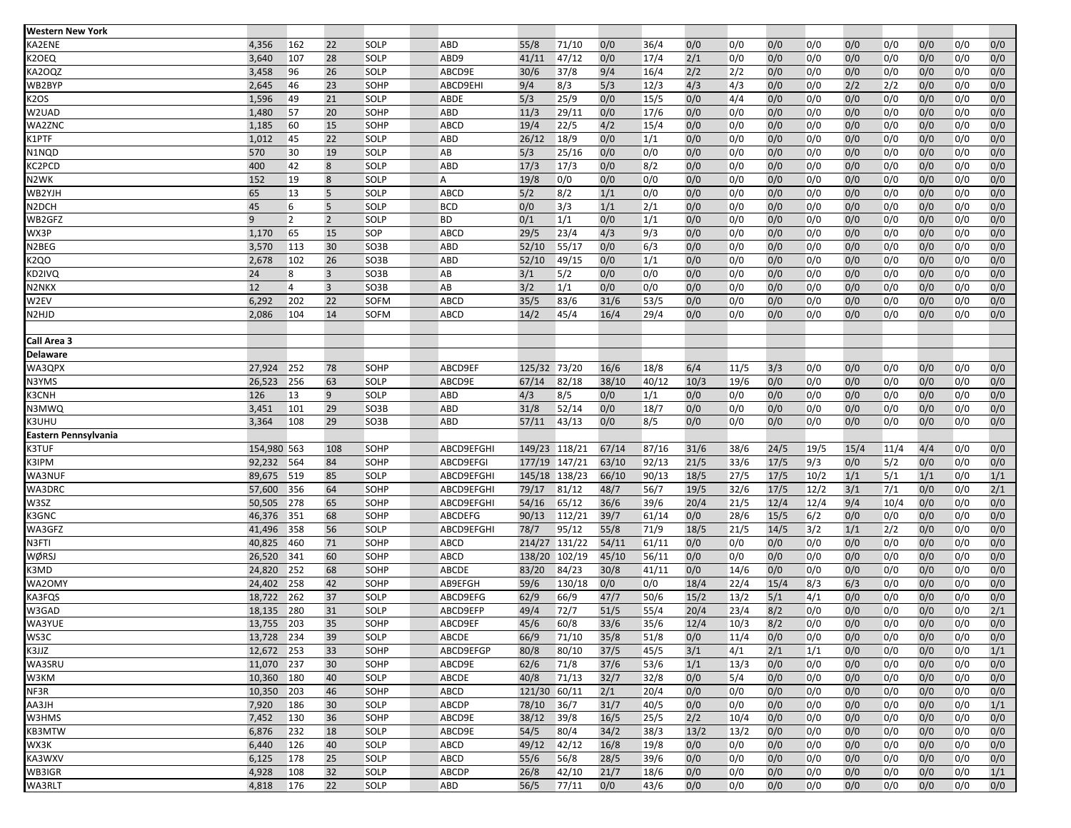| Western New York | | | | | | | | | | | | | | | | | | | | |
|---|---|---|---|---|---|---|---|---|---|---|---|---|---|---|---|---|---|---|---|---|
| KA2ENE | 4,356 | 162 | 22 | SOLP | | ABD | 55/8 | 71/10 | 0/0 | 36/4 | 0/0 | 0/0 | 0/0 | 0/0 | 0/0 | 0/0 | 0/0 | 0/0 | 0/0 |
| K2OEQ | 3,640 | 107 | 28 | SOLP | | ABD9 | 41/11 | 47/12 | 0/0 | 17/4 | 2/1 | 0/0 | 0/0 | 0/0 | 0/0 | 0/0 | 0/0 | 0/0 | 0/0 |
| KA2OQZ | 3,458 | 96 | 26 | SOLP | | ABCD9E | 30/6 | 37/8 | 9/4 | 16/4 | 2/2 | 2/2 | 0/0 | 0/0 | 0/0 | 0/0 | 0/0 | 0/0 | 0/0 |
| WB2BYP | 2,645 | 46 | 23 | SOHP | | ABCD9EHI | 9/4 | 8/3 | 5/3 | 12/3 | 4/3 | 4/3 | 0/0 | 0/0 | 2/2 | 2/2 | 0/0 | 0/0 | 0/0 |
| K2OS | 1,596 | 49 | 21 | SOLP | | ABDE | 5/3 | 25/9 | 0/0 | 15/5 | 0/0 | 4/4 | 0/0 | 0/0 | 0/0 | 0/0 | 0/0 | 0/0 | 0/0 |
| W2UAD | 1,480 | 57 | 20 | SOHP | | ABD | 11/3 | 29/11 | 0/0 | 17/6 | 0/0 | 0/0 | 0/0 | 0/0 | 0/0 | 0/0 | 0/0 | 0/0 | 0/0 |
| WA2ZNC | 1,185 | 60 | 15 | SOHP | | ABCD | 19/4 | 22/5 | 4/2 | 15/4 | 0/0 | 0/0 | 0/0 | 0/0 | 0/0 | 0/0 | 0/0 | 0/0 | 0/0 |
| K1PTF | 1,012 | 45 | 22 | SOLP | | ABD | 26/12 | 18/9 | 0/0 | 1/1 | 0/0 | 0/0 | 0/0 | 0/0 | 0/0 | 0/0 | 0/0 | 0/0 | 0/0 |
| N1NQD | 570 | 30 | 19 | SOLP | | AB | 5/3 | 25/16 | 0/0 | 0/0 | 0/0 | 0/0 | 0/0 | 0/0 | 0/0 | 0/0 | 0/0 | 0/0 | 0/0 |
| KC2PCD | 400 | 42 | 8 | SOLP | | ABD | 17/3 | 17/3 | 0/0 | 8/2 | 0/0 | 0/0 | 0/0 | 0/0 | 0/0 | 0/0 | 0/0 | 0/0 | 0/0 |
| N2WK | 152 | 19 | 8 | SOLP | | A | 19/8 | 0/0 | 0/0 | 0/0 | 0/0 | 0/0 | 0/0 | 0/0 | 0/0 | 0/0 | 0/0 | 0/0 | 0/0 |
| WB2YJH | 65 | 13 | 5 | SOLP | | ABCD | 5/2 | 8/2 | 1/1 | 0/0 | 0/0 | 0/0 | 0/0 | 0/0 | 0/0 | 0/0 | 0/0 | 0/0 | 0/0 |
| N2DCH | 45 | 6 | 5 | SOLP | | BCD | 0/0 | 3/3 | 1/1 | 2/1 | 0/0 | 0/0 | 0/0 | 0/0 | 0/0 | 0/0 | 0/0 | 0/0 | 0/0 |
| WB2GFZ | 9 | 2 | 2 | SOLP | | BD | 0/1 | 1/1 | 0/0 | 1/1 | 0/0 | 0/0 | 0/0 | 0/0 | 0/0 | 0/0 | 0/0 | 0/0 | 0/0 |
| WX3P | 1,170 | 65 | 15 | SOP | | ABCD | 29/5 | 23/4 | 4/3 | 9/3 | 0/0 | 0/0 | 0/0 | 0/0 | 0/0 | 0/0 | 0/0 | 0/0 | 0/0 |
| N2BEG | 3,570 | 113 | 30 | SO3B | | ABD | 52/10 | 55/17 | 0/0 | 6/3 | 0/0 | 0/0 | 0/0 | 0/0 | 0/0 | 0/0 | 0/0 | 0/0 | 0/0 |
| K2QO | 2,678 | 102 | 26 | SO3B | | ABD | 52/10 | 49/15 | 0/0 | 1/1 | 0/0 | 0/0 | 0/0 | 0/0 | 0/0 | 0/0 | 0/0 | 0/0 | 0/0 |
| KD2IVQ | 24 | 8 | 3 | SO3B | | AB | 3/1 | 5/2 | 0/0 | 0/0 | 0/0 | 0/0 | 0/0 | 0/0 | 0/0 | 0/0 | 0/0 | 0/0 | 0/0 |
| N2NKX | 12 | 4 | 3 | SO3B | | AB | 3/2 | 1/1 | 0/0 | 0/0 | 0/0 | 0/0 | 0/0 | 0/0 | 0/0 | 0/0 | 0/0 | 0/0 | 0/0 |
| W2EV | 6,292 | 202 | 22 | SOFM | | ABCD | 35/5 | 83/6 | 31/6 | 53/5 | 0/0 | 0/0 | 0/0 | 0/0 | 0/0 | 0/0 | 0/0 | 0/0 | 0/0 |
| N2HJD | 2,086 | 104 | 14 | SOFM | | ABCD | 14/2 | 45/4 | 16/4 | 29/4 | 0/0 | 0/0 | 0/0 | 0/0 | 0/0 | 0/0 | 0/0 | 0/0 | 0/0 |
| | | | | | | | | | | | | | | | | | | | |
| **Call Area 3** | | | | | | | | | | | | | | | | | | | |
| **Delaware** | | | | | | | | | | | | | | | | | | | |
| WA3QPX | 27,924 | 252 | 78 | SOHP | | ABCD9EF | 125/32 | 73/20 | 16/6 | 18/8 | 6/4 | 11/5 | 3/3 | 0/0 | 0/0 | 0/0 | 0/0 | 0/0 | 0/0 |
| N3YMS | 26,523 | 256 | 63 | SOLP | | ABCD9E | 67/14 | 82/18 | 38/10 | 40/12 | 10/3 | 19/6 | 0/0 | 0/0 | 0/0 | 0/0 | 0/0 | 0/0 | 0/0 |
| K3CNH | 126 | 13 | 9 | SOLP | | ABD | 4/3 | 8/5 | 0/0 | 1/1 | 0/0 | 0/0 | 0/0 | 0/0 | 0/0 | 0/0 | 0/0 | 0/0 | 0/0 |
| N3MWQ | 3,451 | 101 | 29 | SO3B | | ABD | 31/8 | 52/14 | 0/0 | 18/7 | 0/0 | 0/0 | 0/0 | 0/0 | 0/0 | 0/0 | 0/0 | 0/0 | 0/0 |
| K3UHU | 3,364 | 108 | 29 | SO3B | | ABD | 57/11 | 43/13 | 0/0 | 8/5 | 0/0 | 0/0 | 0/0 | 0/0 | 0/0 | 0/0 | 0/0 | 0/0 | 0/0 |
| **Eastern Pennsylvania** | | | | | | | | | | | | | | | | | | | |
| K3TUF | 154,980 | 563 | 108 | SOHP | | ABCD9EFGHI | 149/23 | 118/21 | 67/14 | 87/16 | 31/6 | 38/6 | 24/5 | 19/5 | 15/4 | 11/4 | 4/4 | 0/0 | 0/0 |
| K3IPM | 92,232 | 564 | 84 | SOHP | | ABCD9EFGI | 177/19 | 147/21 | 63/10 | 92/13 | 21/5 | 33/6 | 17/5 | 9/3 | 0/0 | 5/2 | 0/0 | 0/0 | 0/0 |
| WA3NUF | 89,675 | 519 | 85 | SOLP | | ABCD9EFGHI | 145/18 | 138/23 | 66/10 | 90/13 | 18/5 | 27/5 | 17/5 | 10/2 | 1/1 | 5/1 | 1/1 | 0/0 | 1/1 |
| WA3DRC | 57,600 | 356 | 64 | SOHP | | ABCD9EFGHI | 79/17 | 81/12 | 48/7 | 56/7 | 19/5 | 32/6 | 17/5 | 12/2 | 3/1 | 7/1 | 0/0 | 0/0 | 2/1 |
| W3SZ | 50,505 | 278 | 65 | SOHP | | ABCD9EFGHI | 54/16 | 65/12 | 36/6 | 39/6 | 20/4 | 21/5 | 12/4 | 12/4 | 9/4 | 10/4 | 0/0 | 0/0 | 0/0 |
| K3GNC | 46,376 | 351 | 68 | SOHP | | ABCDEFG | 90/13 | 112/21 | 39/7 | 61/14 | 0/0 | 28/6 | 15/5 | 6/2 | 0/0 | 0/0 | 0/0 | 0/0 | 0/0 |
| WA3GFZ | 41,496 | 358 | 56 | SOLP | | ABCD9EFGHI | 78/7 | 95/12 | 55/8 | 71/9 | 18/5 | 21/5 | 14/5 | 3/2 | 1/1 | 2/2 | 0/0 | 0/0 | 0/0 |
| N3FTI | 40,825 | 460 | 71 | SOHP | | ABCD | 214/27 | 131/22 | 54/11 | 61/11 | 0/0 | 0/0 | 0/0 | 0/0 | 0/0 | 0/0 | 0/0 | 0/0 | 0/0 |
| WØRSJ | 26,520 | 341 | 60 | SOHP | | ABCD | 138/20 | 102/19 | 45/10 | 56/11 | 0/0 | 0/0 | 0/0 | 0/0 | 0/0 | 0/0 | 0/0 | 0/0 | 0/0 |
| K3MD | 24,820 | 252 | 68 | SOHP | | ABCDE | 83/20 | 84/23 | 30/8 | 41/11 | 0/0 | 14/6 | 0/0 | 0/0 | 0/0 | 0/0 | 0/0 | 0/0 | 0/0 |
| WA2OMY | 24,402 | 258 | 42 | SOHP | | AB9EFGH | 59/6 | 130/18 | 0/0 | 0/0 | 18/4 | 22/4 | 15/4 | 8/3 | 6/3 | 0/0 | 0/0 | 0/0 | 0/0 |
| KA3FQS | 18,722 | 262 | 37 | SOLP | | ABCD9EFG | 62/9 | 66/9 | 47/7 | 50/6 | 15/2 | 13/2 | 5/1 | 4/1 | 0/0 | 0/0 | 0/0 | 0/0 | 0/0 |
| W3GAD | 18,135 | 280 | 31 | SOLP | | ABCD9EFP | 49/4 | 72/7 | 51/5 | 55/4 | 20/4 | 23/4 | 8/2 | 0/0 | 0/0 | 0/0 | 0/0 | 0/0 | 2/1 |
| WA3YUE | 13,755 | 203 | 35 | SOHP | | ABCD9EF | 45/6 | 60/8 | 33/6 | 35/6 | 12/4 | 10/3 | 8/2 | 0/0 | 0/0 | 0/0 | 0/0 | 0/0 | 0/0 |
| WS3C | 13,728 | 234 | 39 | SOLP | | ABCDE | 66/9 | 71/10 | 35/8 | 51/8 | 0/0 | 11/4 | 0/0 | 0/0 | 0/0 | 0/0 | 0/0 | 0/0 | 0/0 |
| K3JJZ | 12,672 | 253 | 33 | SOHP | | ABCD9EFGP | 80/8 | 80/10 | 37/5 | 45/5 | 3/1 | 4/1 | 2/1 | 1/1 | 0/0 | 0/0 | 0/0 | 0/0 | 1/1 |
| WA3SRU | 11,070 | 237 | 30 | SOHP | | ABCD9E | 62/6 | 71/8 | 37/6 | 53/6 | 1/1 | 13/3 | 0/0 | 0/0 | 0/0 | 0/0 | 0/0 | 0/0 | 0/0 |
| W3KM | 10,360 | 180 | 40 | SOLP | | ABCDE | 40/8 | 71/13 | 32/7 | 32/8 | 0/0 | 5/4 | 0/0 | 0/0 | 0/0 | 0/0 | 0/0 | 0/0 | 0/0 |
| NF3R | 10,350 | 203 | 46 | SOHP | | ABCD | 121/30 | 60/11 | 2/1 | 20/4 | 0/0 | 0/0 | 0/0 | 0/0 | 0/0 | 0/0 | 0/0 | 0/0 | 0/0 |
| AA3JH | 7,920 | 186 | 30 | SOLP | | ABCDP | 78/10 | 36/7 | 31/7 | 40/5 | 0/0 | 0/0 | 0/0 | 0/0 | 0/0 | 0/0 | 0/0 | 0/0 | 1/1 |
| W3HMS | 7,452 | 130 | 36 | SOHP | | ABCD9E | 38/12 | 39/8 | 16/5 | 25/5 | 2/2 | 10/4 | 0/0 | 0/0 | 0/0 | 0/0 | 0/0 | 0/0 | 0/0 |
| KB3MTW | 6,876 | 232 | 18 | SOLP | | ABCD9E | 54/5 | 80/4 | 34/2 | 38/3 | 13/2 | 13/2 | 0/0 | 0/0 | 0/0 | 0/0 | 0/0 | 0/0 | 0/0 |
| WX3K | 6,440 | 126 | 40 | SOLP | | ABCD | 49/12 | 42/12 | 16/8 | 19/8 | 0/0 | 0/0 | 0/0 | 0/0 | 0/0 | 0/0 | 0/0 | 0/0 | 0/0 |
| KA3WXV | 6,125 | 178 | 25 | SOLP | | ABCD | 55/6 | 56/8 | 28/5 | 39/6 | 0/0 | 0/0 | 0/0 | 0/0 | 0/0 | 0/0 | 0/0 | 0/0 | 0/0 |
| WB3IGR | 4,928 | 108 | 32 | SOLP | | ABCDP | 26/8 | 42/10 | 21/7 | 18/6 | 0/0 | 0/0 | 0/0 | 0/0 | 0/0 | 0/0 | 0/0 | 0/0 | 1/1 |
| WA3RLT | 4,818 | 176 | 22 | SOLP | | ABD | 56/5 | 77/11 | 0/0 | 43/6 | 0/0 | 0/0 | 0/0 | 0/0 | 0/0 | 0/0 | 0/0 | 0/0 | 0/0 |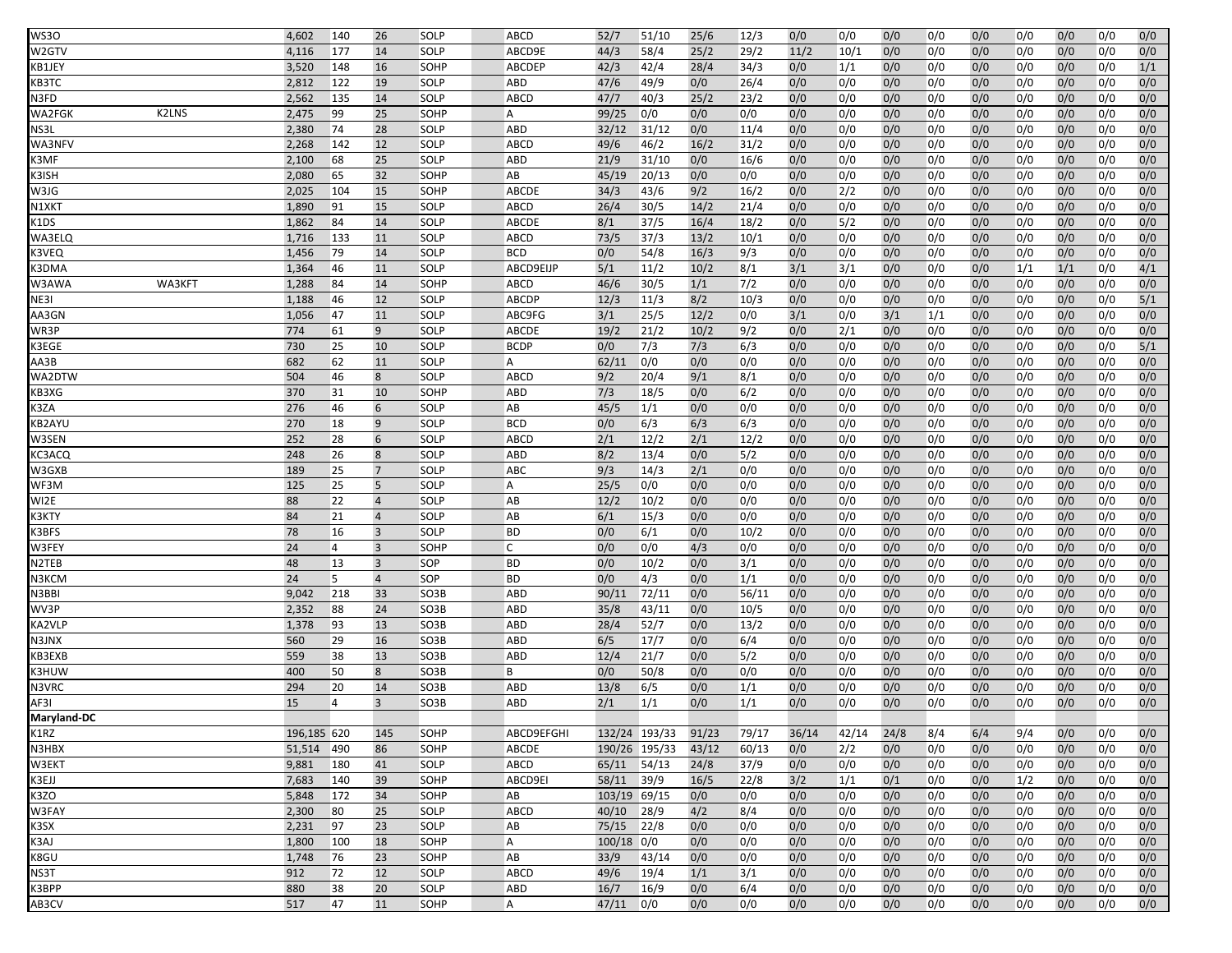| | | | | | | | | | | | | | | | | | | | | |
|---|---|---|---|---|---|---|---|---|---|---|---|---|---|---|---|---|---|---|---|---|
| WS3O | | 4,602 | 140 | 26 | SOLP | ABCD | 52/7 | 51/10 | 25/6 | 12/3 | 0/0 | 0/0 | 0/0 | 0/0 | 0/0 | 0/0 | 0/0 | 0/0 | 0/0 |
| W2GTV | | 4,116 | 177 | 14 | SOLP | ABCD9E | 44/3 | 58/4 | 25/2 | 29/2 | 11/2 | 10/1 | 0/0 | 0/0 | 0/0 | 0/0 | 0/0 | 0/0 | 0/0 |
| KB1JEY | | 3,520 | 148 | 16 | SOHP | ABCDEP | 42/3 | 42/4 | 28/4 | 34/3 | 0/0 | 1/1 | 0/0 | 0/0 | 0/0 | 0/0 | 0/0 | 0/0 | 1/1 |
| KB3TC | | 2,812 | 122 | 19 | SOLP | ABD | 47/6 | 49/9 | 0/0 | 26/4 | 0/0 | 0/0 | 0/0 | 0/0 | 0/0 | 0/0 | 0/0 | 0/0 | 0/0 |
| N3FD | | 2,562 | 135 | 14 | SOLP | ABCD | 47/7 | 40/3 | 25/2 | 23/2 | 0/0 | 0/0 | 0/0 | 0/0 | 0/0 | 0/0 | 0/0 | 0/0 | 0/0 |
| WA2FGK | K2LNS | 2,475 | 99 | 25 | SOHP | A | 99/25 | 0/0 | 0/0 | 0/0 | 0/0 | 0/0 | 0/0 | 0/0 | 0/0 | 0/0 | 0/0 | 0/0 | 0/0 |
| NS3L | | 2,380 | 74 | 28 | SOLP | ABD | 32/12 | 31/12 | 0/0 | 11/4 | 0/0 | 0/0 | 0/0 | 0/0 | 0/0 | 0/0 | 0/0 | 0/0 | 0/0 |
| WA3NFV | | 2,268 | 142 | 12 | SOLP | ABCD | 49/6 | 46/2 | 16/2 | 31/2 | 0/0 | 0/0 | 0/0 | 0/0 | 0/0 | 0/0 | 0/0 | 0/0 | 0/0 |
| K3MF | | 2,100 | 68 | 25 | SOLP | ABD | 21/9 | 31/10 | 0/0 | 16/6 | 0/0 | 0/0 | 0/0 | 0/0 | 0/0 | 0/0 | 0/0 | 0/0 | 0/0 |
| K3ISH | | 2,080 | 65 | 32 | SOHP | AB | 45/19 | 20/13 | 0/0 | 0/0 | 0/0 | 0/0 | 0/0 | 0/0 | 0/0 | 0/0 | 0/0 | 0/0 | 0/0 |
| W3JG | | 2,025 | 104 | 15 | SOHP | ABCDE | 34/3 | 43/6 | 9/2 | 16/2 | 0/0 | 2/2 | 0/0 | 0/0 | 0/0 | 0/0 | 0/0 | 0/0 | 0/0 |
| N1XKT | | 1,890 | 91 | 15 | SOLP | ABCD | 26/4 | 30/5 | 14/2 | 21/4 | 0/0 | 0/0 | 0/0 | 0/0 | 0/0 | 0/0 | 0/0 | 0/0 | 0/0 |
| K1DS | | 1,862 | 84 | 14 | SOLP | ABCDE | 8/1 | 37/5 | 16/4 | 18/2 | 0/0 | 5/2 | 0/0 | 0/0 | 0/0 | 0/0 | 0/0 | 0/0 | 0/0 |
| WA3ELQ | | 1,716 | 133 | 11 | SOLP | ABCD | 73/5 | 37/3 | 13/2 | 10/1 | 0/0 | 0/0 | 0/0 | 0/0 | 0/0 | 0/0 | 0/0 | 0/0 | 0/0 |
| K3VEQ | | 1,456 | 79 | 14 | SOLP | BCD | 0/0 | 54/8 | 16/3 | 9/3 | 0/0 | 0/0 | 0/0 | 0/0 | 0/0 | 0/0 | 0/0 | 0/0 | 0/0 |
| K3DMA | | 1,364 | 46 | 11 | SOLP | ABCD9EIJP | 5/1 | 11/2 | 10/2 | 8/1 | 3/1 | 3/1 | 0/0 | 0/0 | 0/0 | 1/1 | 1/1 | 0/0 | 4/1 |
| W3AWA | WA3KFT | 1,288 | 84 | 14 | SOHP | ABCD | 46/6 | 30/5 | 1/1 | 7/2 | 0/0 | 0/0 | 0/0 | 0/0 | 0/0 | 0/0 | 0/0 | 0/0 | 0/0 |
| NE3I | | 1,188 | 46 | 12 | SOLP | ABCDP | 12/3 | 11/3 | 8/2 | 10/3 | 0/0 | 0/0 | 0/0 | 0/0 | 0/0 | 0/0 | 0/0 | 0/0 | 5/1 |
| AA3GN | | 1,056 | 47 | 11 | SOLP | ABC9FG | 3/1 | 25/5 | 12/2 | 0/0 | 3/1 | 0/0 | 3/1 | 1/1 | 0/0 | 0/0 | 0/0 | 0/0 | 0/0 |
| WR3P | | 774 | 61 | 9 | SOLP | ABCDE | 19/2 | 21/2 | 10/2 | 9/2 | 0/0 | 2/1 | 0/0 | 0/0 | 0/0 | 0/0 | 0/0 | 0/0 | 0/0 |
| K3EGE | | 730 | 25 | 10 | SOLP | BCDP | 0/0 | 7/3 | 7/3 | 6/3 | 0/0 | 0/0 | 0/0 | 0/0 | 0/0 | 0/0 | 0/0 | 0/0 | 5/1 |
| AA3B | | 682 | 62 | 11 | SOLP | A | 62/11 | 0/0 | 0/0 | 0/0 | 0/0 | 0/0 | 0/0 | 0/0 | 0/0 | 0/0 | 0/0 | 0/0 | 0/0 |
| WA2DTW | | 504 | 46 | 8 | SOLP | ABCD | 9/2 | 20/4 | 9/1 | 8/1 | 0/0 | 0/0 | 0/0 | 0/0 | 0/0 | 0/0 | 0/0 | 0/0 | 0/0 |
| KB3XG | | 370 | 31 | 10 | SOHP | ABD | 7/3 | 18/5 | 0/0 | 6/2 | 0/0 | 0/0 | 0/0 | 0/0 | 0/0 | 0/0 | 0/0 | 0/0 | 0/0 |
| K3ZA | | 276 | 46 | 6 | SOLP | AB | 45/5 | 1/1 | 0/0 | 0/0 | 0/0 | 0/0 | 0/0 | 0/0 | 0/0 | 0/0 | 0/0 | 0/0 | 0/0 |
| KB2AYU | | 270 | 18 | 9 | SOLP | BCD | 0/0 | 6/3 | 6/3 | 6/3 | 0/0 | 0/0 | 0/0 | 0/0 | 0/0 | 0/0 | 0/0 | 0/0 | 0/0 |
| W3SEN | | 252 | 28 | 6 | SOLP | ABCD | 2/1 | 12/2 | 2/1 | 12/2 | 0/0 | 0/0 | 0/0 | 0/0 | 0/0 | 0/0 | 0/0 | 0/0 | 0/0 |
| KC3ACQ | | 248 | 26 | 8 | SOLP | ABD | 8/2 | 13/4 | 0/0 | 5/2 | 0/0 | 0/0 | 0/0 | 0/0 | 0/0 | 0/0 | 0/0 | 0/0 | 0/0 |
| W3GXB | | 189 | 25 | 7 | SOLP | ABC | 9/3 | 14/3 | 2/1 | 0/0 | 0/0 | 0/0 | 0/0 | 0/0 | 0/0 | 0/0 | 0/0 | 0/0 | 0/0 |
| WF3M | | 125 | 25 | 5 | SOLP | A | 25/5 | 0/0 | 0/0 | 0/0 | 0/0 | 0/0 | 0/0 | 0/0 | 0/0 | 0/0 | 0/0 | 0/0 | 0/0 |
| WI2E | | 88 | 22 | 4 | SOLP | AB | 12/2 | 10/2 | 0/0 | 0/0 | 0/0 | 0/0 | 0/0 | 0/0 | 0/0 | 0/0 | 0/0 | 0/0 | 0/0 |
| K3KTY | | 84 | 21 | 4 | SOLP | AB | 6/1 | 15/3 | 0/0 | 0/0 | 0/0 | 0/0 | 0/0 | 0/0 | 0/0 | 0/0 | 0/0 | 0/0 | 0/0 |
| K3BFS | | 78 | 16 | 3 | SOLP | BD | 0/0 | 6/1 | 0/0 | 10/2 | 0/0 | 0/0 | 0/0 | 0/0 | 0/0 | 0/0 | 0/0 | 0/0 | 0/0 |
| W3FEY | | 24 | 4 | 3 | SOHP | C | 0/0 | 0/0 | 4/3 | 0/0 | 0/0 | 0/0 | 0/0 | 0/0 | 0/0 | 0/0 | 0/0 | 0/0 | 0/0 |
| N2TEB | | 48 | 13 | 3 | SOP | BD | 0/0 | 10/2 | 0/0 | 3/1 | 0/0 | 0/0 | 0/0 | 0/0 | 0/0 | 0/0 | 0/0 | 0/0 | 0/0 |
| N3KCM | | 24 | 5 | 4 | SOP | BD | 0/0 | 4/3 | 0/0 | 1/1 | 0/0 | 0/0 | 0/0 | 0/0 | 0/0 | 0/0 | 0/0 | 0/0 | 0/0 |
| N3BBI | | 9,042 | 218 | 33 | SO3B | ABD | 90/11 | 72/11 | 0/0 | 56/11 | 0/0 | 0/0 | 0/0 | 0/0 | 0/0 | 0/0 | 0/0 | 0/0 | 0/0 |
| WV3P | | 2,352 | 88 | 24 | SO3B | ABD | 35/8 | 43/11 | 0/0 | 10/5 | 0/0 | 0/0 | 0/0 | 0/0 | 0/0 | 0/0 | 0/0 | 0/0 | 0/0 |
| KA2VLP | | 1,378 | 93 | 13 | SO3B | ABD | 28/4 | 52/7 | 0/0 | 13/2 | 0/0 | 0/0 | 0/0 | 0/0 | 0/0 | 0/0 | 0/0 | 0/0 | 0/0 |
| N3JNX | | 560 | 29 | 16 | SO3B | ABD | 6/5 | 17/7 | 0/0 | 6/4 | 0/0 | 0/0 | 0/0 | 0/0 | 0/0 | 0/0 | 0/0 | 0/0 | 0/0 |
| KB3EXB | | 559 | 38 | 13 | SO3B | ABD | 12/4 | 21/7 | 0/0 | 5/2 | 0/0 | 0/0 | 0/0 | 0/0 | 0/0 | 0/0 | 0/0 | 0/0 | 0/0 |
| K3HUW | | 400 | 50 | 8 | SO3B | B | 0/0 | 50/8 | 0/0 | 0/0 | 0/0 | 0/0 | 0/0 | 0/0 | 0/0 | 0/0 | 0/0 | 0/0 | 0/0 |
| N3VRC | | 294 | 20 | 14 | SO3B | ABD | 13/8 | 6/5 | 0/0 | 1/1 | 0/0 | 0/0 | 0/0 | 0/0 | 0/0 | 0/0 | 0/0 | 0/0 | 0/0 |
| AF3I | | 15 | 4 | 3 | SO3B | ABD | 2/1 | 1/1 | 0/0 | 1/1 | 0/0 | 0/0 | 0/0 | 0/0 | 0/0 | 0/0 | 0/0 | 0/0 | 0/0 |
| **Maryland-DC** | | | | | | | | | | | | | | | | | | | |
| K1RZ | | 196,185 | 620 | 145 | SOHP | ABCD9EFGHI | 132/24 | 193/33 | 91/23 | 79/17 | 36/14 | 42/14 | 24/8 | 8/4 | 6/4 | 9/4 | 0/0 | 0/0 | 0/0 |
| N3HBX | | 51,514 | 490 | 86 | SOHP | ABCDE | 190/26 | 195/33 | 43/12 | 60/13 | 0/0 | 2/2 | 0/0 | 0/0 | 0/0 | 0/0 | 0/0 | 0/0 | 0/0 |
| W3EKT | | 9,881 | 180 | 41 | SOLP | ABCD | 65/11 | 54/13 | 24/8 | 37/9 | 0/0 | 0/0 | 0/0 | 0/0 | 0/0 | 0/0 | 0/0 | 0/0 | 0/0 |
| K3EJJ | | 7,683 | 140 | 39 | SOHP | ABCD9EI | 58/11 | 39/9 | 16/5 | 22/8 | 3/2 | 1/1 | 0/1 | 0/0 | 0/0 | 1/2 | 0/0 | 0/0 | 0/0 |
| K3ZO | | 5,848 | 172 | 34 | SOHP | AB | 103/19 | 69/15 | 0/0 | 0/0 | 0/0 | 0/0 | 0/0 | 0/0 | 0/0 | 0/0 | 0/0 | 0/0 | 0/0 |
| W3FAY | | 2,300 | 80 | 25 | SOLP | ABCD | 40/10 | 28/9 | 4/2 | 8/4 | 0/0 | 0/0 | 0/0 | 0/0 | 0/0 | 0/0 | 0/0 | 0/0 | 0/0 |
| K3SX | | 2,231 | 97 | 23 | SOLP | AB | 75/15 | 22/8 | 0/0 | 0/0 | 0/0 | 0/0 | 0/0 | 0/0 | 0/0 | 0/0 | 0/0 | 0/0 | 0/0 |
| K3AJ | | 1,800 | 100 | 18 | SOHP | A | 100/18 | 0/0 | 0/0 | 0/0 | 0/0 | 0/0 | 0/0 | 0/0 | 0/0 | 0/0 | 0/0 | 0/0 | 0/0 |
| K8GU | | 1,748 | 76 | 23 | SOHP | AB | 33/9 | 43/14 | 0/0 | 0/0 | 0/0 | 0/0 | 0/0 | 0/0 | 0/0 | 0/0 | 0/0 | 0/0 | 0/0 |
| NS3T | | 912 | 72 | 12 | SOLP | ABCD | 49/6 | 19/4 | 1/1 | 3/1 | 0/0 | 0/0 | 0/0 | 0/0 | 0/0 | 0/0 | 0/0 | 0/0 | 0/0 |
| K3BPP | | 880 | 38 | 20 | SOLP | ABD | 16/7 | 16/9 | 0/0 | 6/4 | 0/0 | 0/0 | 0/0 | 0/0 | 0/0 | 0/0 | 0/0 | 0/0 | 0/0 |
| AB3CV | | 517 | 47 | 11 | SOHP | A | 47/11 | 0/0 | 0/0 | 0/0 | 0/0 | 0/0 | 0/0 | 0/0 | 0/0 | 0/0 | 0/0 | 0/0 | 0/0 |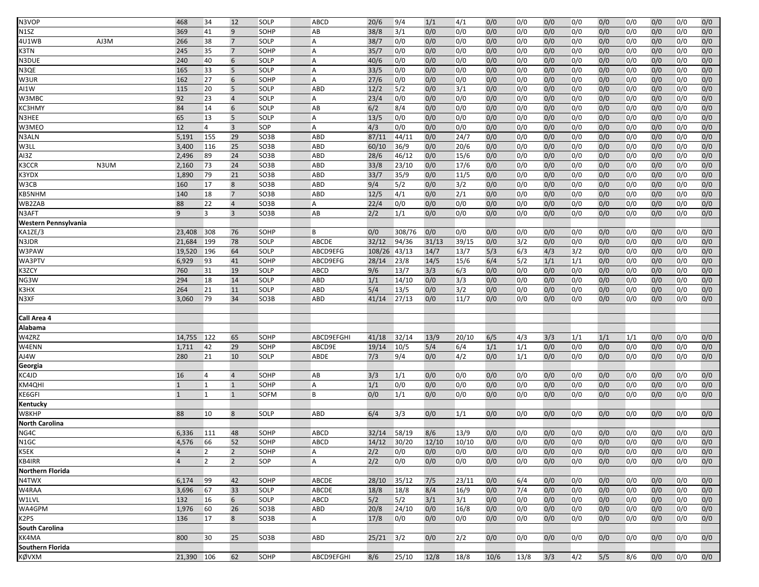| | | | | | | | | | | | | | | | | | | | | | | |
|---|---|---|---|---|---|---|---|---|---|---|---|---|---|---|---|---|---|---|---|---|---|---|
| N3VOP | | 468 | 34 | 12 | SOLP | | ABCD | 20/6 | 9/4 | 1/1 | 4/1 | 0/0 | 0/0 | 0/0 | 0/0 | 0/0 | 0/0 | 0/0 | 0/0 | 0/0 |
| N1SZ | | 369 | 41 | 9 | SOHP | | AB | 38/8 | 3/1 | 0/0 | 0/0 | 0/0 | 0/0 | 0/0 | 0/0 | 0/0 | 0/0 | 0/0 | 0/0 | 0/0 |
| 4U1WB | AJ3M | 266 | 38 | 7 | SOLP | | A | 38/7 | 0/0 | 0/0 | 0/0 | 0/0 | 0/0 | 0/0 | 0/0 | 0/0 | 0/0 | 0/0 | 0/0 | 0/0 |
| K3TN | | 245 | 35 | 7 | SOHP | | A | 35/7 | 0/0 | 0/0 | 0/0 | 0/0 | 0/0 | 0/0 | 0/0 | 0/0 | 0/0 | 0/0 | 0/0 | 0/0 |
| N3DUE | | 240 | 40 | 6 | SOLP | | A | 40/6 | 0/0 | 0/0 | 0/0 | 0/0 | 0/0 | 0/0 | 0/0 | 0/0 | 0/0 | 0/0 | 0/0 | 0/0 |
| N3QE | | 165 | 33 | 5 | SOLP | | A | 33/5 | 0/0 | 0/0 | 0/0 | 0/0 | 0/0 | 0/0 | 0/0 | 0/0 | 0/0 | 0/0 | 0/0 | 0/0 |
| W3UR | | 162 | 27 | 6 | SOHP | | A | 27/6 | 0/0 | 0/0 | 0/0 | 0/0 | 0/0 | 0/0 | 0/0 | 0/0 | 0/0 | 0/0 | 0/0 | 0/0 |
| AI1W | | 115 | 20 | 5 | SOLP | | ABD | 12/2 | 5/2 | 0/0 | 3/1 | 0/0 | 0/0 | 0/0 | 0/0 | 0/0 | 0/0 | 0/0 | 0/0 | 0/0 |
| W3MBC | | 92 | 23 | 4 | SOLP | | A | 23/4 | 0/0 | 0/0 | 0/0 | 0/0 | 0/0 | 0/0 | 0/0 | 0/0 | 0/0 | 0/0 | 0/0 | 0/0 |
| KC3HMY | | 84 | 14 | 6 | SOLP | | AB | 6/2 | 8/4 | 0/0 | 0/0 | 0/0 | 0/0 | 0/0 | 0/0 | 0/0 | 0/0 | 0/0 | 0/0 | 0/0 |
| N3HEE | | 65 | 13 | 5 | SOLP | | A | 13/5 | 0/0 | 0/0 | 0/0 | 0/0 | 0/0 | 0/0 | 0/0 | 0/0 | 0/0 | 0/0 | 0/0 | 0/0 |
| W3MEO | | 12 | 4 | 3 | SOP | | A | 4/3 | 0/0 | 0/0 | 0/0 | 0/0 | 0/0 | 0/0 | 0/0 | 0/0 | 0/0 | 0/0 | 0/0 | 0/0 |
| N3ALN | | 5,191 | 155 | 29 | SO3B | | ABD | 87/11 | 44/11 | 0/0 | 24/7 | 0/0 | 0/0 | 0/0 | 0/0 | 0/0 | 0/0 | 0/0 | 0/0 | 0/0 |
| W3LL | | 3,400 | 116 | 25 | SO3B | | ABD | 60/10 | 36/9 | 0/0 | 20/6 | 0/0 | 0/0 | 0/0 | 0/0 | 0/0 | 0/0 | 0/0 | 0/0 | 0/0 |
| AI3Z | | 2,496 | 89 | 24 | SO3B | | ABD | 28/6 | 46/12 | 0/0 | 15/6 | 0/0 | 0/0 | 0/0 | 0/0 | 0/0 | 0/0 | 0/0 | 0/0 | 0/0 |
| K3CCR | N3UM | 2,160 | 73 | 24 | SO3B | | ABD | 33/8 | 23/10 | 0/0 | 17/6 | 0/0 | 0/0 | 0/0 | 0/0 | 0/0 | 0/0 | 0/0 | 0/0 | 0/0 |
| K3YDX | | 1,890 | 79 | 21 | SO3B | | ABD | 33/7 | 35/9 | 0/0 | 11/5 | 0/0 | 0/0 | 0/0 | 0/0 | 0/0 | 0/0 | 0/0 | 0/0 | 0/0 |
| W3CB | | 160 | 17 | 8 | SO3B | | ABD | 9/4 | 5/2 | 0/0 | 3/2 | 0/0 | 0/0 | 0/0 | 0/0 | 0/0 | 0/0 | 0/0 | 0/0 | 0/0 |
| KB5NHM | | 140 | 18 | 7 | SO3B | | ABD | 12/5 | 4/1 | 0/0 | 2/1 | 0/0 | 0/0 | 0/0 | 0/0 | 0/0 | 0/0 | 0/0 | 0/0 | 0/0 |
| WB2ZAB | | 88 | 22 | 4 | SO3B | | A | 22/4 | 0/0 | 0/0 | 0/0 | 0/0 | 0/0 | 0/0 | 0/0 | 0/0 | 0/0 | 0/0 | 0/0 | 0/0 |
| N3AFT | | 9 | 3 | 3 | SO3B | | AB | 2/2 | 1/1 | 0/0 | 0/0 | 0/0 | 0/0 | 0/0 | 0/0 | 0/0 | 0/0 | 0/0 | 0/0 | 0/0 |
| **Western Pennsylvania** | | | | | | | | | | | | | | | | | | | | |
| KA1ZE/3 | | 23,408 | 308 | 76 | SOHP | | B | 0/0 | 308/76 | 0/0 | 0/0 | 0/0 | 0/0 | 0/0 | 0/0 | 0/0 | 0/0 | 0/0 | 0/0 | 0/0 |
| N3JDR | | 21,684 | 199 | 78 | SOLP | | ABCDE | 32/12 | 94/36 | 31/13 | 39/15 | 0/0 | 3/2 | 0/0 | 0/0 | 0/0 | 0/0 | 0/0 | 0/0 | 0/0 |
| W3PAW | | 19,520 | 196 | 64 | SOLP | | ABCD9EFG | 108/26 | 43/13 | 14/7 | 13/7 | 5/3 | 6/3 | 4/3 | 3/2 | 0/0 | 0/0 | 0/0 | 0/0 | 0/0 |
| WA3PTV | | 6,929 | 93 | 41 | SOHP | | ABCD9EFG | 28/14 | 23/8 | 14/5 | 15/6 | 6/4 | 5/2 | 1/1 | 1/1 | 0/0 | 0/0 | 0/0 | 0/0 | 0/0 |
| K3ZCY | | 760 | 31 | 19 | SOLP | | ABCD | 9/6 | 13/7 | 3/3 | 6/3 | 0/0 | 0/0 | 0/0 | 0/0 | 0/0 | 0/0 | 0/0 | 0/0 | 0/0 |
| NG3W | | 294 | 18 | 14 | SOLP | | ABD | 1/1 | 14/10 | 0/0 | 3/3 | 0/0 | 0/0 | 0/0 | 0/0 | 0/0 | 0/0 | 0/0 | 0/0 | 0/0 |
| K3HX | | 264 | 21 | 11 | SOLP | | ABD | 5/4 | 13/5 | 0/0 | 3/2 | 0/0 | 0/0 | 0/0 | 0/0 | 0/0 | 0/0 | 0/0 | 0/0 | 0/0 |
| N3XF | | 3,060 | 79 | 34 | SO3B | | ABD | 41/14 | 27/13 | 0/0 | 11/7 | 0/0 | 0/0 | 0/0 | 0/0 | 0/0 | 0/0 | 0/0 | 0/0 | 0/0 |
| | | | | | | | | | | | | | | | | | | | | |
| **Call Area 4** | | | | | | | | | | | | | | | | | | | | |
| **Alabama** | | | | | | | | | | | | | | | | | | | | |
| W4ZRZ | | 14,755 | 122 | 65 | SOHP | | ABCD9EFGHI | 41/18 | 32/14 | 13/9 | 20/10 | 6/5 | 4/3 | 3/3 | 1/1 | 1/1 | 1/1 | 0/0 | 0/0 | 0/0 |
| W4ENN | | 1,711 | 42 | 29 | SOHP | | ABCD9E | 19/14 | 10/5 | 5/4 | 6/4 | 1/1 | 1/1 | 0/0 | 0/0 | 0/0 | 0/0 | 0/0 | 0/0 | 0/0 |
| AJ4W | | 280 | 21 | 10 | SOLP | | ABDE | 7/3 | 9/4 | 0/0 | 4/2 | 0/0 | 1/1 | 0/0 | 0/0 | 0/0 | 0/0 | 0/0 | 0/0 | 0/0 |
| **Georgia** | | | | | | | | | | | | | | | | | | | | |
| KC4JD | | 16 | 4 | 4 | SOHP | | AB | 3/3 | 1/1 | 0/0 | 0/0 | 0/0 | 0/0 | 0/0 | 0/0 | 0/0 | 0/0 | 0/0 | 0/0 | 0/0 |
| KM4QHI | | 1 | 1 | 1 | SOHP | | A | 1/1 | 0/0 | 0/0 | 0/0 | 0/0 | 0/0 | 0/0 | 0/0 | 0/0 | 0/0 | 0/0 | 0/0 | 0/0 |
| KE6GFI | | 1 | 1 | 1 | SOFM | | B | 0/0 | 1/1 | 0/0 | 0/0 | 0/0 | 0/0 | 0/0 | 0/0 | 0/0 | 0/0 | 0/0 | 0/0 | 0/0 |
| **Kentucky** | | | | | | | | | | | | | | | | | | | | |
| W8KHP | | 88 | 10 | 8 | SOLP | | ABD | 6/4 | 3/3 | 0/0 | 1/1 | 0/0 | 0/0 | 0/0 | 0/0 | 0/0 | 0/0 | 0/0 | 0/0 | 0/0 |
| **North Carolina** | | | | | | | | | | | | | | | | | | | | |
| NG4C | | 6,336 | 111 | 48 | SOHP | | ABCD | 32/14 | 58/19 | 8/6 | 13/9 | 0/0 | 0/0 | 0/0 | 0/0 | 0/0 | 0/0 | 0/0 | 0/0 | 0/0 |
| N1GC | | 4,576 | 66 | 52 | SOHP | | ABCD | 14/12 | 30/20 | 12/10 | 10/10 | 0/0 | 0/0 | 0/0 | 0/0 | 0/0 | 0/0 | 0/0 | 0/0 | 0/0 |
| K5EK | | 4 | 2 | 2 | SOHP | | A | 2/2 | 0/0 | 0/0 | 0/0 | 0/0 | 0/0 | 0/0 | 0/0 | 0/0 | 0/0 | 0/0 | 0/0 | 0/0 |
| KB4IRR | | 4 | 2 | 2 | SOP | | A | 2/2 | 0/0 | 0/0 | 0/0 | 0/0 | 0/0 | 0/0 | 0/0 | 0/0 | 0/0 | 0/0 | 0/0 | 0/0 |
| **Northern Florida** | | | | | | | | | | | | | | | | | | | | |
| N4TWX | | 6,174 | 99 | 42 | SOHP | | ABCDE | 28/10 | 35/12 | 7/5 | 23/11 | 0/0 | 6/4 | 0/0 | 0/0 | 0/0 | 0/0 | 0/0 | 0/0 | 0/0 |
| W4RAA | | 3,696 | 67 | 33 | SOLP | | ABCDE | 18/8 | 18/8 | 8/4 | 16/9 | 0/0 | 7/4 | 0/0 | 0/0 | 0/0 | 0/0 | 0/0 | 0/0 | 0/0 |
| W1LVL | | 132 | 16 | 6 | SOLP | | ABCD | 5/2 | 5/2 | 3/1 | 3/1 | 0/0 | 0/0 | 0/0 | 0/0 | 0/0 | 0/0 | 0/0 | 0/0 | 0/0 |
| WA4GPM | | 1,976 | 60 | 26 | SO3B | | ABD | 20/8 | 24/10 | 0/0 | 16/8 | 0/0 | 0/0 | 0/0 | 0/0 | 0/0 | 0/0 | 0/0 | 0/0 | 0/0 |
| K2PS | | 136 | 17 | 8 | SO3B | | A | 17/8 | 0/0 | 0/0 | 0/0 | 0/0 | 0/0 | 0/0 | 0/0 | 0/0 | 0/0 | 0/0 | 0/0 | 0/0 |
| **South Carolina** | | | | | | | | | | | | | | | | | | | | |
| KK4MA | | 800 | 30 | 25 | SO3B | | ABD | 25/21 | 3/2 | 0/0 | 2/2 | 0/0 | 0/0 | 0/0 | 0/0 | 0/0 | 0/0 | 0/0 | 0/0 | 0/0 |
| **Southern Florida** | | | | | | | | | | | | | | | | | | | | |
| KØVXM | | 21,390 | 106 | 62 | SOHP | | ABCD9EFGHI | 8/6 | 25/10 | 12/8 | 18/8 | 10/6 | 13/8 | 3/3 | 4/2 | 5/5 | 8/6 | 0/0 | 0/0 | 0/0 |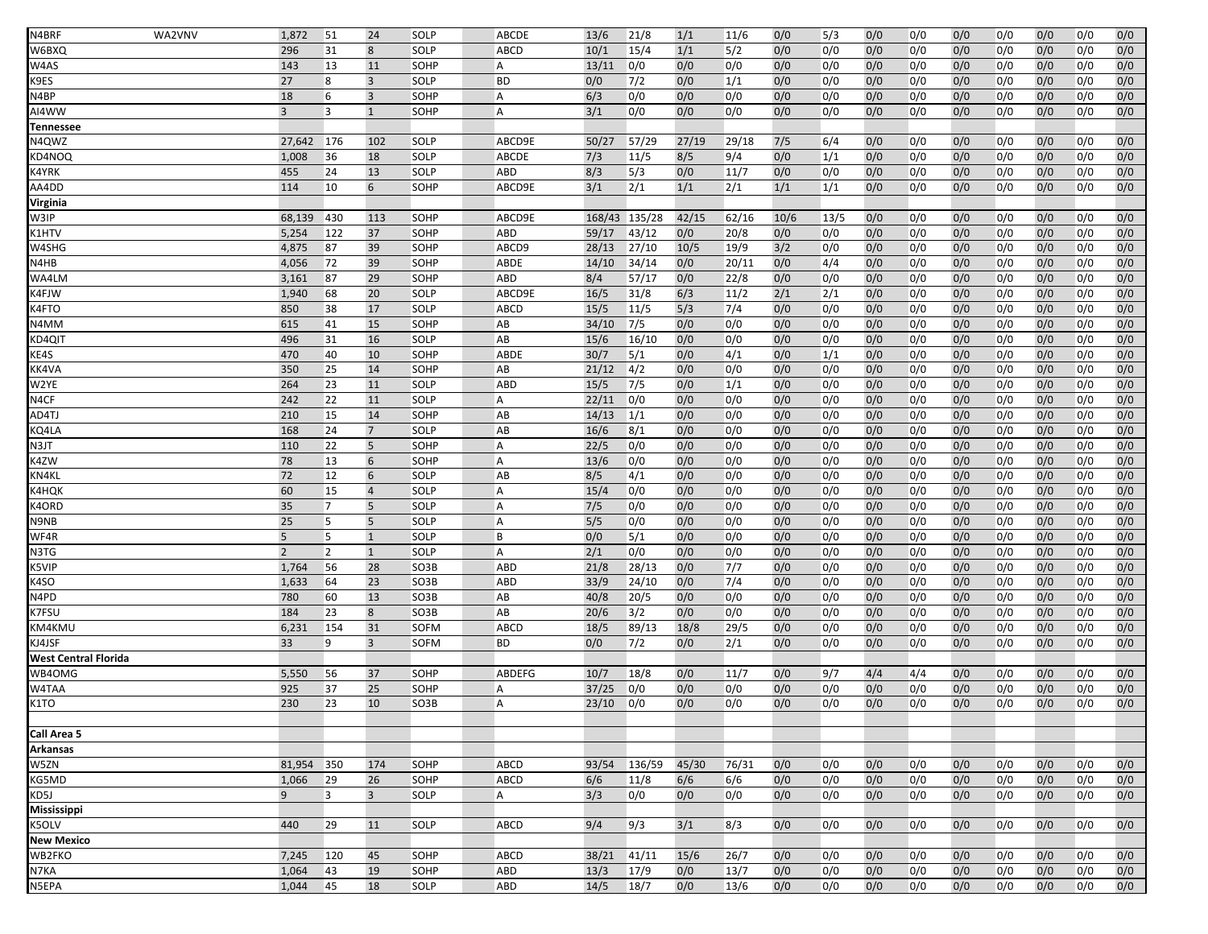| | | | | | | | | | | | | | | | | | | | | | |
|---|---|---|---|---|---|---|---|---|---|---|---|---|---|---|---|---|---|---|---|---|---|
| N4BRF | WA2VNV | 1,872 | 51 | 24 | SOLP | ABCDE | 13/6 | 21/8 | 1/1 | 11/6 | 0/0 | 5/3 | 0/0 | 0/0 | 0/0 | 0/0 | 0/0 | 0/0 | 0/0 |
| W6BXQ | | 296 | 31 | 8 | SOLP | ABCD | 10/1 | 15/4 | 1/1 | 5/2 | 0/0 | 0/0 | 0/0 | 0/0 | 0/0 | 0/0 | 0/0 | 0/0 | 0/0 |
| W4AS | | 143 | 13 | 11 | SOHP | A | 13/11 | 0/0 | 0/0 | 0/0 | 0/0 | 0/0 | 0/0 | 0/0 | 0/0 | 0/0 | 0/0 | 0/0 | 0/0 |
| K9ES | | 27 | 8 | 3 | SOLP | BD | 0/0 | 7/2 | 0/0 | 1/1 | 0/0 | 0/0 | 0/0 | 0/0 | 0/0 | 0/0 | 0/0 | 0/0 | 0/0 |
| N4BP | | 18 | 6 | 3 | SOHP | A | 6/3 | 0/0 | 0/0 | 0/0 | 0/0 | 0/0 | 0/0 | 0/0 | 0/0 | 0/0 | 0/0 | 0/0 | 0/0 |
| AI4WW | | 3 | 3 | 1 | SOHP | A | 3/1 | 0/0 | 0/0 | 0/0 | 0/0 | 0/0 | 0/0 | 0/0 | 0/0 | 0/0 | 0/0 | 0/0 | 0/0 |
| **Tennessee** | | | | | | | | | | | | | | | | | | | |
| N4QWZ | | 27,642 | 176 | 102 | SOLP | ABCD9E | 50/27 | 57/29 | 27/19 | 29/18 | 7/5 | 6/4 | 0/0 | 0/0 | 0/0 | 0/0 | 0/0 | 0/0 | 0/0 |
| KD4NOQ | | 1,008 | 36 | 18 | SOLP | ABCDE | 7/3 | 11/5 | 8/5 | 9/4 | 0/0 | 1/1 | 0/0 | 0/0 | 0/0 | 0/0 | 0/0 | 0/0 | 0/0 |
| K4YRK | | 455 | 24 | 13 | SOLP | ABD | 8/3 | 5/3 | 0/0 | 11/7 | 0/0 | 0/0 | 0/0 | 0/0 | 0/0 | 0/0 | 0/0 | 0/0 | 0/0 |
| AA4DD | | 114 | 10 | 6 | SOHP | ABCD9E | 3/1 | 2/1 | 1/1 | 2/1 | 1/1 | 1/1 | 0/0 | 0/0 | 0/0 | 0/0 | 0/0 | 0/0 | 0/0 |
| **Virginia** | | | | | | | | | | | | | | | | | | | |
| W3IP | | 68,139 | 430 | 113 | SOHP | ABCD9E | 168/43 | 135/28 | 42/15 | 62/16 | 10/6 | 13/5 | 0/0 | 0/0 | 0/0 | 0/0 | 0/0 | 0/0 | 0/0 |
| K1HTV | | 5,254 | 122 | 37 | SOHP | ABD | 59/17 | 43/12 | 0/0 | 20/8 | 0/0 | 0/0 | 0/0 | 0/0 | 0/0 | 0/0 | 0/0 | 0/0 | 0/0 |
| W4SHG | | 4,875 | 87 | 39 | SOHP | ABCD9 | 28/13 | 27/10 | 10/5 | 19/9 | 3/2 | 0/0 | 0/0 | 0/0 | 0/0 | 0/0 | 0/0 | 0/0 | 0/0 |
| N4HB | | 4,056 | 72 | 39 | SOHP | ABDE | 14/10 | 34/14 | 0/0 | 20/11 | 0/0 | 4/4 | 0/0 | 0/0 | 0/0 | 0/0 | 0/0 | 0/0 | 0/0 |
| WA4LM | | 3,161 | 87 | 29 | SOHP | ABD | 8/4 | 57/17 | 0/0 | 22/8 | 0/0 | 0/0 | 0/0 | 0/0 | 0/0 | 0/0 | 0/0 | 0/0 | 0/0 |
| K4FJW | | 1,940 | 68 | 20 | SOLP | ABCD9E | 16/5 | 31/8 | 6/3 | 11/2 | 2/1 | 2/1 | 0/0 | 0/0 | 0/0 | 0/0 | 0/0 | 0/0 | 0/0 |
| K4FTO | | 850 | 38 | 17 | SOLP | ABCD | 15/5 | 11/5 | 5/3 | 7/4 | 0/0 | 0/0 | 0/0 | 0/0 | 0/0 | 0/0 | 0/0 | 0/0 | 0/0 |
| N4MM | | 615 | 41 | 15 | SOHP | AB | 34/10 | 7/5 | 0/0 | 0/0 | 0/0 | 0/0 | 0/0 | 0/0 | 0/0 | 0/0 | 0/0 | 0/0 | 0/0 |
| KD4QIT | | 496 | 31 | 16 | SOLP | AB | 15/6 | 16/10 | 0/0 | 0/0 | 0/0 | 0/0 | 0/0 | 0/0 | 0/0 | 0/0 | 0/0 | 0/0 | 0/0 |
| KE4S | | 470 | 40 | 10 | SOHP | ABDE | 30/7 | 5/1 | 0/0 | 4/1 | 0/0 | 1/1 | 0/0 | 0/0 | 0/0 | 0/0 | 0/0 | 0/0 | 0/0 |
| KK4VA | | 350 | 25 | 14 | SOHP | AB | 21/12 | 4/2 | 0/0 | 0/0 | 0/0 | 0/0 | 0/0 | 0/0 | 0/0 | 0/0 | 0/0 | 0/0 | 0/0 |
| W2YE | | 264 | 23 | 11 | SOLP | ABD | 15/5 | 7/5 | 0/0 | 1/1 | 0/0 | 0/0 | 0/0 | 0/0 | 0/0 | 0/0 | 0/0 | 0/0 | 0/0 |
| N4CF | | 242 | 22 | 11 | SOLP | A | 22/11 | 0/0 | 0/0 | 0/0 | 0/0 | 0/0 | 0/0 | 0/0 | 0/0 | 0/0 | 0/0 | 0/0 | 0/0 |
| AD4TJ | | 210 | 15 | 14 | SOHP | AB | 14/13 | 1/1 | 0/0 | 0/0 | 0/0 | 0/0 | 0/0 | 0/0 | 0/0 | 0/0 | 0/0 | 0/0 | 0/0 |
| KQ4LA | | 168 | 24 | 7 | SOLP | AB | 16/6 | 8/1 | 0/0 | 0/0 | 0/0 | 0/0 | 0/0 | 0/0 | 0/0 | 0/0 | 0/0 | 0/0 | 0/0 |
| N3JT | | 110 | 22 | 5 | SOHP | A | 22/5 | 0/0 | 0/0 | 0/0 | 0/0 | 0/0 | 0/0 | 0/0 | 0/0 | 0/0 | 0/0 | 0/0 | 0/0 |
| K4ZW | | 78 | 13 | 6 | SOHP | A | 13/6 | 0/0 | 0/0 | 0/0 | 0/0 | 0/0 | 0/0 | 0/0 | 0/0 | 0/0 | 0/0 | 0/0 | 0/0 |
| KN4KL | | 72 | 12 | 6 | SOLP | AB | 8/5 | 4/1 | 0/0 | 0/0 | 0/0 | 0/0 | 0/0 | 0/0 | 0/0 | 0/0 | 0/0 | 0/0 | 0/0 |
| K4HQK | | 60 | 15 | 4 | SOLP | A | 15/4 | 0/0 | 0/0 | 0/0 | 0/0 | 0/0 | 0/0 | 0/0 | 0/0 | 0/0 | 0/0 | 0/0 | 0/0 |
| K4ORD | | 35 | 7 | 5 | SOLP | A | 7/5 | 0/0 | 0/0 | 0/0 | 0/0 | 0/0 | 0/0 | 0/0 | 0/0 | 0/0 | 0/0 | 0/0 | 0/0 |
| N9NB | | 25 | 5 | 5 | SOLP | A | 5/5 | 0/0 | 0/0 | 0/0 | 0/0 | 0/0 | 0/0 | 0/0 | 0/0 | 0/0 | 0/0 | 0/0 | 0/0 |
| WF4R | | 5 | 5 | 1 | SOLP | B | 0/0 | 5/1 | 0/0 | 0/0 | 0/0 | 0/0 | 0/0 | 0/0 | 0/0 | 0/0 | 0/0 | 0/0 | 0/0 |
| N3TG | | 2 | 2 | 1 | SOLP | A | 2/1 | 0/0 | 0/0 | 0/0 | 0/0 | 0/0 | 0/0 | 0/0 | 0/0 | 0/0 | 0/0 | 0/0 | 0/0 |
| K5VIP | | 1,764 | 56 | 28 | SO3B | ABD | 21/8 | 28/13 | 0/0 | 7/7 | 0/0 | 0/0 | 0/0 | 0/0 | 0/0 | 0/0 | 0/0 | 0/0 | 0/0 |
| K4SO | | 1,633 | 64 | 23 | SO3B | ABD | 33/9 | 24/10 | 0/0 | 7/4 | 0/0 | 0/0 | 0/0 | 0/0 | 0/0 | 0/0 | 0/0 | 0/0 | 0/0 |
| N4PD | | 780 | 60 | 13 | SO3B | AB | 40/8 | 20/5 | 0/0 | 0/0 | 0/0 | 0/0 | 0/0 | 0/0 | 0/0 | 0/0 | 0/0 | 0/0 | 0/0 |
| K7FSU | | 184 | 23 | 8 | SO3B | AB | 20/6 | 3/2 | 0/0 | 0/0 | 0/0 | 0/0 | 0/0 | 0/0 | 0/0 | 0/0 | 0/0 | 0/0 | 0/0 |
| KM4KMU | | 6,231 | 154 | 31 | SOFM | ABCD | 18/5 | 89/13 | 18/8 | 29/5 | 0/0 | 0/0 | 0/0 | 0/0 | 0/0 | 0/0 | 0/0 | 0/0 | 0/0 |
| KJ4JSF | | 33 | 9 | 3 | SOFM | BD | 0/0 | 7/2 | 0/0 | 2/1 | 0/0 | 0/0 | 0/0 | 0/0 | 0/0 | 0/0 | 0/0 | 0/0 | 0/0 |
| **West Central Florida** | | | | | | | | | | | | | | | | | | | |
| WB4OMG | | 5,550 | 56 | 37 | SOHP | ABDEFG | 10/7 | 18/8 | 0/0 | 11/7 | 0/0 | 9/7 | 4/4 | 4/4 | 0/0 | 0/0 | 0/0 | 0/0 | 0/0 |
| W4TAA | | 925 | 37 | 25 | SOHP | A | 37/25 | 0/0 | 0/0 | 0/0 | 0/0 | 0/0 | 0/0 | 0/0 | 0/0 | 0/0 | 0/0 | 0/0 | 0/0 |
| K1TO | | 230 | 23 | 10 | SO3B | A | 23/10 | 0/0 | 0/0 | 0/0 | 0/0 | 0/0 | 0/0 | 0/0 | 0/0 | 0/0 | 0/0 | 0/0 | 0/0 |
| | | | | | | | | | | | | | | | | | | | |
| **Call Area 5** | | | | | | | | | | | | | | | | | | | |
| **Arkansas** | | | | | | | | | | | | | | | | | | | |
| W5ZN | | 81,954 | 350 | 174 | SOHP | ABCD | 93/54 | 136/59 | 45/30 | 76/31 | 0/0 | 0/0 | 0/0 | 0/0 | 0/0 | 0/0 | 0/0 | 0/0 | 0/0 |
| KG5MD | | 1,066 | 29 | 26 | SOHP | ABCD | 6/6 | 11/8 | 6/6 | 6/6 | 0/0 | 0/0 | 0/0 | 0/0 | 0/0 | 0/0 | 0/0 | 0/0 | 0/0 |
| KD5J | | 9 | 3 | 3 | SOLP | A | 3/3 | 0/0 | 0/0 | 0/0 | 0/0 | 0/0 | 0/0 | 0/0 | 0/0 | 0/0 | 0/0 | 0/0 | 0/0 |
| **Mississippi** | | | | | | | | | | | | | | | | | | | |
| K5OLV | | 440 | 29 | 11 | SOLP | ABCD | 9/4 | 9/3 | 3/1 | 8/3 | 0/0 | 0/0 | 0/0 | 0/0 | 0/0 | 0/0 | 0/0 | 0/0 | 0/0 |
| **New Mexico** | | | | | | | | | | | | | | | | | | | |
| WB2FKO | | 7,245 | 120 | 45 | SOHP | ABCD | 38/21 | 41/11 | 15/6 | 26/7 | 0/0 | 0/0 | 0/0 | 0/0 | 0/0 | 0/0 | 0/0 | 0/0 | 0/0 |
| N7KA | | 1,064 | 43 | 19 | SOHP | ABD | 13/3 | 17/9 | 0/0 | 13/7 | 0/0 | 0/0 | 0/0 | 0/0 | 0/0 | 0/0 | 0/0 | 0/0 | 0/0 |
| N5EPA | | 1,044 | 45 | 18 | SOLP | ABD | 14/5 | 18/7 | 0/0 | 13/6 | 0/0 | 0/0 | 0/0 | 0/0 | 0/0 | 0/0 | 0/0 | 0/0 | 0/0 |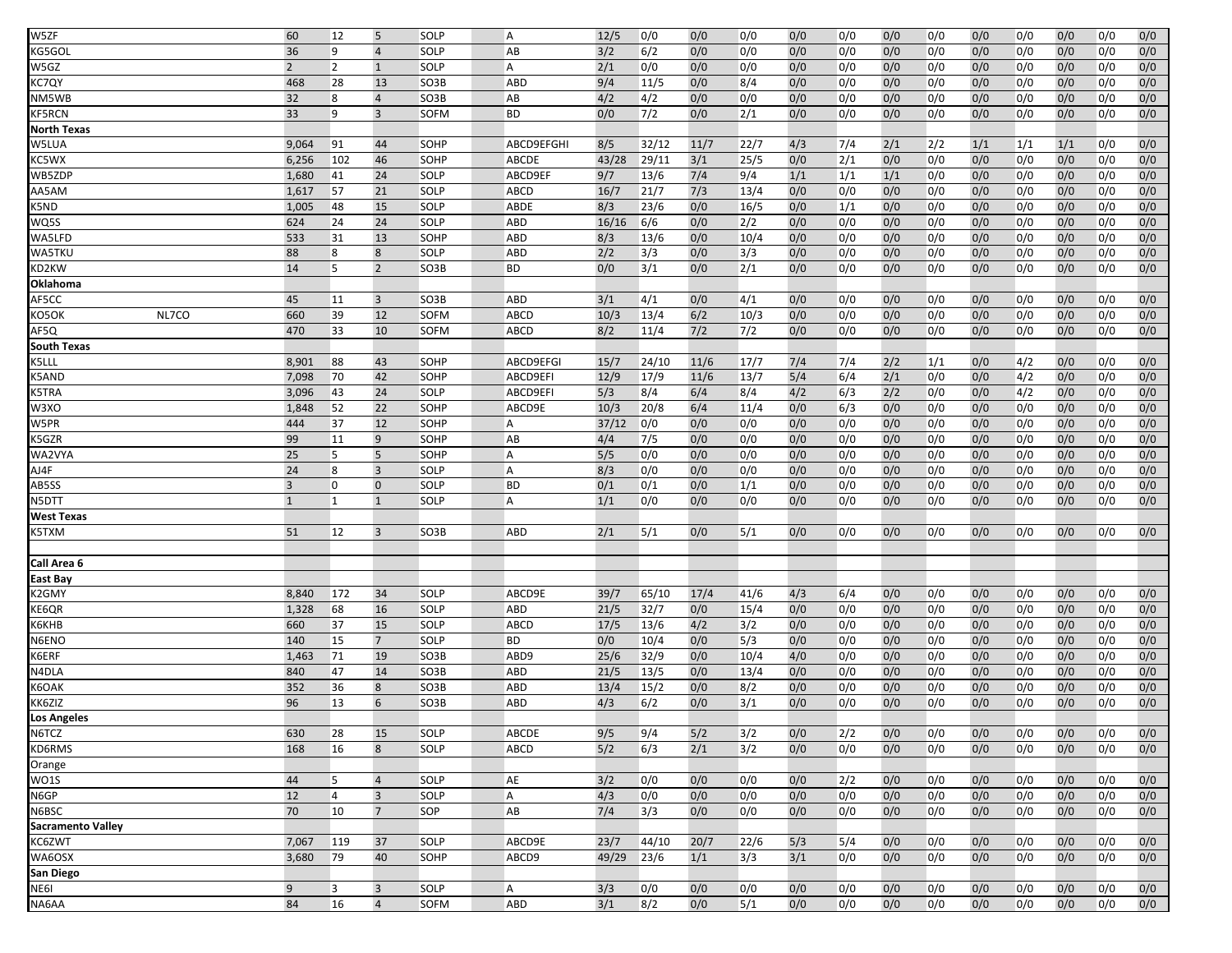| | | | | | | | | | | | | | | | | | | | |
|---|---|---|---|---|---|---|---|---|---|---|---|---|---|---|---|---|---|---|---|
| W5ZF | | 60 | 12 | 5 | SOLP | A | 12/5 | 0/0 | 0/0 | 0/0 | 0/0 | 0/0 | 0/0 | 0/0 | 0/0 | 0/0 | 0/0 | 0/0 | 0/0 |
| KG5GOL | | 36 | 9 | 4 | SOLP | AB | 3/2 | 6/2 | 0/0 | 0/0 | 0/0 | 0/0 | 0/0 | 0/0 | 0/0 | 0/0 | 0/0 | 0/0 | 0/0 |
| W5GZ | | 2 | 2 | 1 | SOLP | A | 2/1 | 0/0 | 0/0 | 0/0 | 0/0 | 0/0 | 0/0 | 0/0 | 0/0 | 0/0 | 0/0 | 0/0 | 0/0 |
| KC7QY | | 468 | 28 | 13 | SO3B | ABD | 9/4 | 11/5 | 0/0 | 8/4 | 0/0 | 0/0 | 0/0 | 0/0 | 0/0 | 0/0 | 0/0 | 0/0 | 0/0 |
| NM5WB | | 32 | 8 | 4 | SO3B | AB | 4/2 | 4/2 | 0/0 | 0/0 | 0/0 | 0/0 | 0/0 | 0/0 | 0/0 | 0/0 | 0/0 | 0/0 | 0/0 |
| KF5RCN | | 33 | 9 | 3 | SOFM | BD | 0/0 | 7/2 | 0/0 | 2/1 | 0/0 | 0/0 | 0/0 | 0/0 | 0/0 | 0/0 | 0/0 | 0/0 | 0/0 |
| **North Texas** | | | | | | | | | | | | | | | | | | | |
| W5LUA | | 9,064 | 91 | 44 | SOHP | ABCD9EFGHI | 8/5 | 32/12 | 11/7 | 22/7 | 4/3 | 7/4 | 2/1 | 2/2 | 1/1 | 1/1 | 1/1 | 0/0 | 0/0 |
| KC5WX | | 6,256 | 102 | 46 | SOHP | ABCDE | 43/28 | 29/11 | 3/1 | 25/5 | 0/0 | 2/1 | 0/0 | 0/0 | 0/0 | 0/0 | 0/0 | 0/0 | 0/0 |
| WB5ZDP | | 1,680 | 41 | 24 | SOLP | ABCD9EF | 9/7 | 13/6 | 7/4 | 9/4 | 1/1 | 1/1 | 1/1 | 0/0 | 0/0 | 0/0 | 0/0 | 0/0 | 0/0 |
| AA5AM | | 1,617 | 57 | 21 | SOLP | ABCD | 16/7 | 21/7 | 7/3 | 13/4 | 0/0 | 0/0 | 0/0 | 0/0 | 0/0 | 0/0 | 0/0 | 0/0 | 0/0 |
| K5ND | | 1,005 | 48 | 15 | SOLP | ABDE | 8/3 | 23/6 | 0/0 | 16/5 | 0/0 | 1/1 | 0/0 | 0/0 | 0/0 | 0/0 | 0/0 | 0/0 | 0/0 |
| WQ5S | | 624 | 24 | 24 | SOLP | ABD | 16/16 | 6/6 | 0/0 | 2/2 | 0/0 | 0/0 | 0/0 | 0/0 | 0/0 | 0/0 | 0/0 | 0/0 | 0/0 |
| WA5LFD | | 533 | 31 | 13 | SOHP | ABD | 8/3 | 13/6 | 0/0 | 10/4 | 0/0 | 0/0 | 0/0 | 0/0 | 0/0 | 0/0 | 0/0 | 0/0 | 0/0 |
| WA5TKU | | 88 | 8 | 8 | SOLP | ABD | 2/2 | 3/3 | 0/0 | 3/3 | 0/0 | 0/0 | 0/0 | 0/0 | 0/0 | 0/0 | 0/0 | 0/0 | 0/0 |
| KD2KW | | 14 | 5 | 2 | SO3B | BD | 0/0 | 3/1 | 0/0 | 2/1 | 0/0 | 0/0 | 0/0 | 0/0 | 0/0 | 0/0 | 0/0 | 0/0 | 0/0 |
| **Oklahoma** | | | | | | | | | | | | | | | | | | | |
| AF5CC | | 45 | 11 | 3 | SO3B | ABD | 3/1 | 4/1 | 0/0 | 4/1 | 0/0 | 0/0 | 0/0 | 0/0 | 0/0 | 0/0 | 0/0 | 0/0 | 0/0 |
| KO5OK | NL7CO | 660 | 39 | 12 | SOFM | ABCD | 10/3 | 13/4 | 6/2 | 10/3 | 0/0 | 0/0 | 0/0 | 0/0 | 0/0 | 0/0 | 0/0 | 0/0 | 0/0 |
| AF5Q | | 470 | 33 | 10 | SOFM | ABCD | 8/2 | 11/4 | 7/2 | 7/2 | 0/0 | 0/0 | 0/0 | 0/0 | 0/0 | 0/0 | 0/0 | 0/0 | 0/0 |
| **South Texas** | | | | | | | | | | | | | | | | | | | |
| K5LLL | | 8,901 | 88 | 43 | SOHP | ABCD9EFGI | 15/7 | 24/10 | 11/6 | 17/7 | 7/4 | 7/4 | 2/2 | 1/1 | 0/0 | 4/2 | 0/0 | 0/0 | 0/0 |
| K5AND | | 7,098 | 70 | 42 | SOHP | ABCD9EFI | 12/9 | 17/9 | 11/6 | 13/7 | 5/4 | 6/4 | 2/1 | 0/0 | 0/0 | 4/2 | 0/0 | 0/0 | 0/0 |
| K5TRA | | 3,096 | 43 | 24 | SOLP | ABCD9EFI | 5/3 | 8/4 | 6/4 | 8/4 | 4/2 | 6/3 | 2/2 | 0/0 | 0/0 | 4/2 | 0/0 | 0/0 | 0/0 |
| W3XO | | 1,848 | 52 | 22 | SOHP | ABCD9E | 10/3 | 20/8 | 6/4 | 11/4 | 0/0 | 6/3 | 0/0 | 0/0 | 0/0 | 0/0 | 0/0 | 0/0 | 0/0 |
| W5PR | | 444 | 37 | 12 | SOHP | A | 37/12 | 0/0 | 0/0 | 0/0 | 0/0 | 0/0 | 0/0 | 0/0 | 0/0 | 0/0 | 0/0 | 0/0 | 0/0 |
| K5GZR | | 99 | 11 | 9 | SOHP | AB | 4/4 | 7/5 | 0/0 | 0/0 | 0/0 | 0/0 | 0/0 | 0/0 | 0/0 | 0/0 | 0/0 | 0/0 | 0/0 |
| WA2VYA | | 25 | 5 | 5 | SOHP | A | 5/5 | 0/0 | 0/0 | 0/0 | 0/0 | 0/0 | 0/0 | 0/0 | 0/0 | 0/0 | 0/0 | 0/0 | 0/0 |
| AJ4F | | 24 | 8 | 3 | SOLP | A | 8/3 | 0/0 | 0/0 | 0/0 | 0/0 | 0/0 | 0/0 | 0/0 | 0/0 | 0/0 | 0/0 | 0/0 | 0/0 |
| AB5SS | | 3 | 0 | 0 | SOLP | BD | 0/1 | 0/1 | 0/0 | 1/1 | 0/0 | 0/0 | 0/0 | 0/0 | 0/0 | 0/0 | 0/0 | 0/0 | 0/0 |
| N5DTT | | 1 | 1 | 1 | SOLP | A | 1/1 | 0/0 | 0/0 | 0/0 | 0/0 | 0/0 | 0/0 | 0/0 | 0/0 | 0/0 | 0/0 | 0/0 | 0/0 |
| **West Texas** | | | | | | | | | | | | | | | | | | | |
| K5TXM | | 51 | 12 | 3 | SO3B | ABD | 2/1 | 5/1 | 0/0 | 5/1 | 0/0 | 0/0 | 0/0 | 0/0 | 0/0 | 0/0 | 0/0 | 0/0 | 0/0 |
| | | | | | | | | | | | | | | | | | | | |
| **Call Area 6** | | | | | | | | | | | | | | | | | | | |
| **East Bay** | | | | | | | | | | | | | | | | | | | |
| K2GMY | | 8,840 | 172 | 34 | SOLP | ABCD9E | 39/7 | 65/10 | 17/4 | 41/6 | 4/3 | 6/4 | 0/0 | 0/0 | 0/0 | 0/0 | 0/0 | 0/0 | 0/0 |
| KE6QR | | 1,328 | 68 | 16 | SOLP | ABD | 21/5 | 32/7 | 0/0 | 15/4 | 0/0 | 0/0 | 0/0 | 0/0 | 0/0 | 0/0 | 0/0 | 0/0 | 0/0 |
| K6KHB | | 660 | 37 | 15 | SOLP | ABCD | 17/5 | 13/6 | 4/2 | 3/2 | 0/0 | 0/0 | 0/0 | 0/0 | 0/0 | 0/0 | 0/0 | 0/0 | 0/0 |
| N6ENO | | 140 | 15 | 7 | SOLP | BD | 0/0 | 10/4 | 0/0 | 5/3 | 0/0 | 0/0 | 0/0 | 0/0 | 0/0 | 0/0 | 0/0 | 0/0 | 0/0 |
| K6ERF | | 1,463 | 71 | 19 | SO3B | ABD9 | 25/6 | 32/9 | 0/0 | 10/4 | 4/0 | 0/0 | 0/0 | 0/0 | 0/0 | 0/0 | 0/0 | 0/0 | 0/0 |
| N4DLA | | 840 | 47 | 14 | SO3B | ABD | 21/5 | 13/5 | 0/0 | 13/4 | 0/0 | 0/0 | 0/0 | 0/0 | 0/0 | 0/0 | 0/0 | 0/0 | 0/0 |
| K6OAK | | 352 | 36 | 8 | SO3B | ABD | 13/4 | 15/2 | 0/0 | 8/2 | 0/0 | 0/0 | 0/0 | 0/0 | 0/0 | 0/0 | 0/0 | 0/0 | 0/0 |
| KK6ZIZ | | 96 | 13 | 6 | SO3B | ABD | 4/3 | 6/2 | 0/0 | 3/1 | 0/0 | 0/0 | 0/0 | 0/0 | 0/0 | 0/0 | 0/0 | 0/0 | 0/0 |
| **Los Angeles** | | | | | | | | | | | | | | | | | | | |
| N6TCZ | | 630 | 28 | 15 | SOLP | ABCDE | 9/5 | 9/4 | 5/2 | 3/2 | 0/0 | 2/2 | 0/0 | 0/0 | 0/0 | 0/0 | 0/0 | 0/0 | 0/0 |
| KD6RMS | | 168 | 16 | 8 | SOLP | ABCD | 5/2 | 6/3 | 2/1 | 3/2 | 0/0 | 0/0 | 0/0 | 0/0 | 0/0 | 0/0 | 0/0 | 0/0 | 0/0 |
| Orange | | | | | | | | | | | | | | | | | | | |
| WO1S | | 44 | 5 | 4 | SOLP | AE | 3/2 | 0/0 | 0/0 | 0/0 | 0/0 | 2/2 | 0/0 | 0/0 | 0/0 | 0/0 | 0/0 | 0/0 | 0/0 |
| N6GP | | 12 | 4 | 3 | SOLP | A | 4/3 | 0/0 | 0/0 | 0/0 | 0/0 | 0/0 | 0/0 | 0/0 | 0/0 | 0/0 | 0/0 | 0/0 | 0/0 |
| N6BSC | | 70 | 10 | 7 | SOP | AB | 7/4 | 3/3 | 0/0 | 0/0 | 0/0 | 0/0 | 0/0 | 0/0 | 0/0 | 0/0 | 0/0 | 0/0 | 0/0 |
| **Sacramento Valley** | | | | | | | | | | | | | | | | | | | |
| KC6ZWT | | 7,067 | 119 | 37 | SOLP | ABCD9E | 23/7 | 44/10 | 20/7 | 22/6 | 5/3 | 5/4 | 0/0 | 0/0 | 0/0 | 0/0 | 0/0 | 0/0 | 0/0 |
| WA6OSX | | 3,680 | 79 | 40 | SOHP | ABCD9 | 49/29 | 23/6 | 1/1 | 3/3 | 3/1 | 0/0 | 0/0 | 0/0 | 0/0 | 0/0 | 0/0 | 0/0 | 0/0 |
| **San Diego** | | | | | | | | | | | | | | | | | | | |
| NE6I | | 9 | 3 | 3 | SOLP | A | 3/3 | 0/0 | 0/0 | 0/0 | 0/0 | 0/0 | 0/0 | 0/0 | 0/0 | 0/0 | 0/0 | 0/0 | 0/0 |
| NA6AA | | 84 | 16 | 4 | SOFM | ABD | 3/1 | 8/2 | 0/0 | 5/1 | 0/0 | 0/0 | 0/0 | 0/0 | 0/0 | 0/0 | 0/0 | 0/0 | 0/0 |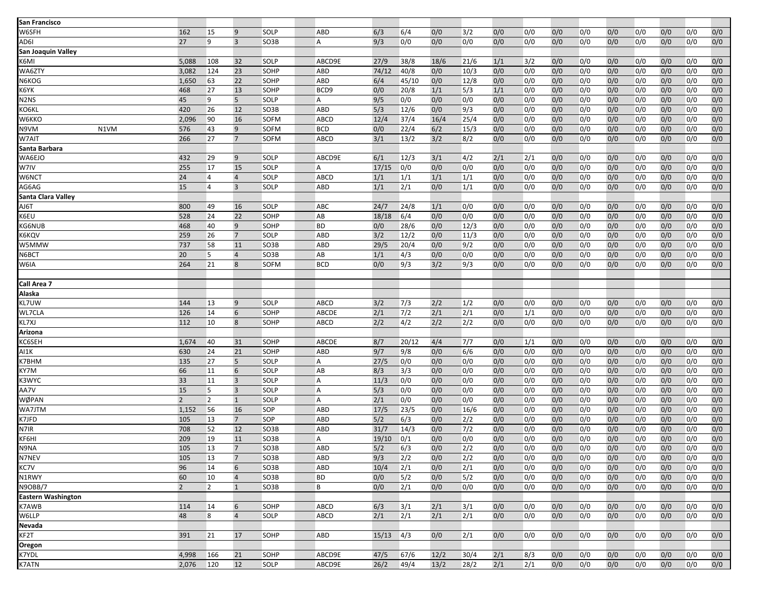| | | | | | | | | | | | | | | | | | | | | | |
|---|---|---|---|---|---|---|---|---|---|---|---|---|---|---|---|---|---|---|---|---|---|
| **San Francisco** | | | | | | | | | | | | | | | | | | | | | |
| W6SFH | | 162 | 15 | 9 | SOLP | ABD | 6/3 | 6/4 | 0/0 | 3/2 | 0/0 | 0/0 | 0/0 | 0/0 | 0/0 | 0/0 | 0/0 | 0/0 | 0/0 |
| AD6I | | 27 | 9 | 3 | SO3B | A | 9/3 | 0/0 | 0/0 | 0/0 | 0/0 | 0/0 | 0/0 | 0/0 | 0/0 | 0/0 | 0/0 | 0/0 | 0/0 |
| **San Joaquin Valley** | | | | | | | | | | | | | | | | | | | |
| K6MI | | 5,088 | 108 | 32 | SOLP | ABCD9E | 27/9 | 38/8 | 18/6 | 21/6 | 1/1 | 3/2 | 0/0 | 0/0 | 0/0 | 0/0 | 0/0 | 0/0 | 0/0 |
| WA6ZTY | | 3,082 | 124 | 23 | SOHP | ABD | 74/12 | 40/8 | 0/0 | 10/3 | 0/0 | 0/0 | 0/0 | 0/0 | 0/0 | 0/0 | 0/0 | 0/0 | 0/0 |
| N6KOG | | 1,650 | 63 | 22 | SOHP | ABD | 6/4 | 45/10 | 0/0 | 12/8 | 0/0 | 0/0 | 0/0 | 0/0 | 0/0 | 0/0 | 0/0 | 0/0 | 0/0 |
| K6YK | | 468 | 27 | 13 | SOHP | BCD9 | 0/0 | 20/8 | 1/1 | 5/3 | 1/1 | 0/0 | 0/0 | 0/0 | 0/0 | 0/0 | 0/0 | 0/0 | 0/0 |
| N2NS | | 45 | 9 | 5 | SOLP | A | 9/5 | 0/0 | 0/0 | 0/0 | 0/0 | 0/0 | 0/0 | 0/0 | 0/0 | 0/0 | 0/0 | 0/0 | 0/0 |
| KO6KL | | 420 | 26 | 12 | SO3B | ABD | 5/3 | 12/6 | 0/0 | 9/3 | 0/0 | 0/0 | 0/0 | 0/0 | 0/0 | 0/0 | 0/0 | 0/0 | 0/0 |
| W6KKO | | 2,096 | 90 | 16 | SOFM | ABCD | 12/4 | 37/4 | 16/4 | 25/4 | 0/0 | 0/0 | 0/0 | 0/0 | 0/0 | 0/0 | 0/0 | 0/0 | 0/0 |
| N9VM | N1VM | 576 | 43 | 9 | SOFM | BCD | 0/0 | 22/4 | 6/2 | 15/3 | 0/0 | 0/0 | 0/0 | 0/0 | 0/0 | 0/0 | 0/0 | 0/0 | 0/0 |
| W7AIT | | 266 | 27 | 7 | SOFM | ABCD | 3/1 | 13/2 | 3/2 | 8/2 | 0/0 | 0/0 | 0/0 | 0/0 | 0/0 | 0/0 | 0/0 | 0/0 | 0/0 |
| **Santa Barbara** | | | | | | | | | | | | | | | | | | | |
| WA6EJO | | 432 | 29 | 9 | SOLP | ABCD9E | 6/1 | 12/3 | 3/1 | 4/2 | 2/1 | 2/1 | 0/0 | 0/0 | 0/0 | 0/0 | 0/0 | 0/0 | 0/0 |
| W7IV | | 255 | 17 | 15 | SOLP | A | 17/15 | 0/0 | 0/0 | 0/0 | 0/0 | 0/0 | 0/0 | 0/0 | 0/0 | 0/0 | 0/0 | 0/0 | 0/0 |
| W6NCT | | 24 | 4 | 4 | SOLP | ABCD | 1/1 | 1/1 | 1/1 | 1/1 | 0/0 | 0/0 | 0/0 | 0/0 | 0/0 | 0/0 | 0/0 | 0/0 | 0/0 |
| AG6AG | | 15 | 4 | 3 | SOLP | ABD | 1/1 | 2/1 | 0/0 | 1/1 | 0/0 | 0/0 | 0/0 | 0/0 | 0/0 | 0/0 | 0/0 | 0/0 | 0/0 |
| **Santa Clara Valley** | | | | | | | | | | | | | | | | | | | |
| AJ6T | | 800 | 49 | 16 | SOLP | ABC | 24/7 | 24/8 | 1/1 | 0/0 | 0/0 | 0/0 | 0/0 | 0/0 | 0/0 | 0/0 | 0/0 | 0/0 | 0/0 |
| K6EU | | 528 | 24 | 22 | SOHP | AB | 18/18 | 6/4 | 0/0 | 0/0 | 0/0 | 0/0 | 0/0 | 0/0 | 0/0 | 0/0 | 0/0 | 0/0 | 0/0 |
| KG6NUB | | 468 | 40 | 9 | SOHP | BD | 0/0 | 28/6 | 0/0 | 12/3 | 0/0 | 0/0 | 0/0 | 0/0 | 0/0 | 0/0 | 0/0 | 0/0 | 0/0 |
| K6KQV | | 259 | 26 | 7 | SOLP | ABD | 3/2 | 12/2 | 0/0 | 11/3 | 0/0 | 0/0 | 0/0 | 0/0 | 0/0 | 0/0 | 0/0 | 0/0 | 0/0 |
| W5MMW | | 737 | 58 | 11 | SO3B | ABD | 29/5 | 20/4 | 0/0 | 9/2 | 0/0 | 0/0 | 0/0 | 0/0 | 0/0 | 0/0 | 0/0 | 0/0 | 0/0 |
| N6BCT | | 20 | 5 | 4 | SO3B | AB | 1/1 | 4/3 | 0/0 | 0/0 | 0/0 | 0/0 | 0/0 | 0/0 | 0/0 | 0/0 | 0/0 | 0/0 | 0/0 |
| W6IA | | 264 | 21 | 8 | SOFM | BCD | 0/0 | 9/3 | 3/2 | 9/3 | 0/0 | 0/0 | 0/0 | 0/0 | 0/0 | 0/0 | 0/0 | 0/0 | 0/0 |
| | | | | | | | | | | | | | | | | | | | |
| **Call Area 7** | | | | | | | | | | | | | | | | | | | |
| **Alaska** | | | | | | | | | | | | | | | | | | | |
| KL7UW | | 144 | 13 | 9 | SOLP | ABCD | 3/2 | 7/3 | 2/2 | 1/2 | 0/0 | 0/0 | 0/0 | 0/0 | 0/0 | 0/0 | 0/0 | 0/0 | 0/0 |
| WL7CLA | | 126 | 14 | 6 | SOHP | ABCDE | 2/1 | 7/2 | 2/1 | 2/1 | 0/0 | 1/1 | 0/0 | 0/0 | 0/0 | 0/0 | 0/0 | 0/0 | 0/0 |
| KL7XJ | | 112 | 10 | 8 | SOHP | ABCD | 2/2 | 4/2 | 2/2 | 2/2 | 0/0 | 0/0 | 0/0 | 0/0 | 0/0 | 0/0 | 0/0 | 0/0 | 0/0 |
| **Arizona** | | | | | | | | | | | | | | | | | | | |
| KC6SEH | | 1,674 | 40 | 31 | SOHP | ABCDE | 8/7 | 20/12 | 4/4 | 7/7 | 0/0 | 1/1 | 0/0 | 0/0 | 0/0 | 0/0 | 0/0 | 0/0 | 0/0 |
| AI1K | | 630 | 24 | 21 | SOHP | ABD | 9/7 | 9/8 | 0/0 | 6/6 | 0/0 | 0/0 | 0/0 | 0/0 | 0/0 | 0/0 | 0/0 | 0/0 | 0/0 |
| K7BHM | | 135 | 27 | 5 | SOLP | A | 27/5 | 0/0 | 0/0 | 0/0 | 0/0 | 0/0 | 0/0 | 0/0 | 0/0 | 0/0 | 0/0 | 0/0 | 0/0 |
| KY7M | | 66 | 11 | 6 | SOLP | AB | 8/3 | 3/3 | 0/0 | 0/0 | 0/0 | 0/0 | 0/0 | 0/0 | 0/0 | 0/0 | 0/0 | 0/0 | 0/0 |
| K3WYC | | 33 | 11 | 3 | SOLP | A | 11/3 | 0/0 | 0/0 | 0/0 | 0/0 | 0/0 | 0/0 | 0/0 | 0/0 | 0/0 | 0/0 | 0/0 | 0/0 |
| AA7V | | 15 | 5 | 3 | SOLP | A | 5/3 | 0/0 | 0/0 | 0/0 | 0/0 | 0/0 | 0/0 | 0/0 | 0/0 | 0/0 | 0/0 | 0/0 | 0/0 |
| WØPAN | | 2 | 2 | 1 | SOLP | A | 2/1 | 0/0 | 0/0 | 0/0 | 0/0 | 0/0 | 0/0 | 0/0 | 0/0 | 0/0 | 0/0 | 0/0 | 0/0 |
| WA7JTM | | 1,152 | 56 | 16 | SOP | ABD | 17/5 | 23/5 | 0/0 | 16/6 | 0/0 | 0/0 | 0/0 | 0/0 | 0/0 | 0/0 | 0/0 | 0/0 | 0/0 |
| K7JFD | | 105 | 13 | 7 | SOP | ABD | 5/2 | 6/3 | 0/0 | 2/2 | 0/0 | 0/0 | 0/0 | 0/0 | 0/0 | 0/0 | 0/0 | 0/0 | 0/0 |
| N7IR | | 708 | 52 | 12 | SO3B | ABD | 31/7 | 14/3 | 0/0 | 7/2 | 0/0 | 0/0 | 0/0 | 0/0 | 0/0 | 0/0 | 0/0 | 0/0 | 0/0 |
| KF6HI | | 209 | 19 | 11 | SO3B | A | 19/10 | 0/1 | 0/0 | 0/0 | 0/0 | 0/0 | 0/0 | 0/0 | 0/0 | 0/0 | 0/0 | 0/0 | 0/0 |
| N9NA | | 105 | 13 | 7 | SO3B | ABD | 5/2 | 6/3 | 0/0 | 2/2 | 0/0 | 0/0 | 0/0 | 0/0 | 0/0 | 0/0 | 0/0 | 0/0 | 0/0 |
| N7NEV | | 105 | 13 | 7 | SO3B | ABD | 9/3 | 2/2 | 0/0 | 2/2 | 0/0 | 0/0 | 0/0 | 0/0 | 0/0 | 0/0 | 0/0 | 0/0 | 0/0 |
| KC7V | | 96 | 14 | 6 | SO3B | ABD | 10/4 | 2/1 | 0/0 | 2/1 | 0/0 | 0/0 | 0/0 | 0/0 | 0/0 | 0/0 | 0/0 | 0/0 | 0/0 |
| N1RWY | | 60 | 10 | 4 | SO3B | BD | 0/0 | 5/2 | 0/0 | 5/2 | 0/0 | 0/0 | 0/0 | 0/0 | 0/0 | 0/0 | 0/0 | 0/0 | 0/0 |
| N9OBB/7 | | 2 | 2 | 1 | SO3B | B | 0/0 | 2/1 | 0/0 | 0/0 | 0/0 | 0/0 | 0/0 | 0/0 | 0/0 | 0/0 | 0/0 | 0/0 | 0/0 |
| **Eastern Washington** | | | | | | | | | | | | | | | | | | | |
| K7AWB | | 114 | 14 | 6 | SOHP | ABCD | 6/3 | 3/1 | 2/1 | 3/1 | 0/0 | 0/0 | 0/0 | 0/0 | 0/0 | 0/0 | 0/0 | 0/0 | 0/0 |
| W6LLP | | 48 | 8 | 4 | SOLP | ABCD | 2/1 | 2/1 | 2/1 | 2/1 | 0/0 | 0/0 | 0/0 | 0/0 | 0/0 | 0/0 | 0/0 | 0/0 | 0/0 |
| **Nevada** | | | | | | | | | | | | | | | | | | | |
| KF2T | | 391 | 21 | 17 | SOHP | ABD | 15/13 | 4/3 | 0/0 | 2/1 | 0/0 | 0/0 | 0/0 | 0/0 | 0/0 | 0/0 | 0/0 | 0/0 | 0/0 |
| **Oregon** | | | | | | | | | | | | | | | | | | | |
| K7YDL | | 4,998 | 166 | 21 | SOHP | ABCD9E | 47/5 | 67/6 | 12/2 | 30/4 | 2/1 | 8/3 | 0/0 | 0/0 | 0/0 | 0/0 | 0/0 | 0/0 | 0/0 |
| K7ATN | | 2,076 | 120 | 12 | SOLP | ABCD9E | 26/2 | 49/4 | 13/2 | 28/2 | 2/1 | 2/1 | 0/0 | 0/0 | 0/0 | 0/0 | 0/0 | 0/0 | 0/0 |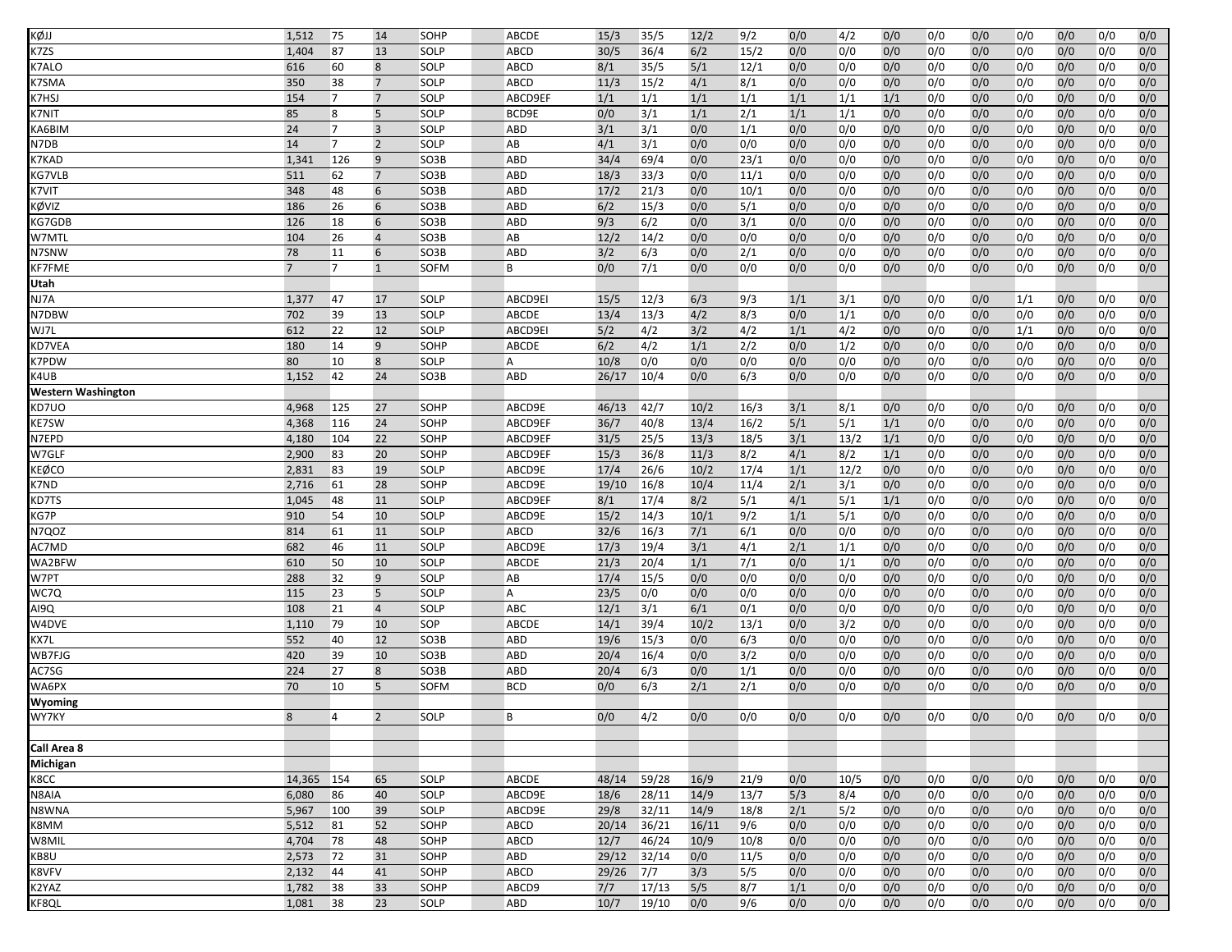| | | | | | | | | | | | | | | | | | | | |
|---|---|---|---|---|---|---|---|---|---|---|---|---|---|---|---|---|---|---|---|
| KØJJ | 1,512 | 75 | 14 | SOHP | | ABCDE | 15/3 | 35/5 | 12/2 | 9/2 | 0/0 | 4/2 | 0/0 | 0/0 | 0/0 | 0/0 | 0/0 | 0/0 | 0/0 |
| K7ZS | 1,404 | 87 | 13 | SOLP | | ABCD | 30/5 | 36/4 | 6/2 | 15/2 | 0/0 | 0/0 | 0/0 | 0/0 | 0/0 | 0/0 | 0/0 | 0/0 | 0/0 |
| K7ALO | 616 | 60 | 8 | SOLP | | ABCD | 8/1 | 35/5 | 5/1 | 12/1 | 0/0 | 0/0 | 0/0 | 0/0 | 0/0 | 0/0 | 0/0 | 0/0 | 0/0 |
| K7SMA | 350 | 38 | 7 | SOLP | | ABCD | 11/3 | 15/2 | 4/1 | 8/1 | 0/0 | 0/0 | 0/0 | 0/0 | 0/0 | 0/0 | 0/0 | 0/0 | 0/0 |
| K7HSJ | 154 | 7 | 7 | SOLP | | ABCD9EF | 1/1 | 1/1 | 1/1 | 1/1 | 1/1 | 1/1 | 1/1 | 0/0 | 0/0 | 0/0 | 0/0 | 0/0 | 0/0 |
| K7NIT | 85 | 8 | 5 | SOLP | | BCD9E | 0/0 | 3/1 | 1/1 | 2/1 | 1/1 | 1/1 | 0/0 | 0/0 | 0/0 | 0/0 | 0/0 | 0/0 | 0/0 |
| KA6BIM | 24 | 7 | 3 | SOLP | | ABD | 3/1 | 3/1 | 0/0 | 1/1 | 0/0 | 0/0 | 0/0 | 0/0 | 0/0 | 0/0 | 0/0 | 0/0 | 0/0 |
| N7DB | 14 | 7 | 2 | SOLP | | AB | 4/1 | 3/1 | 0/0 | 0/0 | 0/0 | 0/0 | 0/0 | 0/0 | 0/0 | 0/0 | 0/0 | 0/0 | 0/0 |
| K7KAD | 1,341 | 126 | 9 | SO3B | | ABD | 34/4 | 69/4 | 0/0 | 23/1 | 0/0 | 0/0 | 0/0 | 0/0 | 0/0 | 0/0 | 0/0 | 0/0 | 0/0 |
| KG7VLB | 511 | 62 | 7 | SO3B | | ABD | 18/3 | 33/3 | 0/0 | 11/1 | 0/0 | 0/0 | 0/0 | 0/0 | 0/0 | 0/0 | 0/0 | 0/0 | 0/0 |
| K7VIT | 348 | 48 | 6 | SO3B | | ABD | 17/2 | 21/3 | 0/0 | 10/1 | 0/0 | 0/0 | 0/0 | 0/0 | 0/0 | 0/0 | 0/0 | 0/0 | 0/0 |
| KØVIZ | 186 | 26 | 6 | SO3B | | ABD | 6/2 | 15/3 | 0/0 | 5/1 | 0/0 | 0/0 | 0/0 | 0/0 | 0/0 | 0/0 | 0/0 | 0/0 | 0/0 |
| KG7GDB | 126 | 18 | 6 | SO3B | | ABD | 9/3 | 6/2 | 0/0 | 3/1 | 0/0 | 0/0 | 0/0 | 0/0 | 0/0 | 0/0 | 0/0 | 0/0 | 0/0 |
| W7MTL | 104 | 26 | 4 | SO3B | | AB | 12/2 | 14/2 | 0/0 | 0/0 | 0/0 | 0/0 | 0/0 | 0/0 | 0/0 | 0/0 | 0/0 | 0/0 | 0/0 |
| N7SNW | 78 | 11 | 6 | SO3B | | ABD | 3/2 | 6/3 | 0/0 | 2/1 | 0/0 | 0/0 | 0/0 | 0/0 | 0/0 | 0/0 | 0/0 | 0/0 | 0/0 |
| KF7FME | 7 | 7 | 1 | SOFM | | B | 0/0 | 7/1 | 0/0 | 0/0 | 0/0 | 0/0 | 0/0 | 0/0 | 0/0 | 0/0 | 0/0 | 0/0 | 0/0 |
| **Utah** | | | | | | | | | | | | | | | | | | | |
| NJ7A | 1,377 | 47 | 17 | SOLP | | ABCD9EI | 15/5 | 12/3 | 6/3 | 9/3 | 1/1 | 3/1 | 0/0 | 0/0 | 0/0 | 1/1 | 0/0 | 0/0 | 0/0 |
| N7DBW | 702 | 39 | 13 | SOLP | | ABCDE | 13/4 | 13/3 | 4/2 | 8/3 | 0/0 | 1/1 | 0/0 | 0/0 | 0/0 | 0/0 | 0/0 | 0/0 | 0/0 |
| WJ7L | 612 | 22 | 12 | SOLP | | ABCD9EI | 5/2 | 4/2 | 3/2 | 4/2 | 1/1 | 4/2 | 0/0 | 0/0 | 0/0 | 1/1 | 0/0 | 0/0 | 0/0 |
| KD7VEA | 180 | 14 | 9 | SOHP | | ABCDE | 6/2 | 4/2 | 1/1 | 2/2 | 0/0 | 1/2 | 0/0 | 0/0 | 0/0 | 0/0 | 0/0 | 0/0 | 0/0 |
| K7PDW | 80 | 10 | 8 | SOLP | | A | 10/8 | 0/0 | 0/0 | 0/0 | 0/0 | 0/0 | 0/0 | 0/0 | 0/0 | 0/0 | 0/0 | 0/0 | 0/0 |
| K4UB | 1,152 | 42 | 24 | SO3B | | ABD | 26/17 | 10/4 | 0/0 | 6/3 | 0/0 | 0/0 | 0/0 | 0/0 | 0/0 | 0/0 | 0/0 | 0/0 | 0/0 |
| **Western Washington** | | | | | | | | | | | | | | | | | | | |
| KD7UO | 4,968 | 125 | 27 | SOHP | | ABCD9E | 46/13 | 42/7 | 10/2 | 16/3 | 3/1 | 8/1 | 0/0 | 0/0 | 0/0 | 0/0 | 0/0 | 0/0 | 0/0 |
| KE7SW | 4,368 | 116 | 24 | SOHP | | ABCD9EF | 36/7 | 40/8 | 13/4 | 16/2 | 5/1 | 5/1 | 1/1 | 0/0 | 0/0 | 0/0 | 0/0 | 0/0 | 0/0 |
| N7EPD | 4,180 | 104 | 22 | SOHP | | ABCD9EF | 31/5 | 25/5 | 13/3 | 18/5 | 3/1 | 13/2 | 1/1 | 0/0 | 0/0 | 0/0 | 0/0 | 0/0 | 0/0 |
| W7GLF | 2,900 | 83 | 20 | SOHP | | ABCD9EF | 15/3 | 36/8 | 11/3 | 8/2 | 4/1 | 8/2 | 1/1 | 0/0 | 0/0 | 0/0 | 0/0 | 0/0 | 0/0 |
| KEØCO | 2,831 | 83 | 19 | SOLP | | ABCD9E | 17/4 | 26/6 | 10/2 | 17/4 | 1/1 | 12/2 | 0/0 | 0/0 | 0/0 | 0/0 | 0/0 | 0/0 | 0/0 |
| K7ND | 2,716 | 61 | 28 | SOHP | | ABCD9E | 19/10 | 16/8 | 10/4 | 11/4 | 2/1 | 3/1 | 0/0 | 0/0 | 0/0 | 0/0 | 0/0 | 0/0 | 0/0 |
| KD7TS | 1,045 | 48 | 11 | SOLP | | ABCD9EF | 8/1 | 17/4 | 8/2 | 5/1 | 4/1 | 5/1 | 1/1 | 0/0 | 0/0 | 0/0 | 0/0 | 0/0 | 0/0 |
| KG7P | 910 | 54 | 10 | SOLP | | ABCD9E | 15/2 | 14/3 | 10/1 | 9/2 | 1/1 | 5/1 | 0/0 | 0/0 | 0/0 | 0/0 | 0/0 | 0/0 | 0/0 |
| N7QOZ | 814 | 61 | 11 | SOLP | | ABCD | 32/6 | 16/3 | 7/1 | 6/1 | 0/0 | 0/0 | 0/0 | 0/0 | 0/0 | 0/0 | 0/0 | 0/0 | 0/0 |
| AC7MD | 682 | 46 | 11 | SOLP | | ABCD9E | 17/3 | 19/4 | 3/1 | 4/1 | 2/1 | 1/1 | 0/0 | 0/0 | 0/0 | 0/0 | 0/0 | 0/0 | 0/0 |
| WA2BFW | 610 | 50 | 10 | SOLP | | ABCDE | 21/3 | 20/4 | 1/1 | 7/1 | 0/0 | 1/1 | 0/0 | 0/0 | 0/0 | 0/0 | 0/0 | 0/0 | 0/0 |
| W7PT | 288 | 32 | 9 | SOLP | | AB | 17/4 | 15/5 | 0/0 | 0/0 | 0/0 | 0/0 | 0/0 | 0/0 | 0/0 | 0/0 | 0/0 | 0/0 | 0/0 |
| WC7Q | 115 | 23 | 5 | SOLP | | A | 23/5 | 0/0 | 0/0 | 0/0 | 0/0 | 0/0 | 0/0 | 0/0 | 0/0 | 0/0 | 0/0 | 0/0 | 0/0 |
| AI9Q | 108 | 21 | 4 | SOLP | | ABC | 12/1 | 3/1 | 6/1 | 0/1 | 0/0 | 0/0 | 0/0 | 0/0 | 0/0 | 0/0 | 0/0 | 0/0 | 0/0 |
| W4DVE | 1,110 | 79 | 10 | SOP | | ABCDE | 14/1 | 39/4 | 10/2 | 13/1 | 0/0 | 3/2 | 0/0 | 0/0 | 0/0 | 0/0 | 0/0 | 0/0 | 0/0 |
| KX7L | 552 | 40 | 12 | SO3B | | ABD | 19/6 | 15/3 | 0/0 | 6/3 | 0/0 | 0/0 | 0/0 | 0/0 | 0/0 | 0/0 | 0/0 | 0/0 | 0/0 |
| WB7FJG | 420 | 39 | 10 | SO3B | | ABD | 20/4 | 16/4 | 0/0 | 3/2 | 0/0 | 0/0 | 0/0 | 0/0 | 0/0 | 0/0 | 0/0 | 0/0 | 0/0 |
| AC7SG | 224 | 27 | 8 | SO3B | | ABD | 20/4 | 6/3 | 0/0 | 1/1 | 0/0 | 0/0 | 0/0 | 0/0 | 0/0 | 0/0 | 0/0 | 0/0 | 0/0 |
| WA6PX | 70 | 10 | 5 | SOFM | | BCD | 0/0 | 6/3 | 2/1 | 2/1 | 0/0 | 0/0 | 0/0 | 0/0 | 0/0 | 0/0 | 0/0 | 0/0 | 0/0 |
| **Wyoming** | | | | | | | | | | | | | | | | | | | |
| WY7KY | 8 | 4 | 2 | SOLP | | B | 0/0 | 4/2 | 0/0 | 0/0 | 0/0 | 0/0 | 0/0 | 0/0 | 0/0 | 0/0 | 0/0 | 0/0 | 0/0 |
| | | | | | | | | | | | | | | | | | | | |
| **Call Area 8** | | | | | | | | | | | | | | | | | | | |
| **Michigan** | | | | | | | | | | | | | | | | | | | |
| K8CC | 14,365 | 154 | 65 | SOLP | | ABCDE | 48/14 | 59/28 | 16/9 | 21/9 | 0/0 | 10/5 | 0/0 | 0/0 | 0/0 | 0/0 | 0/0 | 0/0 | 0/0 |
| N8AIA | 6,080 | 86 | 40 | SOLP | | ABCD9E | 18/6 | 28/11 | 14/9 | 13/7 | 5/3 | 8/4 | 0/0 | 0/0 | 0/0 | 0/0 | 0/0 | 0/0 | 0/0 |
| N8WNA | 5,967 | 100 | 39 | SOLP | | ABCD9E | 29/8 | 32/11 | 14/9 | 18/8 | 2/1 | 5/2 | 0/0 | 0/0 | 0/0 | 0/0 | 0/0 | 0/0 | 0/0 |
| K8MM | 5,512 | 81 | 52 | SOHP | | ABCD | 20/14 | 36/21 | 16/11 | 9/6 | 0/0 | 0/0 | 0/0 | 0/0 | 0/0 | 0/0 | 0/0 | 0/0 | 0/0 |
| W8MIL | 4,704 | 78 | 48 | SOHP | | ABCD | 12/7 | 46/24 | 10/9 | 10/8 | 0/0 | 0/0 | 0/0 | 0/0 | 0/0 | 0/0 | 0/0 | 0/0 | 0/0 |
| KB8U | 2,573 | 72 | 31 | SOHP | | ABD | 29/12 | 32/14 | 0/0 | 11/5 | 0/0 | 0/0 | 0/0 | 0/0 | 0/0 | 0/0 | 0/0 | 0/0 | 0/0 |
| K8VFV | 2,132 | 44 | 41 | SOHP | | ABCD | 29/26 | 7/7 | 3/3 | 5/5 | 0/0 | 0/0 | 0/0 | 0/0 | 0/0 | 0/0 | 0/0 | 0/0 | 0/0 |
| K2YAZ | 1,782 | 38 | 33 | SOHP | | ABCD9 | 7/7 | 17/13 | 5/5 | 8/7 | 1/1 | 0/0 | 0/0 | 0/0 | 0/0 | 0/0 | 0/0 | 0/0 | 0/0 |
| KF8QL | 1,081 | 38 | 23 | SOLP | | ABD | 10/7 | 19/10 | 0/0 | 9/6 | 0/0 | 0/0 | 0/0 | 0/0 | 0/0 | 0/0 | 0/0 | 0/0 | 0/0 |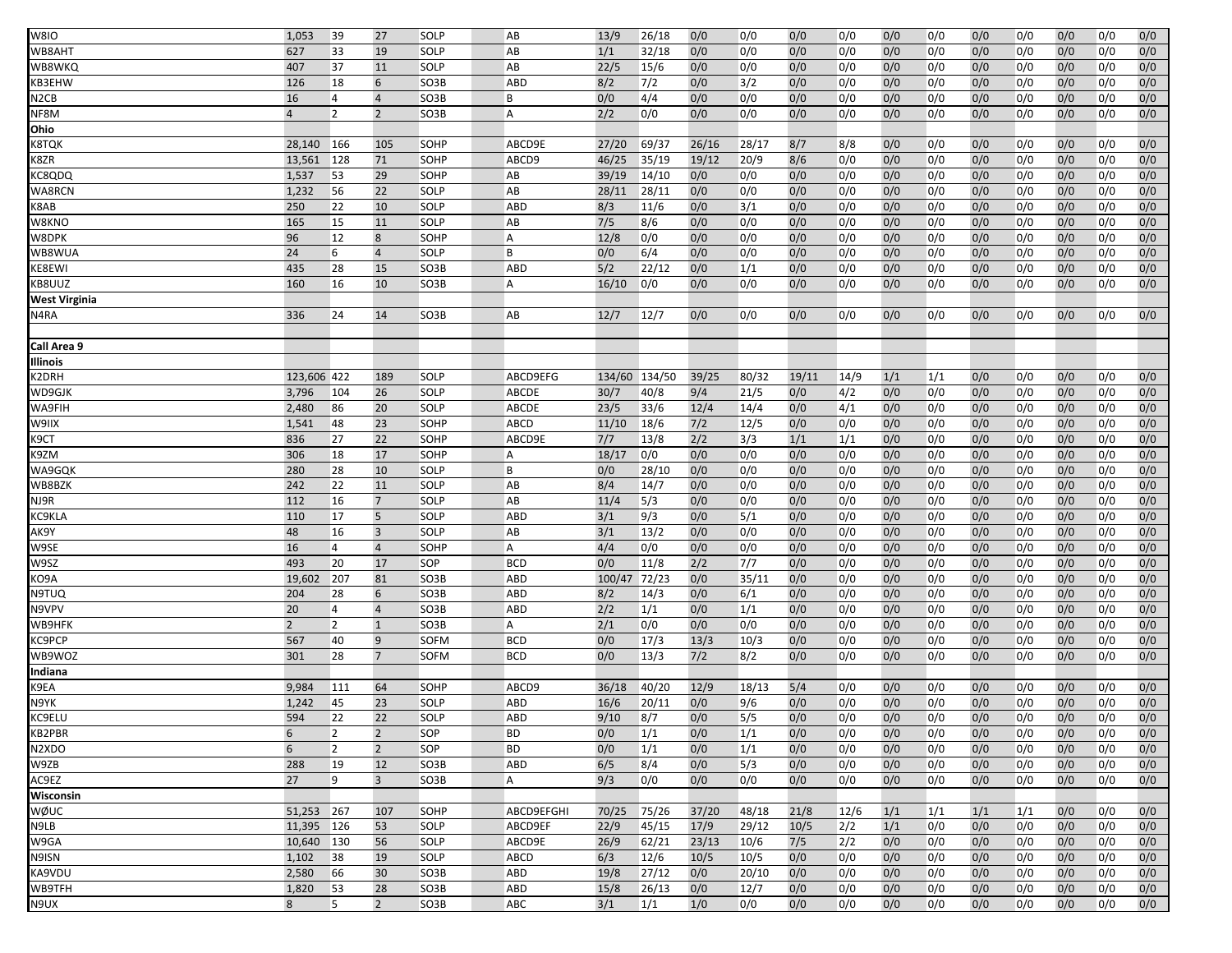| | | | | | | | | | | | | | | | | | | | | |
|---|---|---|---|---|---|---|---|---|---|---|---|---|---|---|---|---|---|---|---|---|
| W8IO | 1,053 | 39 | 27 | SOLP | | AB | 13/9 | 26/18 | 0/0 | 0/0 | 0/0 | 0/0 | 0/0 | 0/0 | 0/0 | 0/0 | 0/0 | 0/0 | 0/0 |
| WB8AHT | 627 | 33 | 19 | SOLP | | AB | 1/1 | 32/18 | 0/0 | 0/0 | 0/0 | 0/0 | 0/0 | 0/0 | 0/0 | 0/0 | 0/0 | 0/0 | 0/0 |
| WB8WKQ | 407 | 37 | 11 | SOLP | | AB | 22/5 | 15/6 | 0/0 | 0/0 | 0/0 | 0/0 | 0/0 | 0/0 | 0/0 | 0/0 | 0/0 | 0/0 | 0/0 |
| KB3EHW | 126 | 18 | 6 | SO3B | | ABD | 8/2 | 7/2 | 0/0 | 3/2 | 0/0 | 0/0 | 0/0 | 0/0 | 0/0 | 0/0 | 0/0 | 0/0 | 0/0 |
| N2CB | 16 | 4 | 4 | SO3B | | B | 0/0 | 4/4 | 0/0 | 0/0 | 0/0 | 0/0 | 0/0 | 0/0 | 0/0 | 0/0 | 0/0 | 0/0 | 0/0 |
| NF8M | 4 | 2 | 2 | SO3B | | A | 2/2 | 0/0 | 0/0 | 0/0 | 0/0 | 0/0 | 0/0 | 0/0 | 0/0 | 0/0 | 0/0 | 0/0 | 0/0 |
| **Ohio** | | | | | | | | | | | | | | | | | | | |
| K8TQK | 28,140 | 166 | 105 | SOHP | | ABCD9E | 27/20 | 69/37 | 26/16 | 28/17 | 8/7 | 8/8 | 0/0 | 0/0 | 0/0 | 0/0 | 0/0 | 0/0 | 0/0 |
| K8ZR | 13,561 | 128 | 71 | SOHP | | ABCD9 | 46/25 | 35/19 | 19/12 | 20/9 | 8/6 | 0/0 | 0/0 | 0/0 | 0/0 | 0/0 | 0/0 | 0/0 | 0/0 |
| KC8QDQ | 1,537 | 53 | 29 | SOHP | | AB | 39/19 | 14/10 | 0/0 | 0/0 | 0/0 | 0/0 | 0/0 | 0/0 | 0/0 | 0/0 | 0/0 | 0/0 | 0/0 |
| WA8RCN | 1,232 | 56 | 22 | SOLP | | AB | 28/11 | 28/11 | 0/0 | 0/0 | 0/0 | 0/0 | 0/0 | 0/0 | 0/0 | 0/0 | 0/0 | 0/0 | 0/0 |
| K8AB | 250 | 22 | 10 | SOLP | | ABD | 8/3 | 11/6 | 0/0 | 3/1 | 0/0 | 0/0 | 0/0 | 0/0 | 0/0 | 0/0 | 0/0 | 0/0 | 0/0 |
| W8KNO | 165 | 15 | 11 | SOLP | | AB | 7/5 | 8/6 | 0/0 | 0/0 | 0/0 | 0/0 | 0/0 | 0/0 | 0/0 | 0/0 | 0/0 | 0/0 | 0/0 |
| W8DPK | 96 | 12 | 8 | SOHP | | A | 12/8 | 0/0 | 0/0 | 0/0 | 0/0 | 0/0 | 0/0 | 0/0 | 0/0 | 0/0 | 0/0 | 0/0 | 0/0 |
| WB8WUA | 24 | 6 | 4 | SOLP | | B | 0/0 | 6/4 | 0/0 | 0/0 | 0/0 | 0/0 | 0/0 | 0/0 | 0/0 | 0/0 | 0/0 | 0/0 | 0/0 |
| KE8EWI | 435 | 28 | 15 | SO3B | | ABD | 5/2 | 22/12 | 0/0 | 1/1 | 0/0 | 0/0 | 0/0 | 0/0 | 0/0 | 0/0 | 0/0 | 0/0 | 0/0 |
| KB8UUZ | 160 | 16 | 10 | SO3B | | A | 16/10 | 0/0 | 0/0 | 0/0 | 0/0 | 0/0 | 0/0 | 0/0 | 0/0 | 0/0 | 0/0 | 0/0 | 0/0 |
| **West Virginia** | | | | | | | | | | | | | | | | | | | |
| N4RA | 336 | 24 | 14 | SO3B | | AB | 12/7 | 12/7 | 0/0 | 0/0 | 0/0 | 0/0 | 0/0 | 0/0 | 0/0 | 0/0 | 0/0 | 0/0 | 0/0 |
| | | | | | | | | | | | | | | | | | | | |
| **Call Area 9** | | | | | | | | | | | | | | | | | | | |
| **Illinois** | | | | | | | | | | | | | | | | | | | |
| K2DRH | 123,606 | 422 | 189 | SOLP | | ABCD9EFG | 134/60 | 134/50 | 39/25 | 80/32 | 19/11 | 14/9 | 1/1 | 1/1 | 0/0 | 0/0 | 0/0 | 0/0 | 0/0 |
| WD9GJK | 3,796 | 104 | 26 | SOLP | | ABCDE | 30/7 | 40/8 | 9/4 | 21/5 | 0/0 | 4/2 | 0/0 | 0/0 | 0/0 | 0/0 | 0/0 | 0/0 | 0/0 |
| WA9FIH | 2,480 | 86 | 20 | SOLP | | ABCDE | 23/5 | 33/6 | 12/4 | 14/4 | 0/0 | 4/1 | 0/0 | 0/0 | 0/0 | 0/0 | 0/0 | 0/0 | 0/0 |
| W9IIX | 1,541 | 48 | 23 | SOHP | | ABCD | 11/10 | 18/6 | 7/2 | 12/5 | 0/0 | 0/0 | 0/0 | 0/0 | 0/0 | 0/0 | 0/0 | 0/0 | 0/0 |
| K9CT | 836 | 27 | 22 | SOHP | | ABCD9E | 7/7 | 13/8 | 2/2 | 3/3 | 1/1 | 1/1 | 0/0 | 0/0 | 0/0 | 0/0 | 0/0 | 0/0 | 0/0 |
| K9ZM | 306 | 18 | 17 | SOHP | | A | 18/17 | 0/0 | 0/0 | 0/0 | 0/0 | 0/0 | 0/0 | 0/0 | 0/0 | 0/0 | 0/0 | 0/0 | 0/0 |
| WA9GQK | 280 | 28 | 10 | SOLP | | B | 0/0 | 28/10 | 0/0 | 0/0 | 0/0 | 0/0 | 0/0 | 0/0 | 0/0 | 0/0 | 0/0 | 0/0 | 0/0 |
| WB8BZK | 242 | 22 | 11 | SOLP | | AB | 8/4 | 14/7 | 0/0 | 0/0 | 0/0 | 0/0 | 0/0 | 0/0 | 0/0 | 0/0 | 0/0 | 0/0 | 0/0 |
| NJ9R | 112 | 16 | 7 | SOLP | | AB | 11/4 | 5/3 | 0/0 | 0/0 | 0/0 | 0/0 | 0/0 | 0/0 | 0/0 | 0/0 | 0/0 | 0/0 | 0/0 |
| KC9KLA | 110 | 17 | 5 | SOLP | | ABD | 3/1 | 9/3 | 0/0 | 5/1 | 0/0 | 0/0 | 0/0 | 0/0 | 0/0 | 0/0 | 0/0 | 0/0 | 0/0 |
| AK9Y | 48 | 16 | 3 | SOLP | | AB | 3/1 | 13/2 | 0/0 | 0/0 | 0/0 | 0/0 | 0/0 | 0/0 | 0/0 | 0/0 | 0/0 | 0/0 | 0/0 |
| W9SE | 16 | 4 | 4 | SOHP | | A | 4/4 | 0/0 | 0/0 | 0/0 | 0/0 | 0/0 | 0/0 | 0/0 | 0/0 | 0/0 | 0/0 | 0/0 | 0/0 |
| W9SZ | 493 | 20 | 17 | SOP | | BCD | 0/0 | 11/8 | 2/2 | 7/7 | 0/0 | 0/0 | 0/0 | 0/0 | 0/0 | 0/0 | 0/0 | 0/0 | 0/0 |
| KO9A | 19,602 | 207 | 81 | SO3B | | ABD | 100/47 | 72/23 | 0/0 | 35/11 | 0/0 | 0/0 | 0/0 | 0/0 | 0/0 | 0/0 | 0/0 | 0/0 | 0/0 |
| N9TUQ | 204 | 28 | 6 | SO3B | | ABD | 8/2 | 14/3 | 0/0 | 6/1 | 0/0 | 0/0 | 0/0 | 0/0 | 0/0 | 0/0 | 0/0 | 0/0 | 0/0 |
| N9VPV | 20 | 4 | 4 | SO3B | | ABD | 2/2 | 1/1 | 0/0 | 1/1 | 0/0 | 0/0 | 0/0 | 0/0 | 0/0 | 0/0 | 0/0 | 0/0 | 0/0 |
| WB9HFK | 2 | 2 | 1 | SO3B | | A | 2/1 | 0/0 | 0/0 | 0/0 | 0/0 | 0/0 | 0/0 | 0/0 | 0/0 | 0/0 | 0/0 | 0/0 | 0/0 |
| KC9PCP | 567 | 40 | 9 | SOFM | | BCD | 0/0 | 17/3 | 13/3 | 10/3 | 0/0 | 0/0 | 0/0 | 0/0 | 0/0 | 0/0 | 0/0 | 0/0 | 0/0 |
| WB9WOZ | 301 | 28 | 7 | SOFM | | BCD | 0/0 | 13/3 | 7/2 | 8/2 | 0/0 | 0/0 | 0/0 | 0/0 | 0/0 | 0/0 | 0/0 | 0/0 | 0/0 |
| **Indiana** | | | | | | | | | | | | | | | | | | | |
| K9EA | 9,984 | 111 | 64 | SOHP | | ABCD9 | 36/18 | 40/20 | 12/9 | 18/13 | 5/4 | 0/0 | 0/0 | 0/0 | 0/0 | 0/0 | 0/0 | 0/0 | 0/0 |
| N9YK | 1,242 | 45 | 23 | SOLP | | ABD | 16/6 | 20/11 | 0/0 | 9/6 | 0/0 | 0/0 | 0/0 | 0/0 | 0/0 | 0/0 | 0/0 | 0/0 | 0/0 |
| KC9ELU | 594 | 22 | 22 | SOLP | | ABD | 9/10 | 8/7 | 0/0 | 5/5 | 0/0 | 0/0 | 0/0 | 0/0 | 0/0 | 0/0 | 0/0 | 0/0 | 0/0 |
| KB2PBR | 6 | 2 | 2 | SOP | | BD | 0/0 | 1/1 | 0/0 | 1/1 | 0/0 | 0/0 | 0/0 | 0/0 | 0/0 | 0/0 | 0/0 | 0/0 | 0/0 |
| N2XDO | 6 | 2 | 2 | SOP | | BD | 0/0 | 1/1 | 0/0 | 1/1 | 0/0 | 0/0 | 0/0 | 0/0 | 0/0 | 0/0 | 0/0 | 0/0 | 0/0 |
| W9ZB | 288 | 19 | 12 | SO3B | | ABD | 6/5 | 8/4 | 0/0 | 5/3 | 0/0 | 0/0 | 0/0 | 0/0 | 0/0 | 0/0 | 0/0 | 0/0 | 0/0 |
| AC9EZ | 27 | 9 | 3 | SO3B | | A | 9/3 | 0/0 | 0/0 | 0/0 | 0/0 | 0/0 | 0/0 | 0/0 | 0/0 | 0/0 | 0/0 | 0/0 | 0/0 |
| **Wisconsin** | | | | | | | | | | | | | | | | | | | |
| WØUC | 51,253 | 267 | 107 | SOHP | | ABCD9EFGHI | 70/25 | 75/26 | 37/20 | 48/18 | 21/8 | 12/6 | 1/1 | 1/1 | 1/1 | 1/1 | 0/0 | 0/0 | 0/0 |
| N9LB | 11,395 | 126 | 53 | SOLP | | ABCD9EF | 22/9 | 45/15 | 17/9 | 29/12 | 10/5 | 2/2 | 1/1 | 0/0 | 0/0 | 0/0 | 0/0 | 0/0 | 0/0 |
| W9GA | 10,640 | 130 | 56 | SOLP | | ABCD9E | 26/9 | 62/21 | 23/13 | 10/6 | 7/5 | 2/2 | 0/0 | 0/0 | 0/0 | 0/0 | 0/0 | 0/0 | 0/0 |
| N9ISN | 1,102 | 38 | 19 | SOLP | | ABCD | 6/3 | 12/6 | 10/5 | 10/5 | 0/0 | 0/0 | 0/0 | 0/0 | 0/0 | 0/0 | 0/0 | 0/0 | 0/0 |
| KA9VDU | 2,580 | 66 | 30 | SO3B | | ABD | 19/8 | 27/12 | 0/0 | 20/10 | 0/0 | 0/0 | 0/0 | 0/0 | 0/0 | 0/0 | 0/0 | 0/0 | 0/0 |
| WB9TFH | 1,820 | 53 | 28 | SO3B | | ABD | 15/8 | 26/13 | 0/0 | 12/7 | 0/0 | 0/0 | 0/0 | 0/0 | 0/0 | 0/0 | 0/0 | 0/0 | 0/0 |
| N9UX | 8 | 5 | 2 | SO3B | | ABC | 3/1 | 1/1 | 1/0 | 0/0 | 0/0 | 0/0 | 0/0 | 0/0 | 0/0 | 0/0 | 0/0 | 0/0 | 0/0 |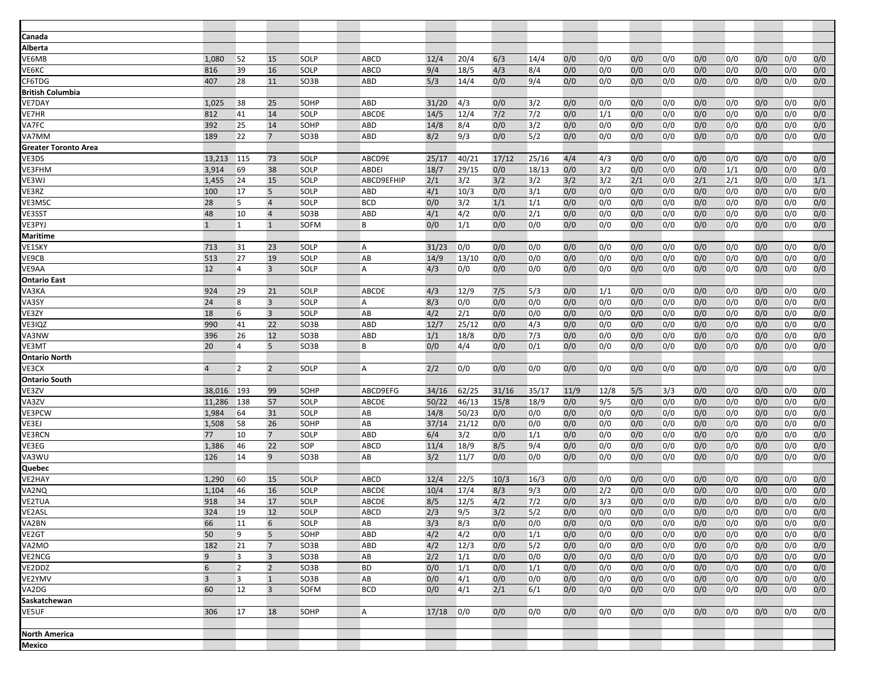| | | | | | | | | | | | | | | | | | | | |
|---|---|---|---|---|---|---|---|---|---|---|---|---|---|---|---|---|---|---|---|
| **Canada** | | | | | | | | | | | | | | | | | | | |
| **Alberta** | | | | | | | | | | | | | | | | | | | |
| VE6MB | 1,080 | 52 | 15 | SOLP | ABCD | 12/4 | 20/4 | 6/3 | 14/4 | 0/0 | 0/0 | 0/0 | 0/0 | 0/0 | 0/0 | 0/0 | 0/0 | 0/0 | |
| VE6KC | 816 | 39 | 16 | SOLP | ABCD | 9/4 | 18/5 | 4/3 | 8/4 | 0/0 | 0/0 | 0/0 | 0/0 | 0/0 | 0/0 | 0/0 | 0/0 | 0/0 | |
| CF6TDG | 407 | 28 | 11 | SO3B | ABD | 5/3 | 14/4 | 0/0 | 9/4 | 0/0 | 0/0 | 0/0 | 0/0 | 0/0 | 0/0 | 0/0 | 0/0 | 0/0 | |
| **British Columbia** | | | | | | | | | | | | | | | | | | | |
| VE7DAY | 1,025 | 38 | 25 | SOHP | ABD | 31/20 | 4/3 | 0/0 | 3/2 | 0/0 | 0/0 | 0/0 | 0/0 | 0/0 | 0/0 | 0/0 | 0/0 | 0/0 | |
| VE7HR | 812 | 41 | 14 | SOLP | ABCDE | 14/5 | 12/4 | 7/2 | 7/2 | 0/0 | 1/1 | 0/0 | 0/0 | 0/0 | 0/0 | 0/0 | 0/0 | 0/0 | |
| VA7FC | 392 | 25 | 14 | SOHP | ABD | 14/8 | 8/4 | 0/0 | 3/2 | 0/0 | 0/0 | 0/0 | 0/0 | 0/0 | 0/0 | 0/0 | 0/0 | 0/0 | |
| VA7MM | 189 | 22 | 7 | SO3B | ABD | 8/2 | 9/3 | 0/0 | 5/2 | 0/0 | 0/0 | 0/0 | 0/0 | 0/0 | 0/0 | 0/0 | 0/0 | 0/0 | |
| **Greater Toronto Area** | | | | | | | | | | | | | | | | | | | |
| VE3DS | 13,213 | 115 | 73 | SOLP | ABCD9E | 25/17 | 40/21 | 17/12 | 25/16 | 4/4 | 4/3 | 0/0 | 0/0 | 0/0 | 0/0 | 0/0 | 0/0 | 0/0 | |
| VE3FHM | 3,914 | 69 | 38 | SOLP | ABDEI | 18/7 | 29/15 | 0/0 | 18/13 | 0/0 | 3/2 | 0/0 | 0/0 | 0/0 | 1/1 | 0/0 | 0/0 | 0/0 | |
| VE3WJ | 1,455 | 24 | 15 | SOLP | ABCD9EFHIP | 2/1 | 3/2 | 3/2 | 3/2 | 3/2 | 3/2 | 2/1 | 0/0 | 2/1 | 2/1 | 0/0 | 0/0 | 1/1 | |
| VE3RZ | 100 | 17 | 5 | SOLP | ABD | 4/1 | 10/3 | 0/0 | 3/1 | 0/0 | 0/0 | 0/0 | 0/0 | 0/0 | 0/0 | 0/0 | 0/0 | 0/0 | |
| VE3MSC | 28 | 5 | 4 | SOLP | BCD | 0/0 | 3/2 | 1/1 | 1/1 | 0/0 | 0/0 | 0/0 | 0/0 | 0/0 | 0/0 | 0/0 | 0/0 | 0/0 | |
| VE3SST | 48 | 10 | 4 | SO3B | ABD | 4/1 | 4/2 | 0/0 | 2/1 | 0/0 | 0/0 | 0/0 | 0/0 | 0/0 | 0/0 | 0/0 | 0/0 | 0/0 | |
| VE3PYJ | 1 | 1 | 1 | SOFM | B | 0/0 | 1/1 | 0/0 | 0/0 | 0/0 | 0/0 | 0/0 | 0/0 | 0/0 | 0/0 | 0/0 | 0/0 | 0/0 | |
| **Maritime** | | | | | | | | | | | | | | | | | | | |
| VE1SKY | 713 | 31 | 23 | SOLP | A | 31/23 | 0/0 | 0/0 | 0/0 | 0/0 | 0/0 | 0/0 | 0/0 | 0/0 | 0/0 | 0/0 | 0/0 | 0/0 | |
| VE9CB | 513 | 27 | 19 | SOLP | AB | 14/9 | 13/10 | 0/0 | 0/0 | 0/0 | 0/0 | 0/0 | 0/0 | 0/0 | 0/0 | 0/0 | 0/0 | 0/0 | |
| VE9AA | 12 | 4 | 3 | SOLP | A | 4/3 | 0/0 | 0/0 | 0/0 | 0/0 | 0/0 | 0/0 | 0/0 | 0/0 | 0/0 | 0/0 | 0/0 | 0/0 | |
| **Ontario East** | | | | | | | | | | | | | | | | | | | |
| VA3KA | 924 | 29 | 21 | SOLP | ABCDE | 4/3 | 12/9 | 7/5 | 5/3 | 0/0 | 1/1 | 0/0 | 0/0 | 0/0 | 0/0 | 0/0 | 0/0 | 0/0 | |
| VA3SY | 24 | 8 | 3 | SOLP | A | 8/3 | 0/0 | 0/0 | 0/0 | 0/0 | 0/0 | 0/0 | 0/0 | 0/0 | 0/0 | 0/0 | 0/0 | 0/0 | |
| VE3ZY | 18 | 6 | 3 | SOLP | AB | 4/2 | 2/1 | 0/0 | 0/0 | 0/0 | 0/0 | 0/0 | 0/0 | 0/0 | 0/0 | 0/0 | 0/0 | 0/0 | |
| VE3IQZ | 990 | 41 | 22 | SO3B | ABD | 12/7 | 25/12 | 0/0 | 4/3 | 0/0 | 0/0 | 0/0 | 0/0 | 0/0 | 0/0 | 0/0 | 0/0 | 0/0 | |
| VA3NW | 396 | 26 | 12 | SO3B | ABD | 1/1 | 18/8 | 0/0 | 7/3 | 0/0 | 0/0 | 0/0 | 0/0 | 0/0 | 0/0 | 0/0 | 0/0 | 0/0 | |
| VE3MT | 20 | 4 | 5 | SO3B | B | 0/0 | 4/4 | 0/0 | 0/1 | 0/0 | 0/0 | 0/0 | 0/0 | 0/0 | 0/0 | 0/0 | 0/0 | 0/0 | |
| **Ontario North** | | | | | | | | | | | | | | | | | | | |
| VE3CX | 4 | 2 | 2 | SOLP | A | 2/2 | 0/0 | 0/0 | 0/0 | 0/0 | 0/0 | 0/0 | 0/0 | 0/0 | 0/0 | 0/0 | 0/0 | 0/0 | |
| **Ontario South** | | | | | | | | | | | | | | | | | | | |
| VE3ZV | 38,016 | 193 | 99 | SOHP | ABCD9EFG | 34/16 | 62/25 | 31/16 | 35/17 | 11/9 | 12/8 | 5/5 | 3/3 | 0/0 | 0/0 | 0/0 | 0/0 | 0/0 | |
| VA3ZV | 11,286 | 138 | 57 | SOLP | ABCDE | 50/22 | 46/13 | 15/8 | 18/9 | 0/0 | 9/5 | 0/0 | 0/0 | 0/0 | 0/0 | 0/0 | 0/0 | 0/0 | |
| VE3PCW | 1,984 | 64 | 31 | SOLP | AB | 14/8 | 50/23 | 0/0 | 0/0 | 0/0 | 0/0 | 0/0 | 0/0 | 0/0 | 0/0 | 0/0 | 0/0 | 0/0 | |
| VE3EJ | 1,508 | 58 | 26 | SOHP | AB | 37/14 | 21/12 | 0/0 | 0/0 | 0/0 | 0/0 | 0/0 | 0/0 | 0/0 | 0/0 | 0/0 | 0/0 | 0/0 | |
| VE3RCN | 77 | 10 | 7 | SOLP | ABD | 6/4 | 3/2 | 0/0 | 1/1 | 0/0 | 0/0 | 0/0 | 0/0 | 0/0 | 0/0 | 0/0 | 0/0 | 0/0 | |
| VE3EG | 1,386 | 46 | 22 | SOP | ABCD | 11/4 | 18/9 | 8/5 | 9/4 | 0/0 | 0/0 | 0/0 | 0/0 | 0/0 | 0/0 | 0/0 | 0/0 | 0/0 | |
| VA3WU | 126 | 14 | 9 | SO3B | AB | 3/2 | 11/7 | 0/0 | 0/0 | 0/0 | 0/0 | 0/0 | 0/0 | 0/0 | 0/0 | 0/0 | 0/0 | 0/0 | |
| **Quebec** | | | | | | | | | | | | | | | | | | | |
| VE2HAY | 1,290 | 60 | 15 | SOLP | ABCD | 12/4 | 22/5 | 10/3 | 16/3 | 0/0 | 0/0 | 0/0 | 0/0 | 0/0 | 0/0 | 0/0 | 0/0 | 0/0 | |
| VA2NQ | 1,104 | 46 | 16 | SOLP | ABCDE | 10/4 | 17/4 | 8/3 | 9/3 | 0/0 | 2/2 | 0/0 | 0/0 | 0/0 | 0/0 | 0/0 | 0/0 | 0/0 | |
| VE2TUA | 918 | 34 | 17 | SOLP | ABCDE | 8/5 | 12/5 | 4/2 | 7/2 | 0/0 | 3/3 | 0/0 | 0/0 | 0/0 | 0/0 | 0/0 | 0/0 | 0/0 | |
| VE2ASL | 324 | 19 | 12 | SOLP | ABCD | 2/3 | 9/5 | 3/2 | 5/2 | 0/0 | 0/0 | 0/0 | 0/0 | 0/0 | 0/0 | 0/0 | 0/0 | 0/0 | |
| VA2BN | 66 | 11 | 6 | SOLP | AB | 3/3 | 8/3 | 0/0 | 0/0 | 0/0 | 0/0 | 0/0 | 0/0 | 0/0 | 0/0 | 0/0 | 0/0 | 0/0 | |
| VE2GT | 50 | 9 | 5 | SOHP | ABD | 4/2 | 4/2 | 0/0 | 1/1 | 0/0 | 0/0 | 0/0 | 0/0 | 0/0 | 0/0 | 0/0 | 0/0 | 0/0 | |
| VA2MO | 182 | 21 | 7 | SO3B | ABD | 4/2 | 12/3 | 0/0 | 5/2 | 0/0 | 0/0 | 0/0 | 0/0 | 0/0 | 0/0 | 0/0 | 0/0 | 0/0 | |
| VE2NCG | 9 | 3 | 3 | SO3B | AB | 2/2 | 1/1 | 0/0 | 0/0 | 0/0 | 0/0 | 0/0 | 0/0 | 0/0 | 0/0 | 0/0 | 0/0 | 0/0 | |
| VE2DDZ | 6 | 2 | 2 | SO3B | BD | 0/0 | 1/1 | 0/0 | 1/1 | 0/0 | 0/0 | 0/0 | 0/0 | 0/0 | 0/0 | 0/0 | 0/0 | 0/0 | |
| VE2YMV | 3 | 3 | 1 | SO3B | AB | 0/0 | 4/1 | 0/0 | 0/0 | 0/0 | 0/0 | 0/0 | 0/0 | 0/0 | 0/0 | 0/0 | 0/0 | 0/0 | |
| VA2DG | 60 | 12 | 3 | SOFM | BCD | 0/0 | 4/1 | 2/1 | 6/1 | 0/0 | 0/0 | 0/0 | 0/0 | 0/0 | 0/0 | 0/0 | 0/0 | 0/0 | |
| **Saskatchewan** | | | | | | | | | | | | | | | | | | | |
| VE5UF | 306 | 17 | 18 | SOHP | A | 17/18 | 0/0 | 0/0 | 0/0 | 0/0 | 0/0 | 0/0 | 0/0 | 0/0 | 0/0 | 0/0 | 0/0 | 0/0 | |
| | | | | | | | | | | | | | | | | | | | |
| **North America** | | | | | | | | | | | | | | | | | | | |
| **Mexico** | | | | | | | | | | | | | | | | | | | |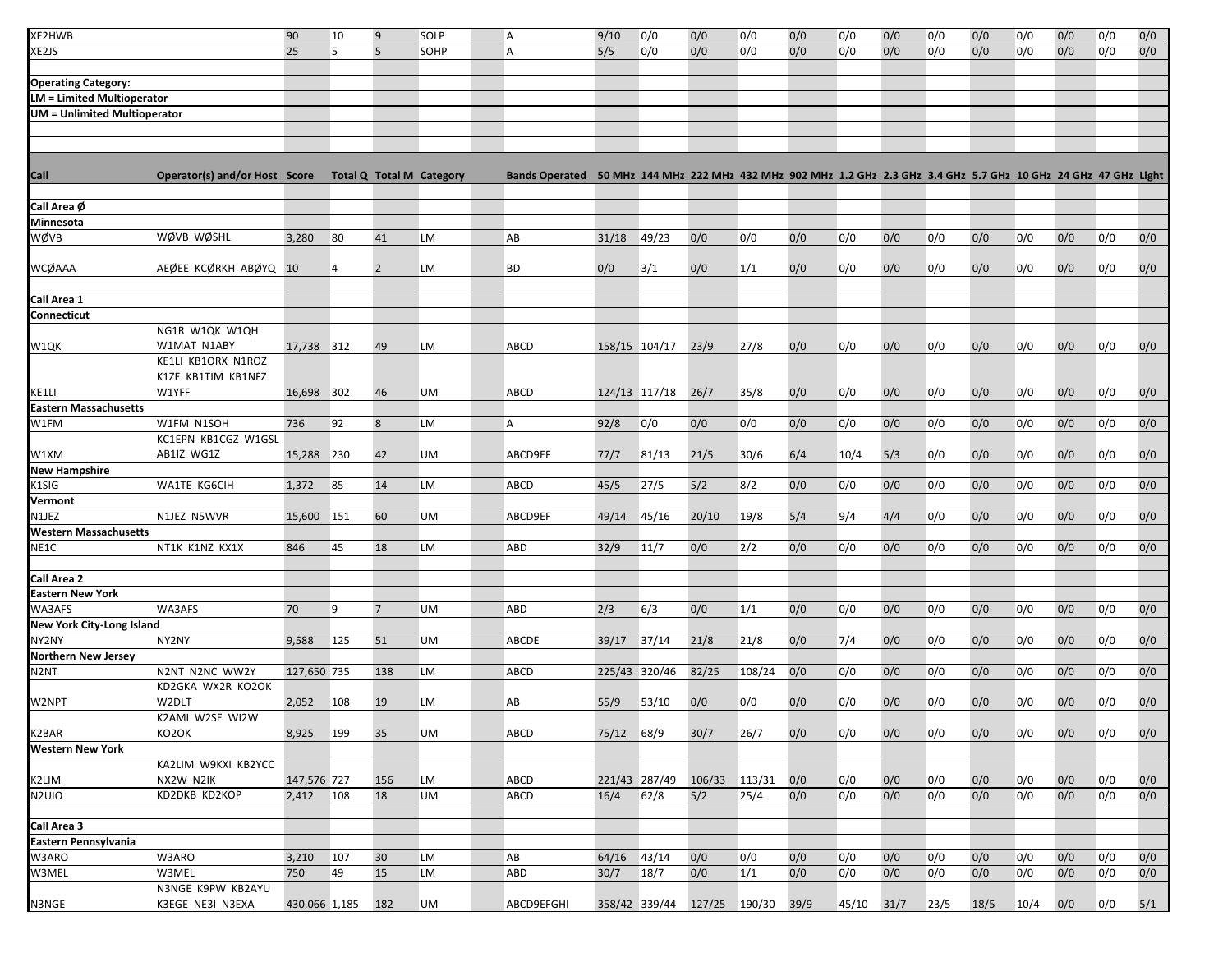| XE2HWB | | 90 | 10 | 9 | SOLP | A | 9/10 | 0/0 | 0/0 | 0/0 | 0/0 | 0/0 | 0/0 | 0/0 | 0/0 | 0/0 | 0/0 | 0/0 | 0/0 |
|---|---|---|---|---|---|---|---|---|---|---|---|---|---|---|---|---|---|---|---|
| XE2JS | | 25 | 5 | 5 | SOHP | A | 5/5 | 0/0 | 0/0 | 0/0 | 0/0 | 0/0 | 0/0 | 0/0 | 0/0 | 0/0 | 0/0 | 0/0 | 0/0 |

**Operating Category:**
**LM = Limited Multioperator**
**UM = Unlimited Multioperator**

| Call | Operator(s) and/or Host | Score | Total Q | Total M | Category | Bands Operated | 50 MHz | 144 MHz | 222 MHz | 432 MHz | 902 MHz | 1.2 GHz | 2.3 GHz | 3.4 GHz | 5.7 GHz | 10 GHz | 24 GHz | 47 GHz | Light |
|---|---|---|---|---|---|---|---|---|---|---|---|---|---|---|---|---|---|---|---|
| **Call Area Ø** | | | | | | | | | | | | | | | | | | | |
| **Minnesota** | | | | | | | | | | | | | | | | | | | |
| WØVB | WØVB WØSHL | 3,280 | 80 | 41 | LM | AB | 31/18 | 49/23 | 0/0 | 0/0 | 0/0 | 0/0 | 0/0 | 0/0 | 0/0 | 0/0 | 0/0 | 0/0 | 0/0 |
| WCØAAA | AEØEE KCØRKH ABØYQ | 10 | 4 | 2 | LM | BD | 0/0 | 3/1 | 0/0 | 1/1 | 0/0 | 0/0 | 0/0 | 0/0 | 0/0 | 0/0 | 0/0 | 0/0 | 0/0 |
| **Call Area 1** | | | | | | | | | | | | | | | | | | | |
| **Connecticut** | | | | | | | | | | | | | | | | | | | |
| W1QK | NG1R W1QK W1QH W1MAT N1ABY | 17,738 | 312 | 49 | LM | ABCD | 158/15 | 104/17 | 23/9 | 27/8 | 0/0 | 0/0 | 0/0 | 0/0 | 0/0 | 0/0 | 0/0 | 0/0 | 0/0 |
| KE1LI | KE1LI KB1ORX N1ROZ K1ZE KB1TIM KB1NFZ W1YFF | 16,698 | 302 | 46 | UM | ABCD | 124/13 | 117/18 | 26/7 | 35/8 | 0/0 | 0/0 | 0/0 | 0/0 | 0/0 | 0/0 | 0/0 | 0/0 | 0/0 |
| **Eastern Massachusetts** | | | | | | | | | | | | | | | | | | | |
| W1FM | W1FM N1SOH | 736 | 92 | 8 | LM | A | 92/8 | 0/0 | 0/0 | 0/0 | 0/0 | 0/0 | 0/0 | 0/0 | 0/0 | 0/0 | 0/0 | 0/0 | 0/0 |
| W1XM | KC1EPN KB1CGZ W1GSL AB1IZ WG1Z | 15,288 | 230 | 42 | UM | ABCD9EF | 77/7 | 81/13 | 21/5 | 30/6 | 6/4 | 10/4 | 5/3 | 0/0 | 0/0 | 0/0 | 0/0 | 0/0 | 0/0 |
| **New Hampshire** | | | | | | | | | | | | | | | | | | | |
| K1SIG | WA1TE KG6CIH | 1,372 | 85 | 14 | LM | ABCD | 45/5 | 27/5 | 5/2 | 8/2 | 0/0 | 0/0 | 0/0 | 0/0 | 0/0 | 0/0 | 0/0 | 0/0 | 0/0 |
| **Vermont** | | | | | | | | | | | | | | | | | | | |
| N1JEZ | N1JEZ N5WVR | 15,600 | 151 | 60 | UM | ABCD9EF | 49/14 | 45/16 | 20/10 | 19/8 | 5/4 | 9/4 | 4/4 | 0/0 | 0/0 | 0/0 | 0/0 | 0/0 | 0/0 |
| **Western Massachusetts** | | | | | | | | | | | | | | | | | | | |
| NE1C | NT1K K1NZ KX1X | 846 | 45 | 18 | LM | ABD | 32/9 | 11/7 | 0/0 | 2/2 | 0/0 | 0/0 | 0/0 | 0/0 | 0/0 | 0/0 | 0/0 | 0/0 | 0/0 |
| **Call Area 2** | | | | | | | | | | | | | | | | | | | |
| **Eastern New York** | | | | | | | | | | | | | | | | | | | |
| WA3AFS | WA3AFS | 70 | 9 | 7 | UM | ABD | 2/3 | 6/3 | 0/0 | 1/1 | 0/0 | 0/0 | 0/0 | 0/0 | 0/0 | 0/0 | 0/0 | 0/0 | 0/0 |
| **New York City-Long Island** | | | | | | | | | | | | | | | | | | | |
| NY2NY | NY2NY | 9,588 | 125 | 51 | UM | ABCDE | 39/17 | 37/14 | 21/8 | 21/8 | 0/0 | 7/4 | 0/0 | 0/0 | 0/0 | 0/0 | 0/0 | 0/0 | 0/0 |
| **Northern New Jersey** | | | | | | | | | | | | | | | | | | | |
| N2NT | N2NT N2NC WW2Y | 127,650 | 735 | 138 | LM | ABCD | 225/43 | 320/46 | 82/25 | 108/24 | 0/0 | 0/0 | 0/0 | 0/0 | 0/0 | 0/0 | 0/0 | 0/0 | 0/0 |
| W2NPT | KD2GKA WX2R KO2OK W2DLT | 2,052 | 108 | 19 | LM | AB | 55/9 | 53/10 | 0/0 | 0/0 | 0/0 | 0/0 | 0/0 | 0/0 | 0/0 | 0/0 | 0/0 | 0/0 | 0/0 |
| K2BAR | K2AMI W2SE WI2W KO2OK | 8,925 | 199 | 35 | UM | ABCD | 75/12 | 68/9 | 30/7 | 26/7 | 0/0 | 0/0 | 0/0 | 0/0 | 0/0 | 0/0 | 0/0 | 0/0 | 0/0 |
| **Western New York** | | | | | | | | | | | | | | | | | | | |
| K2LIM | KA2LIM W9KXI KB2YCC NX2W N2IK | 147,576 | 727 | 156 | LM | ABCD | 221/43 | 287/49 | 106/33 | 113/31 | 0/0 | 0/0 | 0/0 | 0/0 | 0/0 | 0/0 | 0/0 | 0/0 | 0/0 |
| N2UIO | KD2DKB KD2KOP | 2,412 | 108 | 18 | UM | ABCD | 16/4 | 62/8 | 5/2 | 25/4 | 0/0 | 0/0 | 0/0 | 0/0 | 0/0 | 0/0 | 0/0 | 0/0 | 0/0 |
| **Call Area 3** | | | | | | | | | | | | | | | | | | | |
| **Eastern Pennsylvania** | | | | | | | | | | | | | | | | | | | |
| W3ARO | W3ARO | 3,210 | 107 | 30 | LM | AB | 64/16 | 43/14 | 0/0 | 0/0 | 0/0 | 0/0 | 0/0 | 0/0 | 0/0 | 0/0 | 0/0 | 0/0 | 0/0 |
| W3MEL | W3MEL | 750 | 49 | 15 | LM | ABD | 30/7 | 18/7 | 0/0 | 1/1 | 0/0 | 0/0 | 0/0 | 0/0 | 0/0 | 0/0 | 0/0 | 0/0 | 0/0 |
| N3NGE | N3NGE K9PW KB2AYU K3EGE NE3I N3EXA | 430,066 | 1,185 | 182 | UM | ABCD9EFGHI | 358/42 | 339/44 | 127/25 | 190/30 | 39/9 | 45/10 | 31/7 | 23/5 | 18/5 | 10/4 | 0/0 | 0/0 | 5/1 |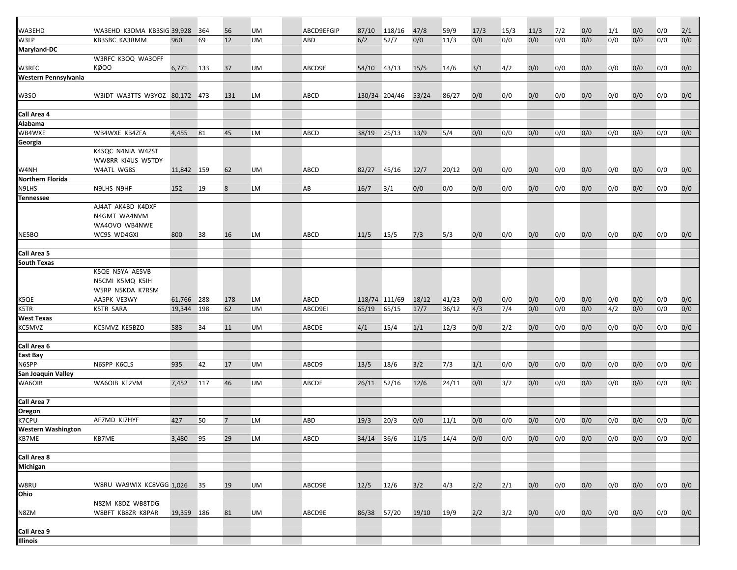| | | | | | | | | | | | | | | | | | | | | | | |
|---|---|---|---|---|---|---|---|---|---|---|---|---|---|---|---|---|---|---|---|---|---|---|
| WA3EHD | WA3EHD K3DMA KB3SIG | 39,928 | 364 | 56 | UM | | ABCD9EFGIP | 87/10 | 118/16 | 47/8 | 59/9 | 17/3 | 15/3 | 11/3 | 7/2 | 0/0 | 1/1 | 0/0 | 0/0 | 2/1 |
| W3LP | KB3SBC KA3RMM | 960 | 69 | 12 | UM | | ABD | 6/2 | 52/7 | 0/0 | 11/3 | 0/0 | 0/0 | 0/0 | 0/0 | 0/0 | 0/0 | 0/0 | 0/0 | 0/0 |
| **Maryland-DC** | | | | | | | | | | | | | | | | | | | | |
| W3RFC | W3RFC K3OQ WA3OFF KØOO | 6,771 | 133 | 37 | UM | | ABCD9E | 54/10 | 43/13 | 15/5 | 14/6 | 3/1 | 4/2 | 0/0 | 0/0 | 0/0 | 0/0 | 0/0 | 0/0 | 0/0 |
| **Western Pennsylvania** | | | | | | | | | | | | | | | | | | | | |
| W3SO | W3IDT WA3TTS W3YOZ | 80,172 | 473 | 131 | LM | | ABCD | 130/34 | 204/46 | 53/24 | 86/27 | 0/0 | 0/0 | 0/0 | 0/0 | 0/0 | 0/0 | 0/0 | 0/0 | 0/0 |
| **Call Area 4** | | | | | | | | | | | | | | | | | | | | |
| **Alabama** | | | | | | | | | | | | | | | | | | | | |
| WB4WXE | WB4WXE KB4ZFA | 4,455 | 81 | 45 | LM | | ABCD | 38/19 | 25/13 | 13/9 | 5/4 | 0/0 | 0/0 | 0/0 | 0/0 | 0/0 | 0/0 | 0/0 | 0/0 | 0/0 |
| **Georgia** | | | | | | | | | | | | | | | | | | | | |
| W4NH | K4SQC N4NIA W4ZST WW8RR KI4US W5TDY W4ATL WG8S | 11,842 | 159 | 62 | UM | | ABCD | 82/27 | 45/16 | 12/7 | 20/12 | 0/0 | 0/0 | 0/0 | 0/0 | 0/0 | 0/0 | 0/0 | 0/0 | 0/0 |
| **Northern Florida** | | | | | | | | | | | | | | | | | | | | |
| N9LHS | N9LHS N9HF | 152 | 19 | 8 | LM | | AB | 16/7 | 3/1 | 0/0 | 0/0 | 0/0 | 0/0 | 0/0 | 0/0 | 0/0 | 0/0 | 0/0 | 0/0 | 0/0 |
| **Tennessee** | | | | | | | | | | | | | | | | | | | | |
| NE5BO | AJ4AT AK4BD K4DXF N4GMT WA4NVM WA4OVO WB4NWE WC9S WD4GXI | 800 | 38 | 16 | LM | | ABCD | 11/5 | 15/5 | 7/3 | 5/3 | 0/0 | 0/0 | 0/0 | 0/0 | 0/0 | 0/0 | 0/0 | 0/0 | 0/0 |
| **Call Area 5** | | | | | | | | | | | | | | | | | | | | |
| **South Texas** | | | | | | | | | | | | | | | | | | | | |
| K5QE | K5QE N5YA AE5VB N5CMI K5MQ K5IH W5RP N5KDA K7RSM AA5PK VE3WY | 61,766 | 288 | 178 | LM | | ABCD | 118/74 | 111/69 | 18/12 | 41/23 | 0/0 | 0/0 | 0/0 | 0/0 | 0/0 | 0/0 | 0/0 | 0/0 | 0/0 |
| K5TR | K5TR SARA | 19,344 | 198 | 62 | UM | | ABCD9EI | 65/19 | 65/15 | 17/7 | 36/12 | 4/3 | 7/4 | 0/0 | 0/0 | 0/0 | 4/2 | 0/0 | 0/0 | 0/0 |
| **West Texas** | | | | | | | | | | | | | | | | | | | | |
| KC5MVZ | KC5MVZ KE5BZO | 583 | 34 | 11 | UM | | ABCDE | 4/1 | 15/4 | 1/1 | 12/3 | 0/0 | 2/2 | 0/0 | 0/0 | 0/0 | 0/0 | 0/0 | 0/0 | 0/0 |
| **Call Area 6** | | | | | | | | | | | | | | | | | | | | |
| **East Bay** | | | | | | | | | | | | | | | | | | | | |
| N6SPP | N6SPP K6CLS | 935 | 42 | 17 | UM | | ABCD9 | 13/5 | 18/6 | 3/2 | 7/3 | 1/1 | 0/0 | 0/0 | 0/0 | 0/0 | 0/0 | 0/0 | 0/0 | 0/0 |
| **San Joaquin Valley** | | | | | | | | | | | | | | | | | | | | |
| WA6OIB | WA6OIB KF2VM | 7,452 | 117 | 46 | UM | | ABCDE | 26/11 | 52/16 | 12/6 | 24/11 | 0/0 | 3/2 | 0/0 | 0/0 | 0/0 | 0/0 | 0/0 | 0/0 | 0/0 |
| **Call Area 7** | | | | | | | | | | | | | | | | | | | | |
| **Oregon** | | | | | | | | | | | | | | | | | | | | |
| K7CPU | AF7MD KI7HYF | 427 | 50 | 7 | LM | | ABD | 19/3 | 20/3 | 0/0 | 11/1 | 0/0 | 0/0 | 0/0 | 0/0 | 0/0 | 0/0 | 0/0 | 0/0 | 0/0 |
| **Western Washington** | | | | | | | | | | | | | | | | | | | | |
| KB7ME | KB7ME | 3,480 | 95 | 29 | LM | | ABCD | 34/14 | 36/6 | 11/5 | 14/4 | 0/0 | 0/0 | 0/0 | 0/0 | 0/0 | 0/0 | 0/0 | 0/0 | 0/0 |
| **Call Area 8** | | | | | | | | | | | | | | | | | | | | |
| **Michigan** | | | | | | | | | | | | | | | | | | | | |
| W8RU | W8RU WA9WIX KC8VGG | 1,026 | 35 | 19 | UM | | ABCD9E | 12/5 | 12/6 | 3/2 | 4/3 | 2/2 | 2/1 | 0/0 | 0/0 | 0/0 | 0/0 | 0/0 | 0/0 | 0/0 |
| **Ohio** | | | | | | | | | | | | | | | | | | | | |
| N8ZM | N8ZM K8DZ WB8TDG W8BFT KB8ZR K8PAR | 19,359 | 186 | 81 | UM | | ABCD9E | 86/38 | 57/20 | 19/10 | 19/9 | 2/2 | 3/2 | 0/0 | 0/0 | 0/0 | 0/0 | 0/0 | 0/0 | 0/0 |
| **Call Area 9** | | | | | | | | | | | | | | | | | | | | |
| **Illinois** | | | | | | | | | | | | | | | | | | | | |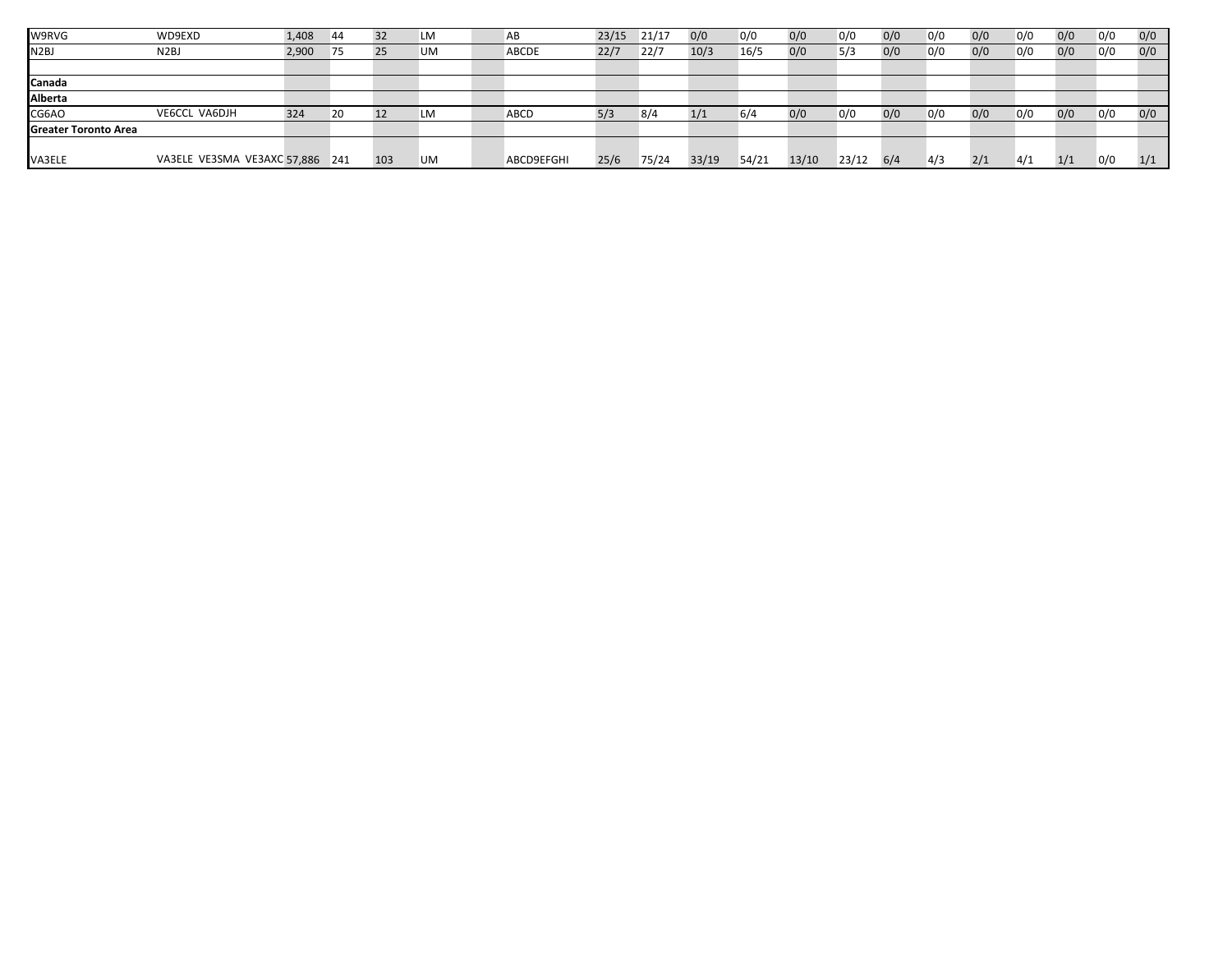| | | | | | | | | | | | | | | | | | | | |
|---|---|---|---|---|---|---|---|---|---|---|---|---|---|---|---|---|---|---|---|
| W9RVG | WD9EXD | 1,408 | 44 | 32 | LM | | AB | 23/15 | 21/17 | 0/0 | 0/0 | 0/0 | 0/0 | 0/0 | 0/0 | 0/0 | 0/0 | 0/0 | 0/0 | 0/0 |
| N2BJ | N2BJ | 2,900 | 75 | 25 | UM | | ABCDE | 22/7 | 22/7 | 10/3 | 16/5 | 0/0 | 5/3 | 0/0 | 0/0 | 0/0 | 0/0 | 0/0 | 0/0 | 0/0 |
| | | | | | | | | | | | | | | | | | | | | |
| **Canada** | | | | | | | | | | | | | | | | | | | | |
| **Alberta** | | | | | | | | | | | | | | | | | | | | |
| CG6AO | VE6CCL VA6DJH | 324 | 20 | 12 | LM | | ABCD | 5/3 | 8/4 | 1/1 | 6/4 | 0/0 | 0/0 | 0/0 | 0/0 | 0/0 | 0/0 | 0/0 | 0/0 | 0/0 |
| **Greater Toronto Area** | | | | | | | | | | | | | | | | | | | | |
| VA3ELE | VA3ELE VE3SMA VE3AXC | 57,886 | 241 | 103 | UM | | ABCD9EFGHI | 25/6 | 75/24 | 33/19 | 54/21 | 13/10 | 23/12 | 6/4 | 4/3 | 2/1 | 4/1 | 1/1 | 0/0 | 1/1 |